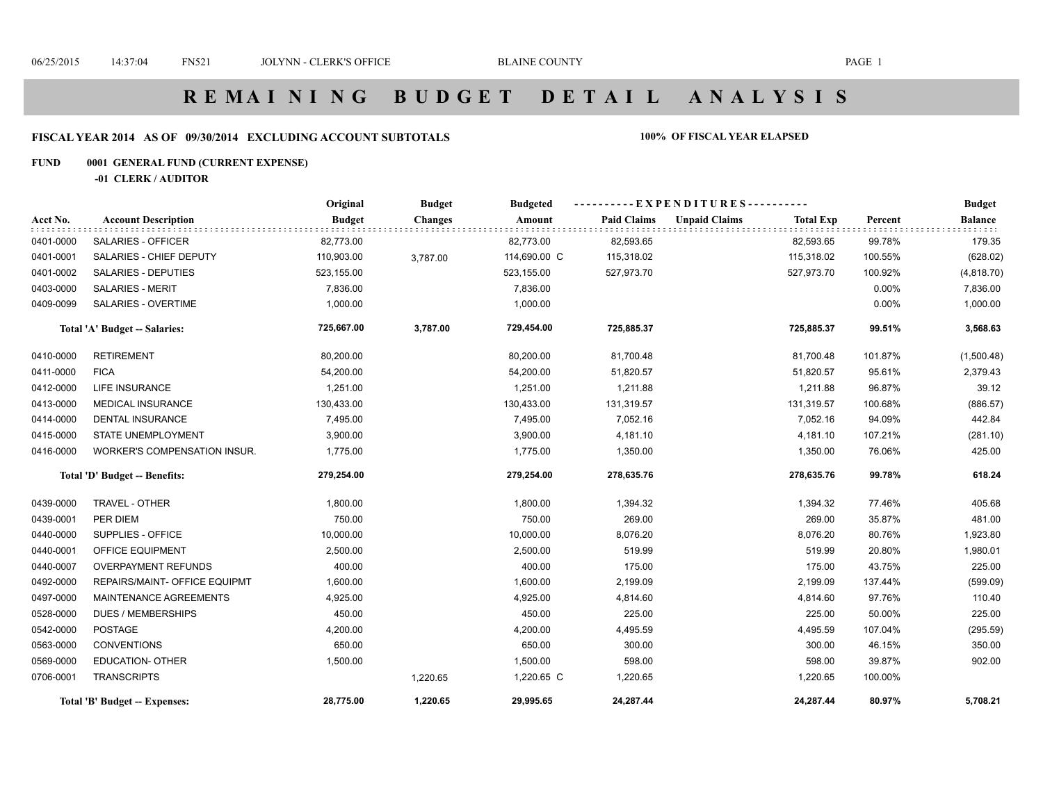# REMAINING BUDGET DETAIL ANALYSIS

**FISCAL YEAR 2014 AS OF 09/30/2014 EXCLUDING ACCOUNT SUBTOTALS** **100% OF FISCAL YEAR ELAPSED**

**FUND 0001 GENERAL FUND (CURRENT EXPENSE)**

**-01 CLERK / AUDITOR**

| Acct No. | Account Description | Original Budget | Budget Changes | Budgeted Amount | Paid Claims | Unpaid Claims | Total Exp | Percent | Budget Balance |
|---|---|---|---|---|---|---|---|---|---|
| 0401-0000 | SALARIES - OFFICER | 82,773.00 | | 82,773.00 | 82,593.65 | | 82,593.65 | 99.78% | 179.35 |
| 0401-0001 | SALARIES - CHIEF DEPUTY | 110,903.00 | 3,787.00 | 114,690.00 C | 115,318.02 | | 115,318.02 | 100.55% | (628.02) |
| 0401-0002 | SALARIES - DEPUTIES | 523,155.00 | | 523,155.00 | 527,973.70 | | 527,973.70 | 100.92% | (4,818.70) |
| 0403-0000 | SALARIES - MERIT | 7,836.00 | | 7,836.00 | | | | 0.00% | 7,836.00 |
| 0409-0099 | SALARIES - OVERTIME | 1,000.00 | | 1,000.00 | | | | 0.00% | 1,000.00 |
| | **Total 'A' Budget -- Salaries:** | **725,667.00** | **3,787.00** | **729,454.00** | **725,885.37** | | **725,885.37** | **99.51%** | **3,568.63** |
| 0410-0000 | RETIREMENT | 80,200.00 | | 80,200.00 | 81,700.48 | | 81,700.48 | 101.87% | (1,500.48) |
| 0411-0000 | FICA | 54,200.00 | | 54,200.00 | 51,820.57 | | 51,820.57 | 95.61% | 2,379.43 |
| 0412-0000 | LIFE INSURANCE | 1,251.00 | | 1,251.00 | 1,211.88 | | 1,211.88 | 96.87% | 39.12 |
| 0413-0000 | MEDICAL INSURANCE | 130,433.00 | | 130,433.00 | 131,319.57 | | 131,319.57 | 100.68% | (886.57) |
| 0414-0000 | DENTAL INSURANCE | 7,495.00 | | 7,495.00 | 7,052.16 | | 7,052.16 | 94.09% | 442.84 |
| 0415-0000 | STATE UNEMPLOYMENT | 3,900.00 | | 3,900.00 | 4,181.10 | | 4,181.10 | 107.21% | (281.10) |
| 0416-0000 | WORKER'S COMPENSATION INSUR. | 1,775.00 | | 1,775.00 | 1,350.00 | | 1,350.00 | 76.06% | 425.00 |
| | **Total 'D' Budget -- Benefits:** | **279,254.00** | | **279,254.00** | **278,635.76** | | **278,635.76** | **99.78%** | **618.24** |
| 0439-0000 | TRAVEL - OTHER | 1,800.00 | | 1,800.00 | 1,394.32 | | 1,394.32 | 77.46% | 405.68 |
| 0439-0001 | PER DIEM | 750.00 | | 750.00 | 269.00 | | 269.00 | 35.87% | 481.00 |
| 0440-0000 | SUPPLIES - OFFICE | 10,000.00 | | 10,000.00 | 8,076.20 | | 8,076.20 | 80.76% | 1,923.80 |
| 0440-0001 | OFFICE EQUIPMENT | 2,500.00 | | 2,500.00 | 519.99 | | 519.99 | 20.80% | 1,980.01 |
| 0440-0007 | OVERPAYMENT REFUNDS | 400.00 | | 400.00 | 175.00 | | 175.00 | 43.75% | 225.00 |
| 0492-0000 | REPAIRS/MAINT- OFFICE EQUIPMT | 1,600.00 | | 1,600.00 | 2,199.09 | | 2,199.09 | 137.44% | (599.09) |
| 0497-0000 | MAINTENANCE AGREEMENTS | 4,925.00 | | 4,925.00 | 4,814.60 | | 4,814.60 | 97.76% | 110.40 |
| 0528-0000 | DUES / MEMBERSHIPS | 450.00 | | 450.00 | 225.00 | | 225.00 | 50.00% | 225.00 |
| 0542-0000 | POSTAGE | 4,200.00 | | 4,200.00 | 4,495.59 | | 4,495.59 | 107.04% | (295.59) |
| 0563-0000 | CONVENTIONS | 650.00 | | 650.00 | 300.00 | | 300.00 | 46.15% | 350.00 |
| 0569-0000 | EDUCATION- OTHER | 1,500.00 | | 1,500.00 | 598.00 | | 598.00 | 39.87% | 902.00 |
| 0706-0001 | TRANSCRIPTS | | 1,220.65 | 1,220.65 C | 1,220.65 | | 1,220.65 | 100.00% | |
| | **Total 'B' Budget -- Expenses:** | **28,775.00** | **1,220.65** | **29,995.65** | **24,287.44** | | **24,287.44** | **80.97%** | **5,708.21** |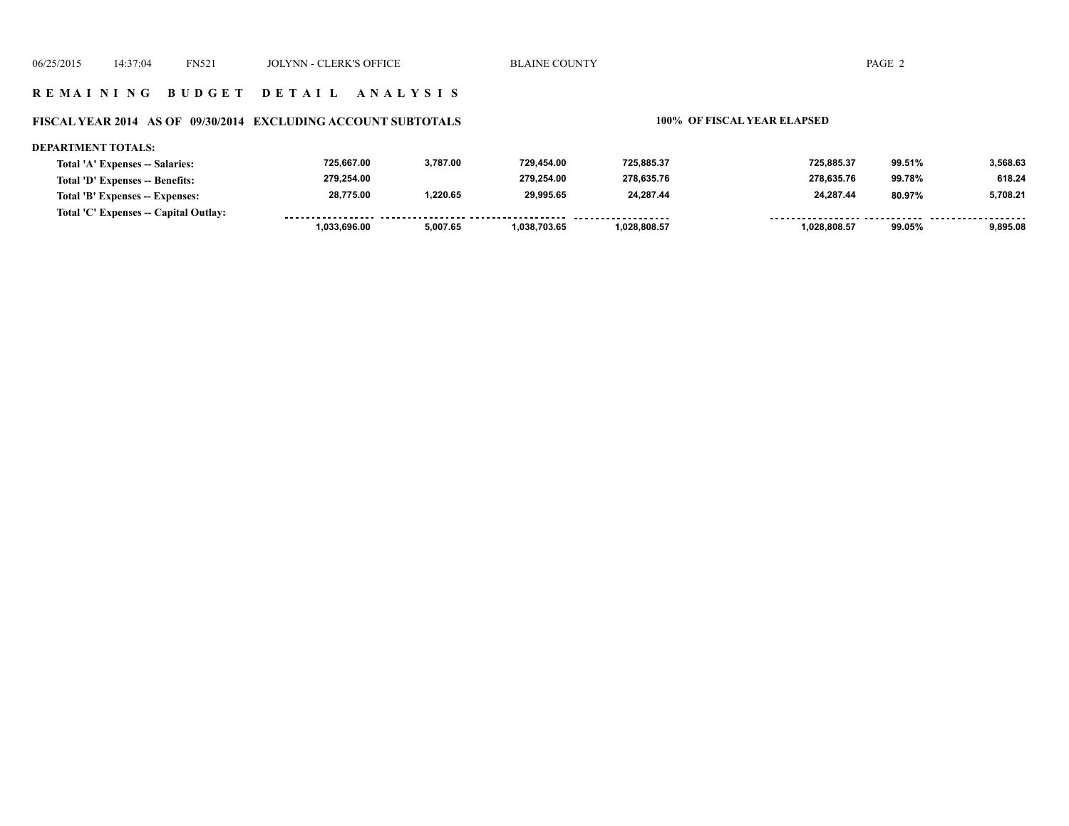## REMAINING BUDGET DETAIL ANALYSIS

### FISCAL YEAR 2014 AS OF 09/30/2014 EXCLUDING ACCOUNT SUBTOTALS

100% OF FISCAL YEAR ELAPSED

**DEPARTMENT TOTALS:**

| | | | | | | | |
|---|---|---|---|---|---|---|---|
| Total 'A' Expenses -- Salaries: | 725,667.00 | 3,787.00 | 729,454.00 | 725,885.37 | 725,885.37 | 99.51% | 3,568.63 |
| Total 'D' Expenses -- Benefits: | 279,254.00 | | 279,254.00 | 278,635.76 | 278,635.76 | 99.78% | 618.24 |
| Total 'B' Expenses -- Expenses: | 28,775.00 | 1,220.65 | 29,995.65 | 24,287.44 | 24,287.44 | 80.97% | 5,708.21 |
| Total 'C' Expenses -- Capital Outlay: | | | | | | | |
| | 1,033,696.00 | 5,007.65 | 1,038,703.65 | 1,028,808.57 | 1,028,808.57 | 99.05% | 9,895.08 |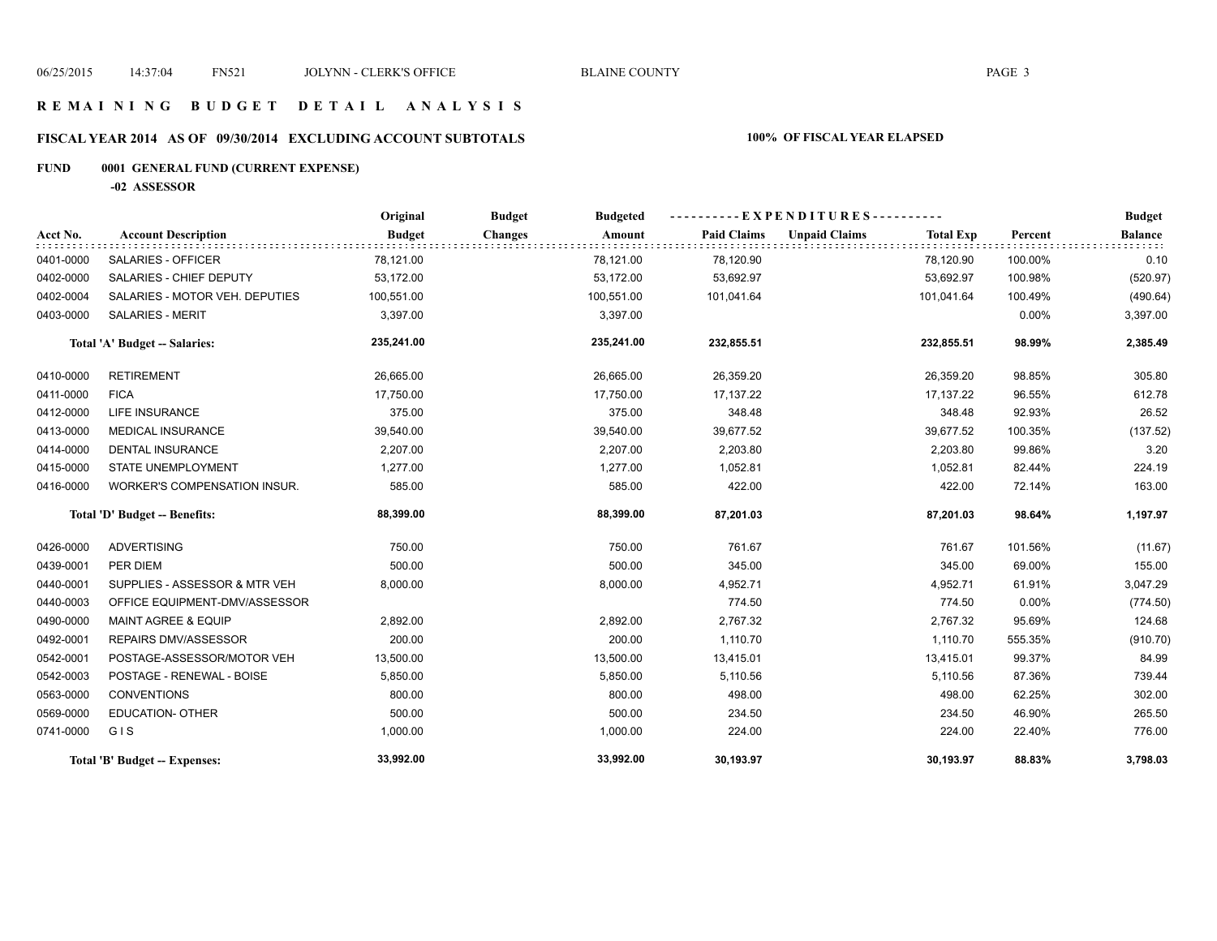# REMAINING BUDGET DETAIL ANALYSIS

## FISCAL YEAR 2014 AS OF 09/30/2014 EXCLUDING ACCOUNT SUBTOTALS

**100% OF FISCAL YEAR ELAPSED**

### FUND 0001 GENERAL FUND (CURRENT EXPENSE)

**-02 ASSESSOR**

| Acct No. | Account Description | Original Budget | Budget Changes | Budgeted Amount | Paid Claims | Unpaid Claims | Total Exp | Percent | Budget Balance |
|---|---|---|---|---|---|---|---|---|---|
| 0401-0000 | SALARIES - OFFICER | 78,121.00 | | 78,121.00 | 78,120.90 | | 78,120.90 | 100.00% | 0.10 |
| 0402-0000 | SALARIES - CHIEF DEPUTY | 53,172.00 | | 53,172.00 | 53,692.97 | | 53,692.97 | 100.98% | (520.97) |
| 0402-0004 | SALARIES - MOTOR VEH. DEPUTIES | 100,551.00 | | 100,551.00 | 101,041.64 | | 101,041.64 | 100.49% | (490.64) |
| 0403-0000 | SALARIES - MERIT | 3,397.00 | | 3,397.00 | | | | 0.00% | 3,397.00 |
| | **Total 'A' Budget -- Salaries:** | **235,241.00** | | **235,241.00** | **232,855.51** | | **232,855.51** | **98.99%** | **2,385.49** |
| 0410-0000 | RETIREMENT | 26,665.00 | | 26,665.00 | 26,359.20 | | 26,359.20 | 98.85% | 305.80 |
| 0411-0000 | FICA | 17,750.00 | | 17,750.00 | 17,137.22 | | 17,137.22 | 96.55% | 612.78 |
| 0412-0000 | LIFE INSURANCE | 375.00 | | 375.00 | 348.48 | | 348.48 | 92.93% | 26.52 |
| 0413-0000 | MEDICAL INSURANCE | 39,540.00 | | 39,540.00 | 39,677.52 | | 39,677.52 | 100.35% | (137.52) |
| 0414-0000 | DENTAL INSURANCE | 2,207.00 | | 2,207.00 | 2,203.80 | | 2,203.80 | 99.86% | 3.20 |
| 0415-0000 | STATE UNEMPLOYMENT | 1,277.00 | | 1,277.00 | 1,052.81 | | 1,052.81 | 82.44% | 224.19 |
| 0416-0000 | WORKER'S COMPENSATION INSUR. | 585.00 | | 585.00 | 422.00 | | 422.00 | 72.14% | 163.00 |
| | **Total 'D' Budget -- Benefits:** | **88,399.00** | | **88,399.00** | **87,201.03** | | **87,201.03** | **98.64%** | **1,197.97** |
| 0426-0000 | ADVERTISING | 750.00 | | 750.00 | 761.67 | | 761.67 | 101.56% | (11.67) |
| 0439-0001 | PER DIEM | 500.00 | | 500.00 | 345.00 | | 345.00 | 69.00% | 155.00 |
| 0440-0001 | SUPPLIES - ASSESSOR & MTR VEH | 8,000.00 | | 8,000.00 | 4,952.71 | | 4,952.71 | 61.91% | 3,047.29 |
| 0440-0003 | OFFICE EQUIPMENT-DMV/ASSESSOR | | | | 774.50 | | 774.50 | 0.00% | (774.50) |
| 0490-0000 | MAINT AGREE & EQUIP | 2,892.00 | | 2,892.00 | 2,767.32 | | 2,767.32 | 95.69% | 124.68 |
| 0492-0001 | REPAIRS DMV/ASSESSOR | 200.00 | | 200.00 | 1,110.70 | | 1,110.70 | 555.35% | (910.70) |
| 0542-0001 | POSTAGE-ASSESSOR/MOTOR VEH | 13,500.00 | | 13,500.00 | 13,415.01 | | 13,415.01 | 99.37% | 84.99 |
| 0542-0003 | POSTAGE - RENEWAL - BOISE | 5,850.00 | | 5,850.00 | 5,110.56 | | 5,110.56 | 87.36% | 739.44 |
| 0563-0000 | CONVENTIONS | 800.00 | | 800.00 | 498.00 | | 498.00 | 62.25% | 302.00 |
| 0569-0000 | EDUCATION- OTHER | 500.00 | | 500.00 | 234.50 | | 234.50 | 46.90% | 265.50 |
| 0741-0000 | G I S | 1,000.00 | | 1,000.00 | 224.00 | | 224.00 | 22.40% | 776.00 |
| | **Total 'B' Budget -- Expenses:** | **33,992.00** | | **33,992.00** | **30,193.97** | | **30,193.97** | **88.83%** | **3,798.03** |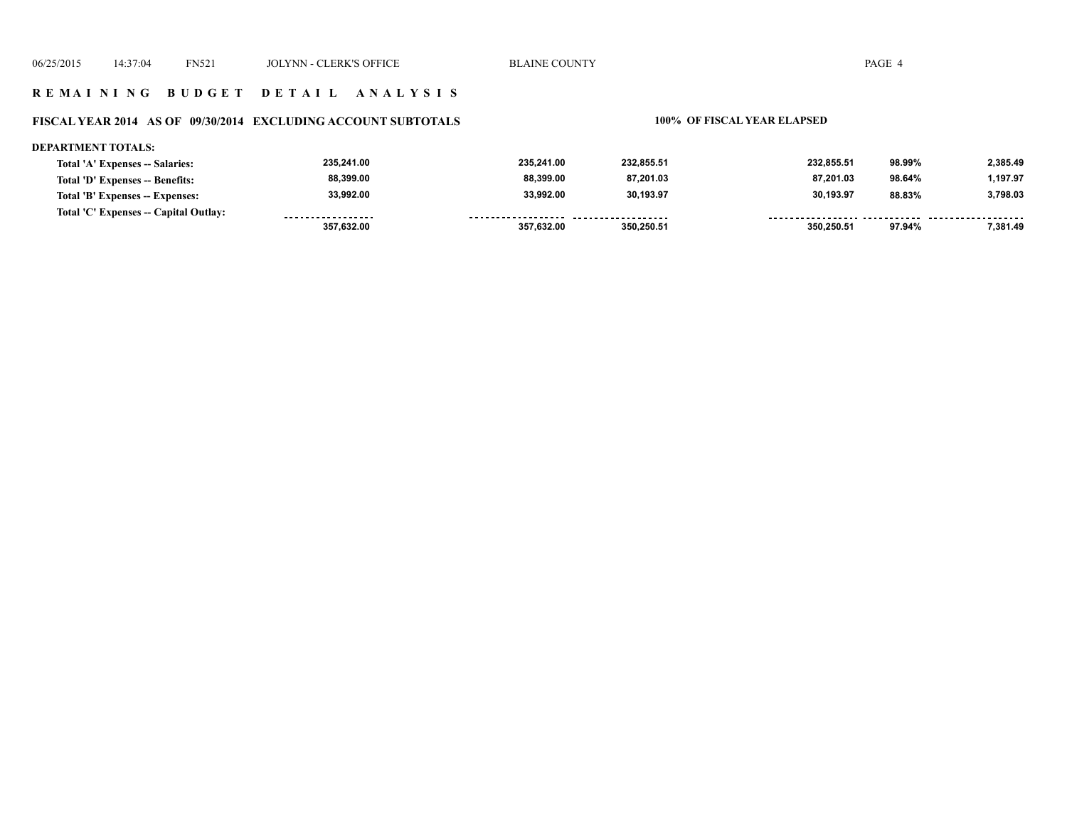## REMAINING BUDGET DETAIL ANALYSIS

### FISCAL YEAR 2014 AS OF 09/30/2014 EXCLUDING ACCOUNT SUBTOTALS — 100% OF FISCAL YEAR ELAPSED

**DEPARTMENT TOTALS:**

| | | | | | | |
|---|---|---|---|---|---|---|
| Total 'A' Expenses -- Salaries: | 235,241.00 | 235,241.00 | 232,855.51 | 232,855.51 | 98.99% | 2,385.49 |
| Total 'D' Expenses -- Benefits: | 88,399.00 | 88,399.00 | 87,201.03 | 87,201.03 | 98.64% | 1,197.97 |
| Total 'B' Expenses -- Expenses: | 33,992.00 | 33,992.00 | 30,193.97 | 30,193.97 | 88.83% | 3,798.03 |
| Total 'C' Expenses -- Capital Outlay: | | | | | | |
| | 357,632.00 | 357,632.00 | 350,250.51 | 350,250.51 | 97.94% | 7,381.49 |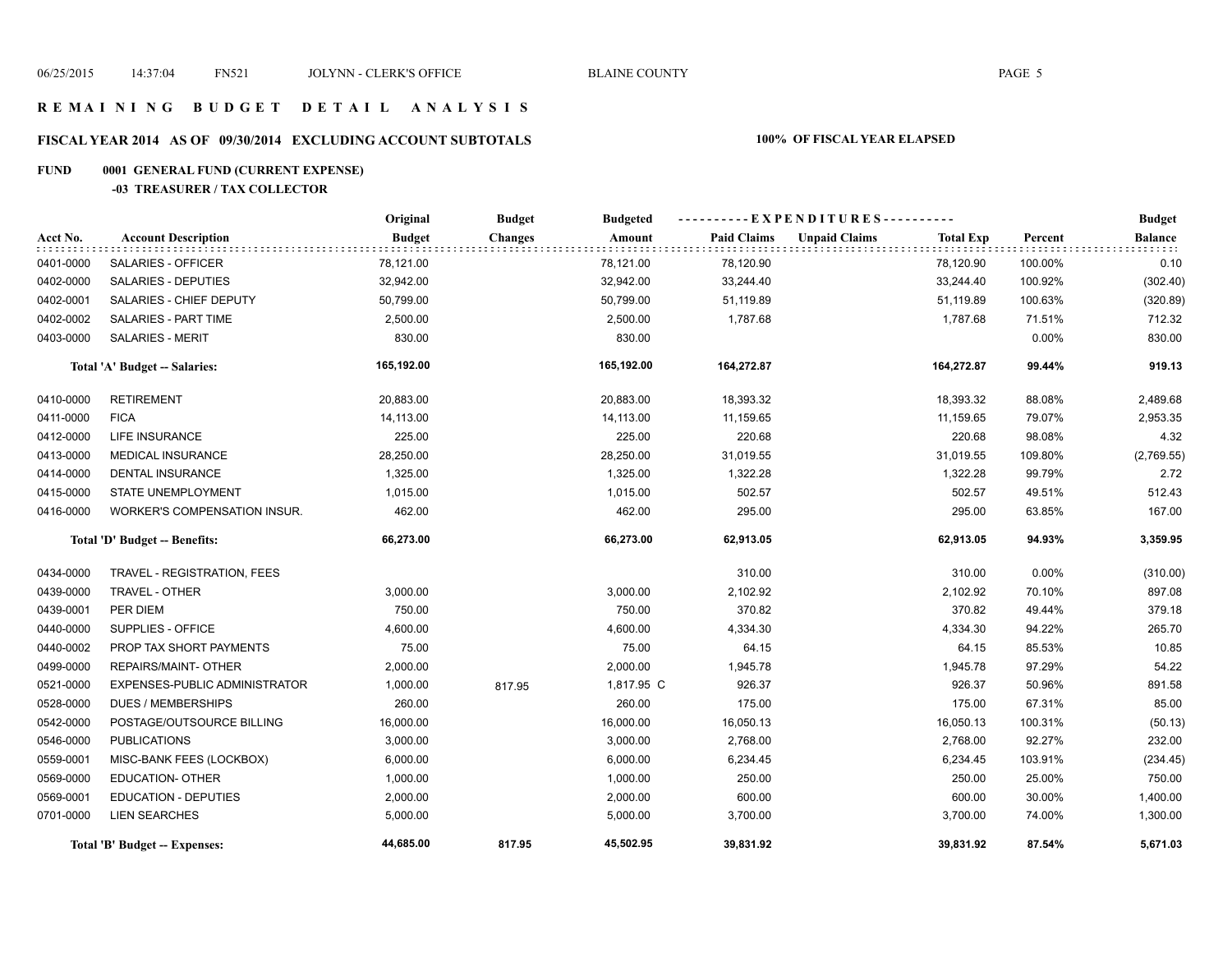# REMAINING BUDGET DETAIL ANALYSIS

## FISCAL YEAR 2014 AS OF 09/30/2014 EXCLUDING ACCOUNT SUBTOTALS — 100% OF FISCAL YEAR ELAPSED

### FUND 0001 GENERAL FUND (CURRENT EXPENSE)

#### -03 TREASURER / TAX COLLECTOR

| Acct No. | Account Description | Original Budget | Budget Changes | Budgeted Amount | EXPENDITURES Paid Claims | EXPENDITURES Unpaid Claims | EXPENDITURES Total Exp | Percent | Budget Balance |
|---|---|---|---|---|---|---|---|---|---|
| 0401-0000 | SALARIES - OFFICER | 78,121.00 | | 78,121.00 | 78,120.90 | | 78,120.90 | 100.00% | 0.10 |
| 0402-0000 | SALARIES - DEPUTIES | 32,942.00 | | 32,942.00 | 33,244.40 | | 33,244.40 | 100.92% | (302.40) |
| 0402-0001 | SALARIES - CHIEF DEPUTY | 50,799.00 | | 50,799.00 | 51,119.89 | | 51,119.89 | 100.63% | (320.89) |
| 0402-0002 | SALARIES - PART TIME | 2,500.00 | | 2,500.00 | 1,787.68 | | 1,787.68 | 71.51% | 712.32 |
| 0403-0000 | SALARIES - MERIT | 830.00 | | 830.00 | | | | 0.00% | 830.00 |
| | **Total 'A' Budget -- Salaries:** | **165,192.00** | | **165,192.00** | **164,272.87** | | **164,272.87** | **99.44%** | **919.13** |
| 0410-0000 | RETIREMENT | 20,883.00 | | 20,883.00 | 18,393.32 | | 18,393.32 | 88.08% | 2,489.68 |
| 0411-0000 | FICA | 14,113.00 | | 14,113.00 | 11,159.65 | | 11,159.65 | 79.07% | 2,953.35 |
| 0412-0000 | LIFE INSURANCE | 225.00 | | 225.00 | 220.68 | | 220.68 | 98.08% | 4.32 |
| 0413-0000 | MEDICAL INSURANCE | 28,250.00 | | 28,250.00 | 31,019.55 | | 31,019.55 | 109.80% | (2,769.55) |
| 0414-0000 | DENTAL INSURANCE | 1,325.00 | | 1,325.00 | 1,322.28 | | 1,322.28 | 99.79% | 2.72 |
| 0415-0000 | STATE UNEMPLOYMENT | 1,015.00 | | 1,015.00 | 502.57 | | 502.57 | 49.51% | 512.43 |
| 0416-0000 | WORKER'S COMPENSATION INSUR. | 462.00 | | 462.00 | 295.00 | | 295.00 | 63.85% | 167.00 |
| | **Total 'D' Budget -- Benefits:** | **66,273.00** | | **66,273.00** | **62,913.05** | | **62,913.05** | **94.93%** | **3,359.95** |
| 0434-0000 | TRAVEL - REGISTRATION, FEES | | | | 310.00 | | 310.00 | 0.00% | (310.00) |
| 0439-0000 | TRAVEL - OTHER | 3,000.00 | | 3,000.00 | 2,102.92 | | 2,102.92 | 70.10% | 897.08 |
| 0439-0001 | PER DIEM | 750.00 | | 750.00 | 370.82 | | 370.82 | 49.44% | 379.18 |
| 0440-0000 | SUPPLIES - OFFICE | 4,600.00 | | 4,600.00 | 4,334.30 | | 4,334.30 | 94.22% | 265.70 |
| 0440-0002 | PROP TAX SHORT PAYMENTS | 75.00 | | 75.00 | 64.15 | | 64.15 | 85.53% | 10.85 |
| 0499-0000 | REPAIRS/MAINT- OTHER | 2,000.00 | | 2,000.00 | 1,945.78 | | 1,945.78 | 97.29% | 54.22 |
| 0521-0000 | EXPENSES-PUBLIC ADMINISTRATOR | 1,000.00 | 817.95 | 1,817.95 C | 926.37 | | 926.37 | 50.96% | 891.58 |
| 0528-0000 | DUES / MEMBERSHIPS | 260.00 | | 260.00 | 175.00 | | 175.00 | 67.31% | 85.00 |
| 0542-0000 | POSTAGE/OUTSOURCE BILLING | 16,000.00 | | 16,000.00 | 16,050.13 | | 16,050.13 | 100.31% | (50.13) |
| 0546-0000 | PUBLICATIONS | 3,000.00 | | 3,000.00 | 2,768.00 | | 2,768.00 | 92.27% | 232.00 |
| 0559-0001 | MISC-BANK FEES (LOCKBOX) | 6,000.00 | | 6,000.00 | 6,234.45 | | 6,234.45 | 103.91% | (234.45) |
| 0569-0000 | EDUCATION- OTHER | 1,000.00 | | 1,000.00 | 250.00 | | 250.00 | 25.00% | 750.00 |
| 0569-0001 | EDUCATION - DEPUTIES | 2,000.00 | | 2,000.00 | 600.00 | | 600.00 | 30.00% | 1,400.00 |
| 0701-0000 | LIEN SEARCHES | 5,000.00 | | 5,000.00 | 3,700.00 | | 3,700.00 | 74.00% | 1,300.00 |
| | **Total 'B' Budget -- Expenses:** | **44,685.00** | **817.95** | **45,502.95** | **39,831.92** | | **39,831.92** | **87.54%** | **5,671.03** |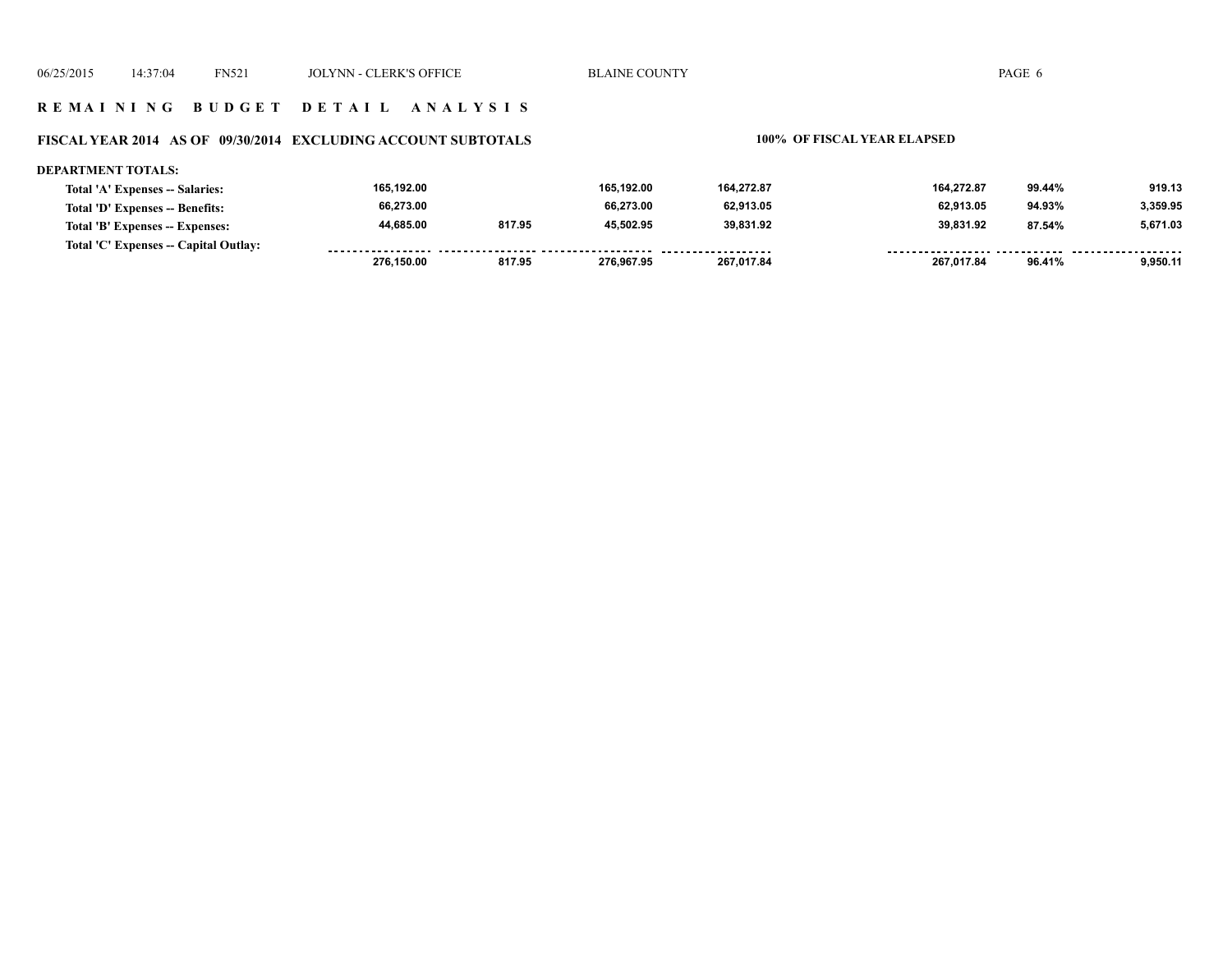# REMAINING BUDGET DETAIL ANALYSIS

## FISCAL YEAR 2014 AS OF 09/30/2014 EXCLUDING ACCOUNT SUBTOTALS

**100% OF FISCAL YEAR ELAPSED**

**DEPARTMENT TOTALS:**

| | | | | | | | |
|---|---|---|---|---|---|---|---|
| Total 'A' Expenses -- Salaries: | 165,192.00 | | 165,192.00 | 164,272.87 | 164,272.87 | 99.44% | 919.13 |
| Total 'D' Expenses -- Benefits: | 66,273.00 | | 66,273.00 | 62,913.05 | 62,913.05 | 94.93% | 3,359.95 |
| Total 'B' Expenses -- Expenses: | 44,685.00 | 817.95 | 45,502.95 | 39,831.92 | 39,831.92 | 87.54% | 5,671.03 |
| Total 'C' Expenses -- Capital Outlay: | | | | | | | |
| | 276,150.00 | 817.95 | 276,967.95 | 267,017.84 | 267,017.84 | 96.41% | 9,950.11 |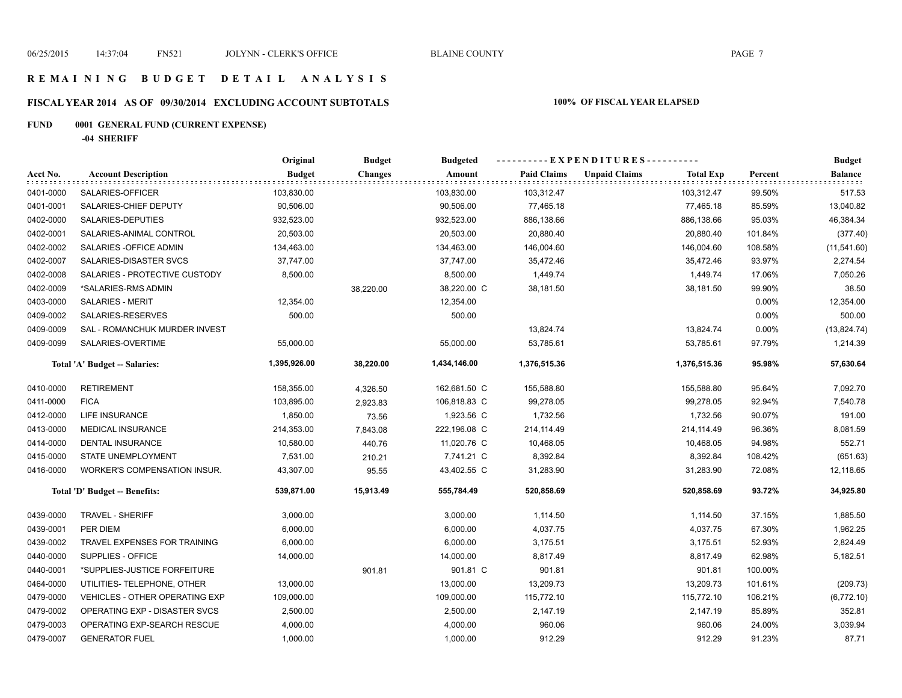# REMAINING BUDGET DETAIL ANALYSIS

## FISCAL YEAR 2014 AS OF 09/30/2014 EXCLUDING ACCOUNT SUBTOTALS

**100% OF FISCAL YEAR ELAPSED**

**FUND 0001 GENERAL FUND (CURRENT EXPENSE)**

**-04 SHERIFF**

| Acct No. | Account Description | Original Budget | Budget Changes | Budgeted Amount | Paid Claims | Unpaid Claims | Total Exp | Percent | Budget Balance |
|---|---|---|---|---|---|---|---|---|---|
| 0401-0000 | SALARIES-OFFICER | 103,830.00 | | 103,830.00 | 103,312.47 | | 103,312.47 | 99.50% | 517.53 |
| 0401-0001 | SALARIES-CHIEF DEPUTY | 90,506.00 | | 90,506.00 | 77,465.18 | | 77,465.18 | 85.59% | 13,040.82 |
| 0402-0000 | SALARIES-DEPUTIES | 932,523.00 | | 932,523.00 | 886,138.66 | | 886,138.66 | 95.03% | 46,384.34 |
| 0402-0001 | SALARIES-ANIMAL CONTROL | 20,503.00 | | 20,503.00 | 20,880.40 | | 20,880.40 | 101.84% | (377.40) |
| 0402-0002 | SALARIES -OFFICE ADMIN | 134,463.00 | | 134,463.00 | 146,004.60 | | 146,004.60 | 108.58% | (11,541.60) |
| 0402-0007 | SALARIES-DISASTER SVCS | 37,747.00 | | 37,747.00 | 35,472.46 | | 35,472.46 | 93.97% | 2,274.54 |
| 0402-0008 | SALARIES - PROTECTIVE CUSTODY | 8,500.00 | | 8,500.00 | 1,449.74 | | 1,449.74 | 17.06% | 7,050.26 |
| 0402-0009 | *SALARIES-RMS ADMIN | | 38,220.00 | 38,220.00 C | 38,181.50 | | 38,181.50 | 99.90% | 38.50 |
| 0403-0000 | SALARIES - MERIT | 12,354.00 | | 12,354.00 | | | | 0.00% | 12,354.00 |
| 0409-0002 | SALARIES-RESERVES | 500.00 | | 500.00 | | | | 0.00% | 500.00 |
| 0409-0009 | SAL - ROMANCHUK MURDER INVEST | | | | 13,824.74 | | 13,824.74 | 0.00% | (13,824.74) |
| 0409-0099 | SALARIES-OVERTIME | 55,000.00 | | 55,000.00 | 53,785.61 | | 53,785.61 | 97.79% | 1,214.39 |
| | **Total 'A' Budget -- Salaries:** | **1,395,926.00** | **38,220.00** | **1,434,146.00** | **1,376,515.36** | | **1,376,515.36** | **95.98%** | **57,630.64** |
| 0410-0000 | RETIREMENT | 158,355.00 | 4,326.50 | 162,681.50 C | 155,588.80 | | 155,588.80 | 95.64% | 7,092.70 |
| 0411-0000 | FICA | 103,895.00 | 2,923.83 | 106,818.83 C | 99,278.05 | | 99,278.05 | 92.94% | 7,540.78 |
| 0412-0000 | LIFE INSURANCE | 1,850.00 | 73.56 | 1,923.56 C | 1,732.56 | | 1,732.56 | 90.07% | 191.00 |
| 0413-0000 | MEDICAL INSURANCE | 214,353.00 | 7,843.08 | 222,196.08 C | 214,114.49 | | 214,114.49 | 96.36% | 8,081.59 |
| 0414-0000 | DENTAL INSURANCE | 10,580.00 | 440.76 | 11,020.76 C | 10,468.05 | | 10,468.05 | 94.98% | 552.71 |
| 0415-0000 | STATE UNEMPLOYMENT | 7,531.00 | 210.21 | 7,741.21 C | 8,392.84 | | 8,392.84 | 108.42% | (651.63) |
| 0416-0000 | WORKER'S COMPENSATION INSUR. | 43,307.00 | 95.55 | 43,402.55 C | 31,283.90 | | 31,283.90 | 72.08% | 12,118.65 |
| | **Total 'D' Budget -- Benefits:** | **539,871.00** | **15,913.49** | **555,784.49** | **520,858.69** | | **520,858.69** | **93.72%** | **34,925.80** |
| 0439-0000 | TRAVEL - SHERIFF | 3,000.00 | | 3,000.00 | 1,114.50 | | 1,114.50 | 37.15% | 1,885.50 |
| 0439-0001 | PER DIEM | 6,000.00 | | 6,000.00 | 4,037.75 | | 4,037.75 | 67.30% | 1,962.25 |
| 0439-0002 | TRAVEL EXPENSES FOR TRAINING | 6,000.00 | | 6,000.00 | 3,175.51 | | 3,175.51 | 52.93% | 2,824.49 |
| 0440-0000 | SUPPLIES - OFFICE | 14,000.00 | | 14,000.00 | 8,817.49 | | 8,817.49 | 62.98% | 5,182.51 |
| 0440-0001 | *SUPPLIES-JUSTICE FORFEITURE | | 901.81 | 901.81 C | 901.81 | | 901.81 | 100.00% | |
| 0464-0000 | UTILITIES- TELEPHONE, OTHER | 13,000.00 | | 13,000.00 | 13,209.73 | | 13,209.73 | 101.61% | (209.73) |
| 0479-0000 | VEHICLES - OTHER OPERATING EXP | 109,000.00 | | 109,000.00 | 115,772.10 | | 115,772.10 | 106.21% | (6,772.10) |
| 0479-0002 | OPERATING EXP - DISASTER SVCS | 2,500.00 | | 2,500.00 | 2,147.19 | | 2,147.19 | 85.89% | 352.81 |
| 0479-0003 | OPERATING EXP-SEARCH RESCUE | 4,000.00 | | 4,000.00 | 960.06 | | 960.06 | 24.00% | 3,039.94 |
| 0479-0007 | GENERATOR FUEL | 1,000.00 | | 1,000.00 | 912.29 | | 912.29 | 91.23% | 87.71 |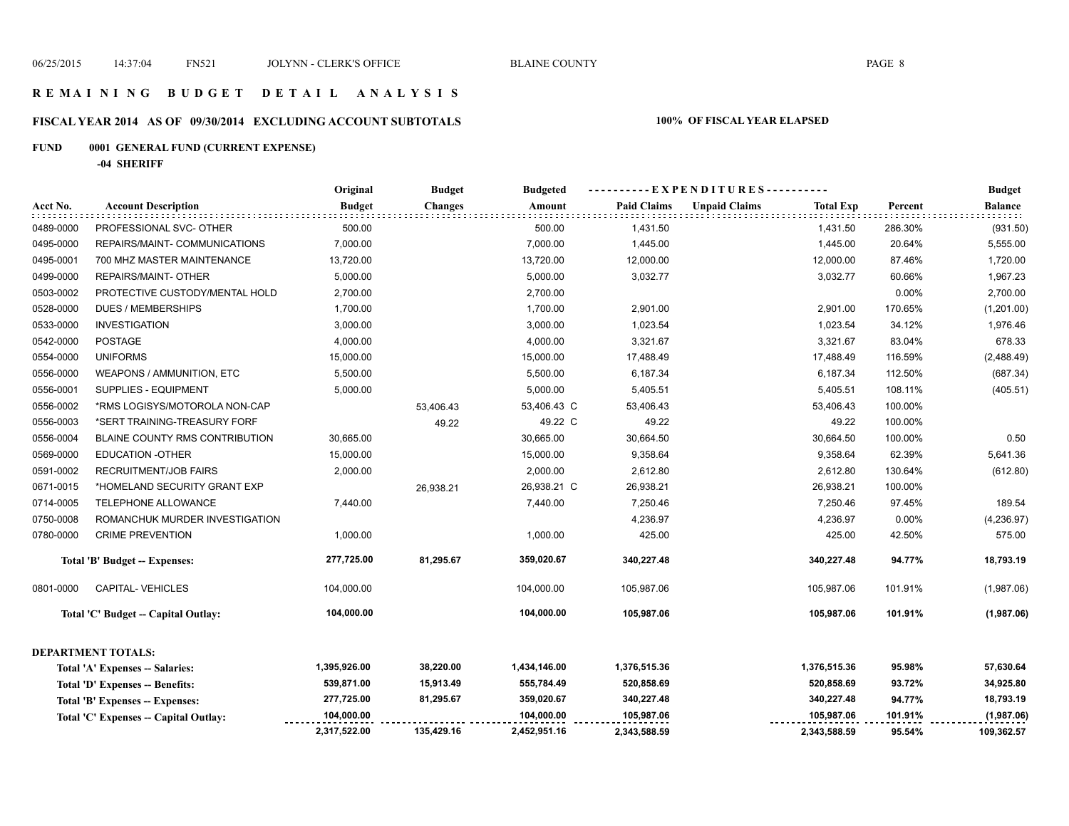## R E M A I N I N G   B U D G E T   D E T A I L   A N A L Y S I S

### FISCAL YEAR 2014 AS OF 09/30/2014 EXCLUDING ACCOUNT SUBTOTALS — 100% OF FISCAL YEAR ELAPSED

**FUND 0001 GENERAL FUND (CURRENT EXPENSE)**

**-04 SHERIFF**

| Acct No. | Account Description | Original Budget | Budget Changes | Budgeted Amount | Paid Claims | Unpaid Claims | Total Exp | Percent | Budget Balance |
|---|---|---|---|---|---|---|---|---|---|
| 0489-0000 | PROFESSIONAL SVC- OTHER | 500.00 | | 500.00 | 1,431.50 | | 1,431.50 | 286.30% | (931.50) |
| 0495-0000 | REPAIRS/MAINT- COMMUNICATIONS | 7,000.00 | | 7,000.00 | 1,445.00 | | 1,445.00 | 20.64% | 5,555.00 |
| 0495-0001 | 700 MHZ MASTER MAINTENANCE | 13,720.00 | | 13,720.00 | 12,000.00 | | 12,000.00 | 87.46% | 1,720.00 |
| 0499-0000 | REPAIRS/MAINT- OTHER | 5,000.00 | | 5,000.00 | 3,032.77 | | 3,032.77 | 60.66% | 1,967.23 |
| 0503-0002 | PROTECTIVE CUSTODY/MENTAL HOLD | 2,700.00 | | 2,700.00 | | | | 0.00% | 2,700.00 |
| 0528-0000 | DUES / MEMBERSHIPS | 1,700.00 | | 1,700.00 | 2,901.00 | | 2,901.00 | 170.65% | (1,201.00) |
| 0533-0000 | INVESTIGATION | 3,000.00 | | 3,000.00 | 1,023.54 | | 1,023.54 | 34.12% | 1,976.46 |
| 0542-0000 | POSTAGE | 4,000.00 | | 4,000.00 | 3,321.67 | | 3,321.67 | 83.04% | 678.33 |
| 0554-0000 | UNIFORMS | 15,000.00 | | 15,000.00 | 17,488.49 | | 17,488.49 | 116.59% | (2,488.49) |
| 0556-0000 | WEAPONS / AMMUNITION, ETC | 5,500.00 | | 5,500.00 | 6,187.34 | | 6,187.34 | 112.50% | (687.34) |
| 0556-0001 | SUPPLIES - EQUIPMENT | 5,000.00 | | 5,000.00 | 5,405.51 | | 5,405.51 | 108.11% | (405.51) |
| 0556-0002 | *RMS LOGISYS/MOTOROLA NON-CAP | | 53,406.43 | 53,406.43 C | 53,406.43 | | 53,406.43 | 100.00% | |
| 0556-0003 | *SERT TRAINING-TREASURY FORF | | 49.22 | 49.22 C | 49.22 | | 49.22 | 100.00% | |
| 0556-0004 | BLAINE COUNTY RMS CONTRIBUTION | 30,665.00 | | 30,665.00 | 30,664.50 | | 30,664.50 | 100.00% | 0.50 |
| 0569-0000 | EDUCATION -OTHER | 15,000.00 | | 15,000.00 | 9,358.64 | | 9,358.64 | 62.39% | 5,641.36 |
| 0591-0002 | RECRUITMENT/JOB FAIRS | 2,000.00 | | 2,000.00 | 2,612.80 | | 2,612.80 | 130.64% | (612.80) |
| 0671-0015 | *HOMELAND SECURITY GRANT EXP | | 26,938.21 | 26,938.21 C | 26,938.21 | | 26,938.21 | 100.00% | |
| 0714-0005 | TELEPHONE ALLOWANCE | 7,440.00 | | 7,440.00 | 7,250.46 | | 7,250.46 | 97.45% | 189.54 |
| 0750-0008 | ROMANCHUK MURDER INVESTIGATION | | | | 4,236.97 | | 4,236.97 | 0.00% | (4,236.97) |
| 0780-0000 | CRIME PREVENTION | 1,000.00 | | 1,000.00 | 425.00 | | 425.00 | 42.50% | 575.00 |
| | **Total 'B' Budget -- Expenses:** | **277,725.00** | **81,295.67** | **359,020.67** | **340,227.48** | | **340,227.48** | **94.77%** | **18,793.19** |
| 0801-0000 | CAPITAL- VEHICLES | 104,000.00 | | 104,000.00 | 105,987.06 | | 105,987.06 | 101.91% | (1,987.06) |
| | **Total 'C' Budget -- Capital Outlay:** | **104,000.00** | | **104,000.00** | **105,987.06** | | **105,987.06** | **101.91%** | **(1,987.06)** |

**DEPARTMENT TOTALS:**

| | Original Budget | Budget Changes | Budgeted Amount | Paid Claims | Unpaid Claims | Total Exp | Percent | Budget Balance |
|---|---|---|---|---|---|---|---|---|
| **Total 'A' Expenses -- Salaries:** | **1,395,926.00** | **38,220.00** | **1,434,146.00** | **1,376,515.36** | | **1,376,515.36** | **95.98%** | **57,630.64** |
| **Total 'D' Expenses -- Benefits:** | **539,871.00** | **15,913.49** | **555,784.49** | **520,858.69** | | **520,858.69** | **93.72%** | **34,925.80** |
| **Total 'B' Expenses -- Expenses:** | **277,725.00** | **81,295.67** | **359,020.67** | **340,227.48** | | **340,227.48** | **94.77%** | **18,793.19** |
| **Total 'C' Expenses -- Capital Outlay:** | **104,000.00** | | **104,000.00** | **105,987.06** | | **105,987.06** | **101.91%** | **(1,987.06)** |
| | **2,317,522.00** | **135,429.16** | **2,452,951.16** | **2,343,588.59** | | **2,343,588.59** | **95.54%** | **109,362.57** |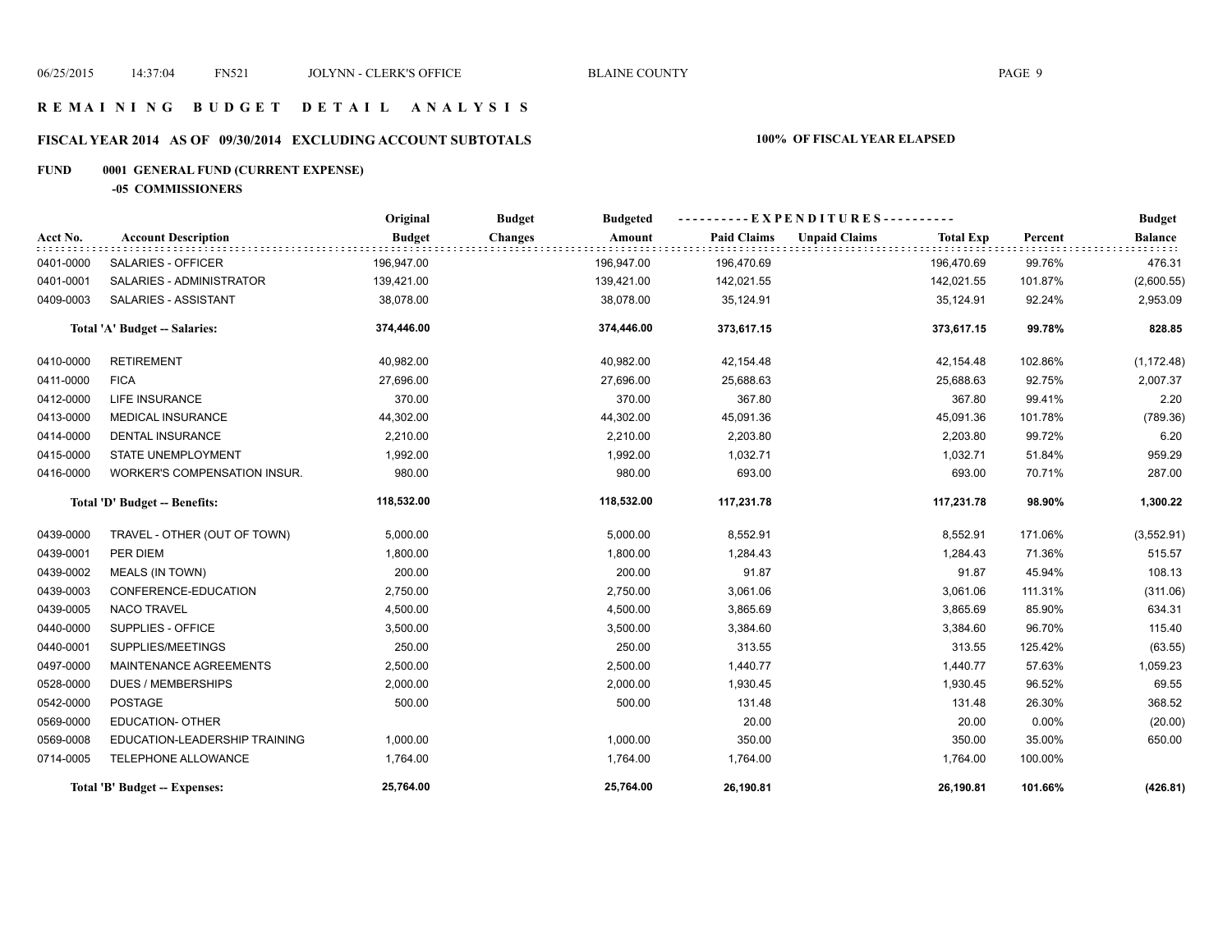# R E M A I N I N G  B U D G E T  D E T A I L  A N A L Y S I S

## FISCAL YEAR 2014 AS OF 09/30/2014 EXCLUDING ACCOUNT SUBTOTALS — 100% OF FISCAL YEAR ELAPSED

### FUND 0001 GENERAL FUND (CURRENT EXPENSE)

#### -05 COMMISSIONERS

| Acct No. | Account Description | Original Budget | Budget Changes | Budgeted Amount | Paid Claims | Unpaid Claims | Total Exp | Percent | Budget Balance |
|---|---|---|---|---|---|---|---|---|---|
| 0401-0000 | SALARIES - OFFICER | 196,947.00 | | 196,947.00 | 196,470.69 | | 196,470.69 | 99.76% | 476.31 |
| 0401-0001 | SALARIES - ADMINISTRATOR | 139,421.00 | | 139,421.00 | 142,021.55 | | 142,021.55 | 101.87% | (2,600.55) |
| 0409-0003 | SALARIES - ASSISTANT | 38,078.00 | | 38,078.00 | 35,124.91 | | 35,124.91 | 92.24% | 2,953.09 |
| | **Total 'A' Budget -- Salaries:** | **374,446.00** | | **374,446.00** | **373,617.15** | | **373,617.15** | **99.78%** | **828.85** |
| 0410-0000 | RETIREMENT | 40,982.00 | | 40,982.00 | 42,154.48 | | 42,154.48 | 102.86% | (1,172.48) |
| 0411-0000 | FICA | 27,696.00 | | 27,696.00 | 25,688.63 | | 25,688.63 | 92.75% | 2,007.37 |
| 0412-0000 | LIFE INSURANCE | 370.00 | | 370.00 | 367.80 | | 367.80 | 99.41% | 2.20 |
| 0413-0000 | MEDICAL INSURANCE | 44,302.00 | | 44,302.00 | 45,091.36 | | 45,091.36 | 101.78% | (789.36) |
| 0414-0000 | DENTAL INSURANCE | 2,210.00 | | 2,210.00 | 2,203.80 | | 2,203.80 | 99.72% | 6.20 |
| 0415-0000 | STATE UNEMPLOYMENT | 1,992.00 | | 1,992.00 | 1,032.71 | | 1,032.71 | 51.84% | 959.29 |
| 0416-0000 | WORKER'S COMPENSATION INSUR. | 980.00 | | 980.00 | 693.00 | | 693.00 | 70.71% | 287.00 |
| | **Total 'D' Budget -- Benefits:** | **118,532.00** | | **118,532.00** | **117,231.78** | | **117,231.78** | **98.90%** | **1,300.22** |
| 0439-0000 | TRAVEL - OTHER (OUT OF TOWN) | 5,000.00 | | 5,000.00 | 8,552.91 | | 8,552.91 | 171.06% | (3,552.91) |
| 0439-0001 | PER DIEM | 1,800.00 | | 1,800.00 | 1,284.43 | | 1,284.43 | 71.36% | 515.57 |
| 0439-0002 | MEALS (IN TOWN) | 200.00 | | 200.00 | 91.87 | | 91.87 | 45.94% | 108.13 |
| 0439-0003 | CONFERENCE-EDUCATION | 2,750.00 | | 2,750.00 | 3,061.06 | | 3,061.06 | 111.31% | (311.06) |
| 0439-0005 | NACO TRAVEL | 4,500.00 | | 4,500.00 | 3,865.69 | | 3,865.69 | 85.90% | 634.31 |
| 0440-0000 | SUPPLIES - OFFICE | 3,500.00 | | 3,500.00 | 3,384.60 | | 3,384.60 | 96.70% | 115.40 |
| 0440-0001 | SUPPLIES/MEETINGS | 250.00 | | 250.00 | 313.55 | | 313.55 | 125.42% | (63.55) |
| 0497-0000 | MAINTENANCE AGREEMENTS | 2,500.00 | | 2,500.00 | 1,440.77 | | 1,440.77 | 57.63% | 1,059.23 |
| 0528-0000 | DUES / MEMBERSHIPS | 2,000.00 | | 2,000.00 | 1,930.45 | | 1,930.45 | 96.52% | 69.55 |
| 0542-0000 | POSTAGE | 500.00 | | 500.00 | 131.48 | | 131.48 | 26.30% | 368.52 |
| 0569-0000 | EDUCATION- OTHER | | | | 20.00 | | 20.00 | 0.00% | (20.00) |
| 0569-0008 | EDUCATION-LEADERSHIP TRAINING | 1,000.00 | | 1,000.00 | 350.00 | | 350.00 | 35.00% | 650.00 |
| 0714-0005 | TELEPHONE ALLOWANCE | 1,764.00 | | 1,764.00 | 1,764.00 | | 1,764.00 | 100.00% | |
| | **Total 'B' Budget -- Expenses:** | **25,764.00** | | **25,764.00** | **26,190.81** | | **26,190.81** | **101.66%** | **(426.81)** |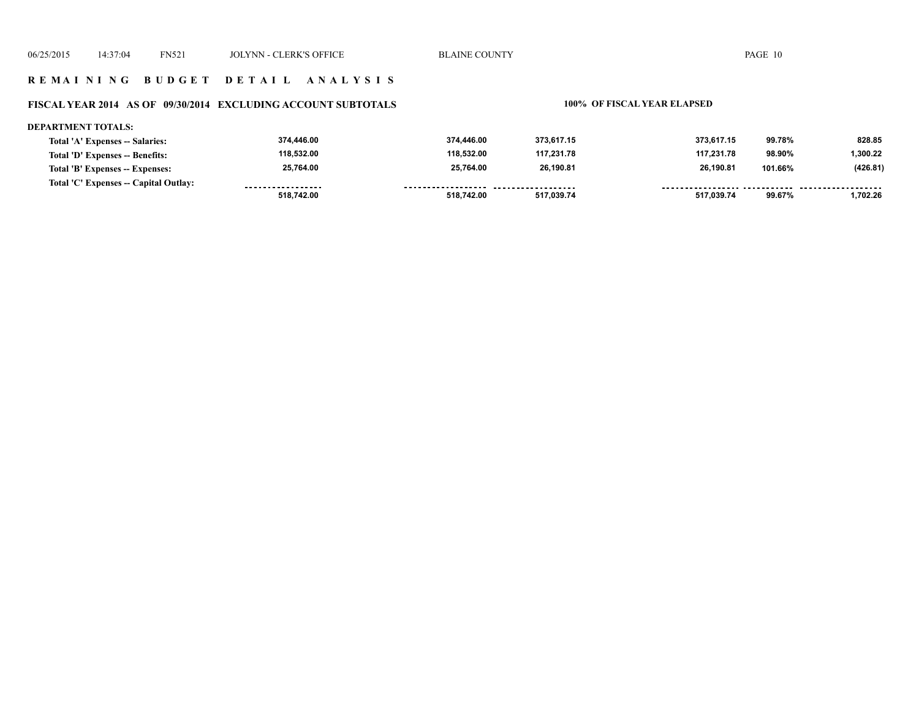## R E M A I N I N G   B U D G E T   D E T A I L   A N A L Y S I S

**FISCAL YEAR 2014 AS OF 09/30/2014 EXCLUDING ACCOUNT SUBTOTALS** | **100% OF FISCAL YEAR ELAPSED**

**DEPARTMENT TOTALS:**

| | | | | | | |
|---|---|---|---|---|---|---|
| Total 'A' Expenses -- Salaries: | 374,446.00 | 374,446.00 | 373,617.15 | 373,617.15 | 99.78% | 828.85 |
| Total 'D' Expenses -- Benefits: | 118,532.00 | 118,532.00 | 117,231.78 | 117,231.78 | 98.90% | 1,300.22 |
| Total 'B' Expenses -- Expenses: | 25,764.00 | 25,764.00 | 26,190.81 | 26,190.81 | 101.66% | (426.81) |
| Total 'C' Expenses -- Capital Outlay: | | | | | | |
| | 518,742.00 | 518,742.00 | 517,039.74 | 517,039.74 | 99.67% | 1,702.26 |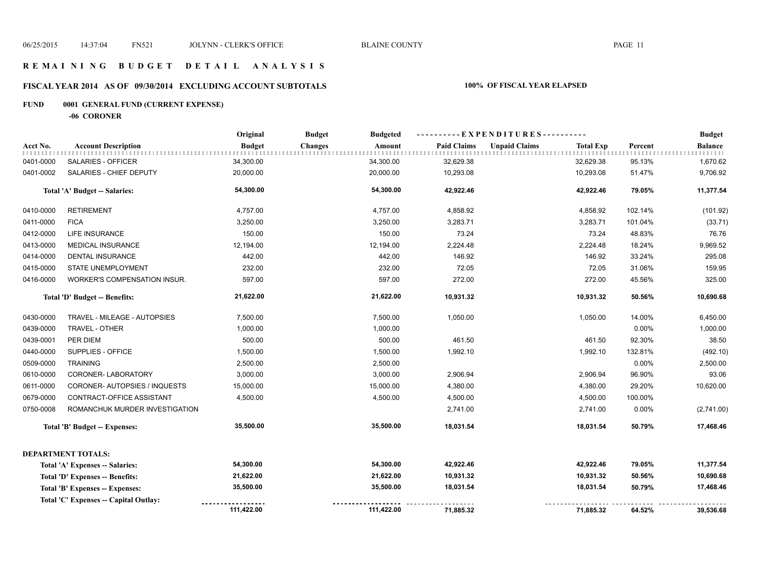# REMAINING BUDGET DETAIL ANALYSIS

## FISCAL YEAR 2014 AS OF 09/30/2014 EXCLUDING ACCOUNT SUBTOTALS

**100% OF FISCAL YEAR ELAPSED**

### FUND 0001 GENERAL FUND (CURRENT EXPENSE)

**-06 CORONER**

| Acct No. | Account Description | Original Budget | Budget Changes | Budgeted Amount | Paid Claims | Unpaid Claims | Total Exp | Percent | Budget Balance |
|---|---|---|---|---|---|---|---|---|---|
| 0401-0000 | SALARIES - OFFICER | 34,300.00 | | 34,300.00 | 32,629.38 | | 32,629.38 | 95.13% | 1,670.62 |
| 0401-0002 | SALARIES - CHIEF DEPUTY | 20,000.00 | | 20,000.00 | 10,293.08 | | 10,293.08 | 51.47% | 9,706.92 |
| | **Total 'A' Budget -- Salaries:** | **54,300.00** | | **54,300.00** | **42,922.46** | | **42,922.46** | **79.05%** | **11,377.54** |
| 0410-0000 | RETIREMENT | 4,757.00 | | 4,757.00 | 4,858.92 | | 4,858.92 | 102.14% | (101.92) |
| 0411-0000 | FICA | 3,250.00 | | 3,250.00 | 3,283.71 | | 3,283.71 | 101.04% | (33.71) |
| 0412-0000 | LIFE INSURANCE | 150.00 | | 150.00 | 73.24 | | 73.24 | 48.83% | 76.76 |
| 0413-0000 | MEDICAL INSURANCE | 12,194.00 | | 12,194.00 | 2,224.48 | | 2,224.48 | 18.24% | 9,969.52 |
| 0414-0000 | DENTAL INSURANCE | 442.00 | | 442.00 | 146.92 | | 146.92 | 33.24% | 295.08 |
| 0415-0000 | STATE UNEMPLOYMENT | 232.00 | | 232.00 | 72.05 | | 72.05 | 31.06% | 159.95 |
| 0416-0000 | WORKER'S COMPENSATION INSUR. | 597.00 | | 597.00 | 272.00 | | 272.00 | 45.56% | 325.00 |
| | **Total 'D' Budget -- Benefits:** | **21,622.00** | | **21,622.00** | **10,931.32** | | **10,931.32** | **50.56%** | **10,690.68** |
| 0430-0000 | TRAVEL - MILEAGE - AUTOPSIES | 7,500.00 | | 7,500.00 | 1,050.00 | | 1,050.00 | 14.00% | 6,450.00 |
| 0439-0000 | TRAVEL - OTHER | 1,000.00 | | 1,000.00 | | | | 0.00% | 1,000.00 |
| 0439-0001 | PER DIEM | 500.00 | | 500.00 | 461.50 | | 461.50 | 92.30% | 38.50 |
| 0440-0000 | SUPPLIES - OFFICE | 1,500.00 | | 1,500.00 | 1,992.10 | | 1,992.10 | 132.81% | (492.10) |
| 0509-0000 | TRAINING | 2,500.00 | | 2,500.00 | | | | 0.00% | 2,500.00 |
| 0610-0000 | CORONER- LABORATORY | 3,000.00 | | 3,000.00 | 2,906.94 | | 2,906.94 | 96.90% | 93.06 |
| 0611-0000 | CORONER- AUTOPSIES / INQUESTS | 15,000.00 | | 15,000.00 | 4,380.00 | | 4,380.00 | 29.20% | 10,620.00 |
| 0679-0000 | CONTRACT-OFFICE ASSISTANT | 4,500.00 | | 4,500.00 | 4,500.00 | | 4,500.00 | 100.00% | |
| 0750-0008 | ROMANCHUK MURDER INVESTIGATION | | | | 2,741.00 | | 2,741.00 | 0.00% | (2,741.00) |
| | **Total 'B' Budget -- Expenses:** | **35,500.00** | | **35,500.00** | **18,031.54** | | **18,031.54** | **50.79%** | **17,468.46** |

**DEPARTMENT TOTALS:**

| | Original Budget | Budget Changes | Budgeted Amount | Paid Claims | Unpaid Claims | Total Exp | Percent | Budget Balance |
|---|---|---|---|---|---|---|---|---|
| **Total 'A' Expenses -- Salaries:** | **54,300.00** | | **54,300.00** | **42,922.46** | | **42,922.46** | **79.05%** | **11,377.54** |
| **Total 'D' Expenses -- Benefits:** | **21,622.00** | | **21,622.00** | **10,931.32** | | **10,931.32** | **50.56%** | **10,690.68** |
| **Total 'B' Expenses -- Expenses:** | **35,500.00** | | **35,500.00** | **18,031.54** | | **18,031.54** | **50.79%** | **17,468.46** |
| **Total 'C' Expenses -- Capital Outlay:** | | | | | | | | |
| | **111,422.00** | | **111,422.00** | **71,885.32** | | **71,885.32** | **64.52%** | **39,536.68** |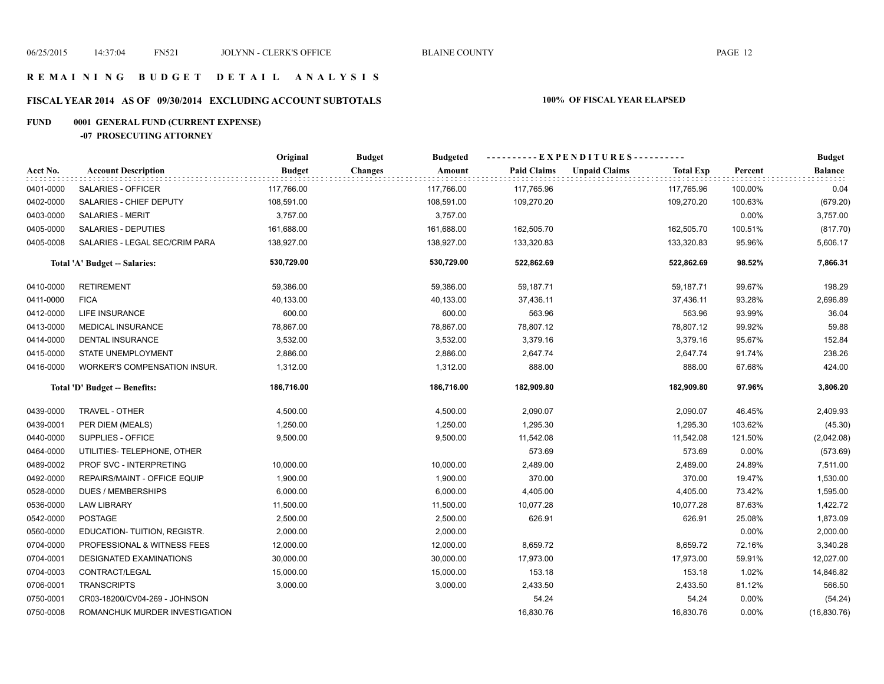# REMAINING BUDGET DETAIL ANALYSIS

## FISCAL YEAR 2014 AS OF 09/30/2014 EXCLUDING ACCOUNT SUBTOTALS

**100% OF FISCAL YEAR ELAPSED**

**FUND 0001 GENERAL FUND (CURRENT EXPENSE)**

**-07 PROSECUTING ATTORNEY**

| Acct No. | Account Description | Original Budget | Budget Changes | Budgeted Amount | Paid Claims | Unpaid Claims | Total Exp | Percent | Budget Balance |
|---|---|---|---|---|---|---|---|---|---|
| 0401-0000 | SALARIES - OFFICER | 117,766.00 | | 117,766.00 | 117,765.96 | | 117,765.96 | 100.00% | 0.04 |
| 0402-0000 | SALARIES - CHIEF DEPUTY | 108,591.00 | | 108,591.00 | 109,270.20 | | 109,270.20 | 100.63% | (679.20) |
| 0403-0000 | SALARIES - MERIT | 3,757.00 | | 3,757.00 | | | | 0.00% | 3,757.00 |
| 0405-0000 | SALARIES - DEPUTIES | 161,688.00 | | 161,688.00 | 162,505.70 | | 162,505.70 | 100.51% | (817.70) |
| 0405-0008 | SALARIES - LEGAL SEC/CRIM PARA | 138,927.00 | | 138,927.00 | 133,320.83 | | 133,320.83 | 95.96% | 5,606.17 |
| | **Total 'A' Budget -- Salaries:** | **530,729.00** | | **530,729.00** | **522,862.69** | | **522,862.69** | **98.52%** | **7,866.31** |
| 0410-0000 | RETIREMENT | 59,386.00 | | 59,386.00 | 59,187.71 | | 59,187.71 | 99.67% | 198.29 |
| 0411-0000 | FICA | 40,133.00 | | 40,133.00 | 37,436.11 | | 37,436.11 | 93.28% | 2,696.89 |
| 0412-0000 | LIFE INSURANCE | 600.00 | | 600.00 | 563.96 | | 563.96 | 93.99% | 36.04 |
| 0413-0000 | MEDICAL INSURANCE | 78,867.00 | | 78,867.00 | 78,807.12 | | 78,807.12 | 99.92% | 59.88 |
| 0414-0000 | DENTAL INSURANCE | 3,532.00 | | 3,532.00 | 3,379.16 | | 3,379.16 | 95.67% | 152.84 |
| 0415-0000 | STATE UNEMPLOYMENT | 2,886.00 | | 2,886.00 | 2,647.74 | | 2,647.74 | 91.74% | 238.26 |
| 0416-0000 | WORKER'S COMPENSATION INSUR. | 1,312.00 | | 1,312.00 | 888.00 | | 888.00 | 67.68% | 424.00 |
| | **Total 'D' Budget -- Benefits:** | **186,716.00** | | **186,716.00** | **182,909.80** | | **182,909.80** | **97.96%** | **3,806.20** |
| 0439-0000 | TRAVEL - OTHER | 4,500.00 | | 4,500.00 | 2,090.07 | | 2,090.07 | 46.45% | 2,409.93 |
| 0439-0001 | PER DIEM (MEALS) | 1,250.00 | | 1,250.00 | 1,295.30 | | 1,295.30 | 103.62% | (45.30) |
| 0440-0000 | SUPPLIES - OFFICE | 9,500.00 | | 9,500.00 | 11,542.08 | | 11,542.08 | 121.50% | (2,042.08) |
| 0464-0000 | UTILITIES- TELEPHONE, OTHER | | | | 573.69 | | 573.69 | 0.00% | (573.69) |
| 0489-0002 | PROF SVC - INTERPRETING | 10,000.00 | | 10,000.00 | 2,489.00 | | 2,489.00 | 24.89% | 7,511.00 |
| 0492-0000 | REPAIRS/MAINT - OFFICE EQUIP | 1,900.00 | | 1,900.00 | 370.00 | | 370.00 | 19.47% | 1,530.00 |
| 0528-0000 | DUES / MEMBERSHIPS | 6,000.00 | | 6,000.00 | 4,405.00 | | 4,405.00 | 73.42% | 1,595.00 |
| 0536-0000 | LAW LIBRARY | 11,500.00 | | 11,500.00 | 10,077.28 | | 10,077.28 | 87.63% | 1,422.72 |
| 0542-0000 | POSTAGE | 2,500.00 | | 2,500.00 | 626.91 | | 626.91 | 25.08% | 1,873.09 |
| 0560-0000 | EDUCATION- TUITION, REGISTR. | 2,000.00 | | 2,000.00 | | | | 0.00% | 2,000.00 |
| 0704-0000 | PROFESSIONAL & WITNESS FEES | 12,000.00 | | 12,000.00 | 8,659.72 | | 8,659.72 | 72.16% | 3,340.28 |
| 0704-0001 | DESIGNATED EXAMINATIONS | 30,000.00 | | 30,000.00 | 17,973.00 | | 17,973.00 | 59.91% | 12,027.00 |
| 0704-0003 | CONTRACT/LEGAL | 15,000.00 | | 15,000.00 | 153.18 | | 153.18 | 1.02% | 14,846.82 |
| 0706-0001 | TRANSCRIPTS | 3,000.00 | | 3,000.00 | 2,433.50 | | 2,433.50 | 81.12% | 566.50 |
| 0750-0001 | CR03-18200/CV04-269 - JOHNSON | | | | 54.24 | | 54.24 | 0.00% | (54.24) |
| 0750-0008 | ROMANCHUK MURDER INVESTIGATION | | | | 16,830.76 | | 16,830.76 | 0.00% | (16,830.76) |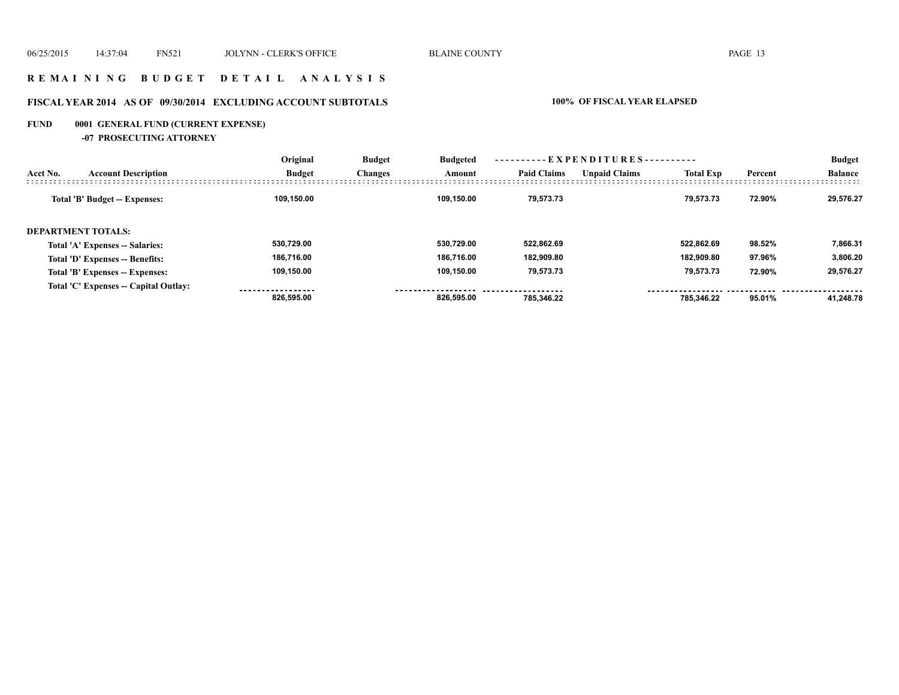# REMAINING BUDGET DETAIL ANALYSIS

## FISCAL YEAR 2014 AS OF 09/30/2014 EXCLUDING ACCOUNT SUBTOTALS

**100% OF FISCAL YEAR ELAPSED**

**FUND 0001 GENERAL FUND (CURRENT EXPENSE)**

**-07 PROSECUTING ATTORNEY**

| Acct No. | Account Description | Original Budget | Budget Changes | Budgeted Amount | EXPENDITURES Paid Claims | Unpaid Claims | Total Exp | Percent | Budget Balance |
|---|---|---|---|---|---|---|---|---|---|
| | Total 'B' Budget -- Expenses: | 109,150.00 | | 109,150.00 | 79,573.73 | | 79,573.73 | 72.90% | 29,576.27 |
| | **DEPARTMENT TOTALS:** | | | | | | | | |
| | Total 'A' Expenses -- Salaries: | 530,729.00 | | 530,729.00 | 522,862.69 | | 522,862.69 | 98.52% | 7,866.31 |
| | Total 'D' Expenses -- Benefits: | 186,716.00 | | 186,716.00 | 182,909.80 | | 182,909.80 | 97.96% | 3,806.20 |
| | Total 'B' Expenses -- Expenses: | 109,150.00 | | 109,150.00 | 79,573.73 | | 79,573.73 | 72.90% | 29,576.27 |
| | Total 'C' Expenses -- Capital Outlay: | | | | | | | | |
| | | 826,595.00 | | 826,595.00 | 785,346.22 | | 785,346.22 | 95.01% | 41,248.78 |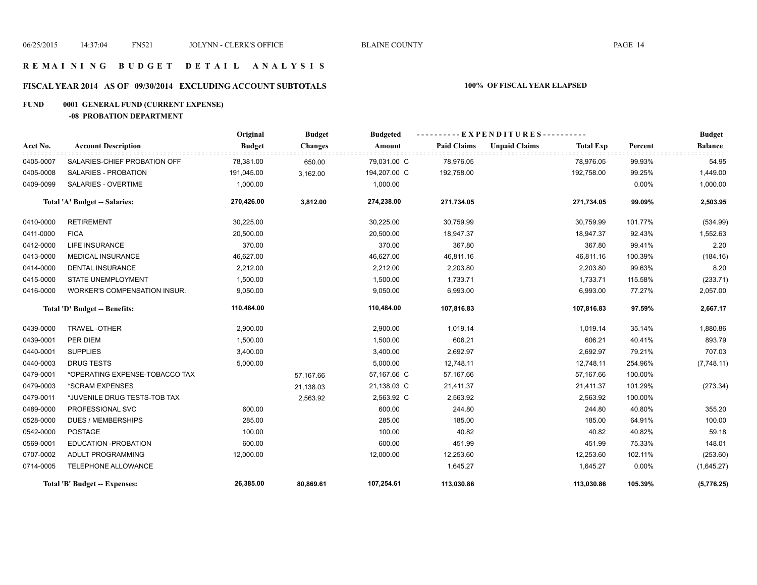06/25/2015 14:37:04 FN521 JOLYNN - CLERK'S OFFICE BLAINE COUNTY

# R E M A I N I N G B U D G E T D E T A I L A N A L Y S I S

## FISCAL YEAR 2014 AS OF 09/30/2014 EXCLUDING ACCOUNT SUBTOTALS — 100% OF FISCAL YEAR ELAPSED

### FUND 0001 GENERAL FUND (CURRENT EXPENSE)

#### -08 PROBATION DEPARTMENT

| Acct No. | Account Description | Original Budget | Budget Changes | Budgeted Amount | Paid Claims | Unpaid Claims | Total Exp | Percent | Budget Balance |
|---|---|---|---|---|---|---|---|---|---|
| 0405-0007 | SALARIES-CHIEF PROBATION OFF | 78,381.00 | 650.00 | 79,031.00 C | 78,976.05 | | 78,976.05 | 99.93% | 54.95 |
| 0405-0008 | SALARIES - PROBATION | 191,045.00 | 3,162.00 | 194,207.00 C | 192,758.00 | | 192,758.00 | 99.25% | 1,449.00 |
| 0409-0099 | SALARIES - OVERTIME | 1,000.00 | | 1,000.00 | | | | 0.00% | 1,000.00 |
| | **Total 'A' Budget -- Salaries:** | **270,426.00** | **3,812.00** | **274,238.00** | **271,734.05** | | **271,734.05** | **99.09%** | **2,503.95** |
| 0410-0000 | RETIREMENT | 30,225.00 | | 30,225.00 | 30,759.99 | | 30,759.99 | 101.77% | (534.99) |
| 0411-0000 | FICA | 20,500.00 | | 20,500.00 | 18,947.37 | | 18,947.37 | 92.43% | 1,552.63 |
| 0412-0000 | LIFE INSURANCE | 370.00 | | 370.00 | 367.80 | | 367.80 | 99.41% | 2.20 |
| 0413-0000 | MEDICAL INSURANCE | 46,627.00 | | 46,627.00 | 46,811.16 | | 46,811.16 | 100.39% | (184.16) |
| 0414-0000 | DENTAL INSURANCE | 2,212.00 | | 2,212.00 | 2,203.80 | | 2,203.80 | 99.63% | 8.20 |
| 0415-0000 | STATE UNEMPLOYMENT | 1,500.00 | | 1,500.00 | 1,733.71 | | 1,733.71 | 115.58% | (233.71) |
| 0416-0000 | WORKER'S COMPENSATION INSUR. | 9,050.00 | | 9,050.00 | 6,993.00 | | 6,993.00 | 77.27% | 2,057.00 |
| | **Total 'D' Budget -- Benefits:** | **110,484.00** | | **110,484.00** | **107,816.83** | | **107,816.83** | **97.59%** | **2,667.17** |
| 0439-0000 | TRAVEL -OTHER | 2,900.00 | | 2,900.00 | 1,019.14 | | 1,019.14 | 35.14% | 1,880.86 |
| 0439-0001 | PER DIEM | 1,500.00 | | 1,500.00 | 606.21 | | 606.21 | 40.41% | 893.79 |
| 0440-0001 | SUPPLIES | 3,400.00 | | 3,400.00 | 2,692.97 | | 2,692.97 | 79.21% | 707.03 |
| 0440-0003 | DRUG TESTS | 5,000.00 | | 5,000.00 | 12,748.11 | | 12,748.11 | 254.96% | (7,748.11) |
| 0479-0001 | *OPERATING EXPENSE-TOBACCO TAX | | 57,167.66 | 57,167.66 C | 57,167.66 | | 57,167.66 | 100.00% | |
| 0479-0003 | *SCRAM EXPENSES | | 21,138.03 | 21,138.03 C | 21,411.37 | | 21,411.37 | 101.29% | (273.34) |
| 0479-0011 | *JUVENILE DRUG TESTS-TOB TAX | | 2,563.92 | 2,563.92 C | 2,563.92 | | 2,563.92 | 100.00% | |
| 0489-0000 | PROFESSIONAL SVC | 600.00 | | 600.00 | 244.80 | | 244.80 | 40.80% | 355.20 |
| 0528-0000 | DUES / MEMBERSHIPS | 285.00 | | 285.00 | 185.00 | | 185.00 | 64.91% | 100.00 |
| 0542-0000 | POSTAGE | 100.00 | | 100.00 | 40.82 | | 40.82 | 40.82% | 59.18 |
| 0569-0001 | EDUCATION -PROBATION | 600.00 | | 600.00 | 451.99 | | 451.99 | 75.33% | 148.01 |
| 0707-0002 | ADULT PROGRAMMING | 12,000.00 | | 12,000.00 | 12,253.60 | | 12,253.60 | 102.11% | (253.60) |
| 0714-0005 | TELEPHONE ALLOWANCE | | | | 1,645.27 | | 1,645.27 | 0.00% | (1,645.27) |
| | **Total 'B' Budget -- Expenses:** | **26,385.00** | **80,869.61** | **107,254.61** | **113,030.86** | | **113,030.86** | **105.39%** | **(5,776.25)** |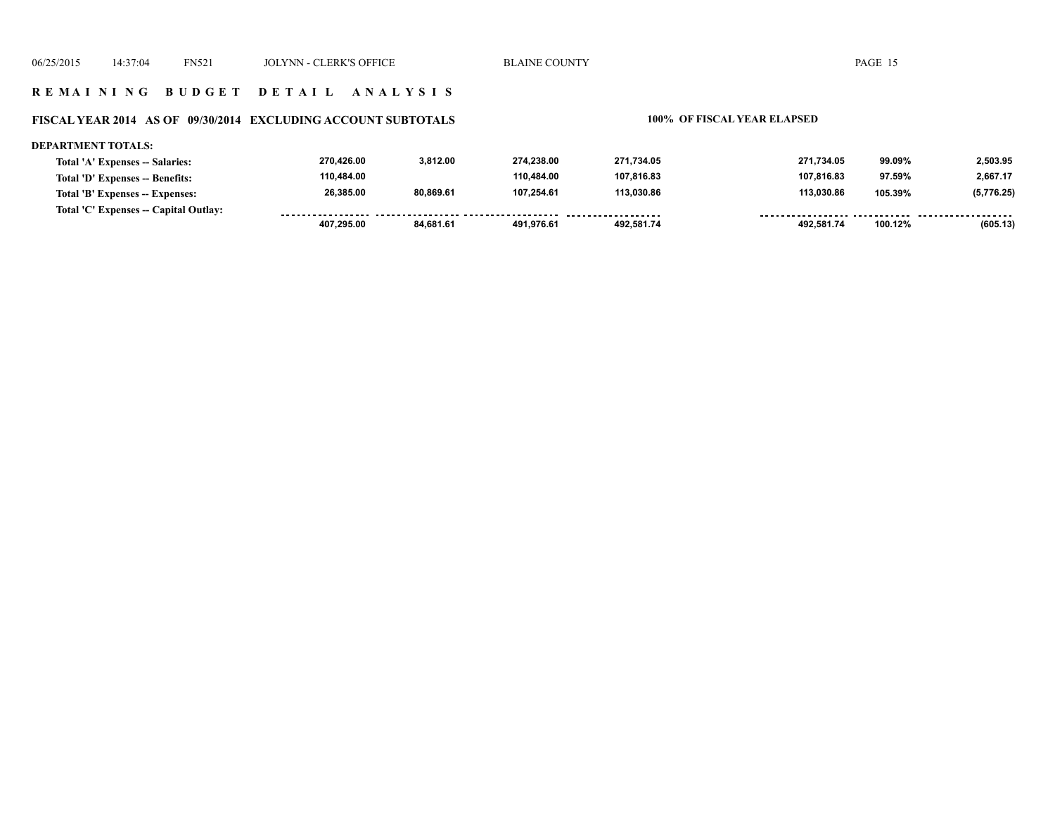## R E M A I N I N G   B U D G E T   D E T A I L   A N A L Y S I S

### FISCAL YEAR 2014 AS OF 09/30/2014 EXCLUDING ACCOUNT SUBTOTALS

100% OF FISCAL YEAR ELAPSED

**DEPARTMENT TOTALS:**

| | | | | | | | |
|---|---|---|---|---|---|---|---|
| **Total 'A' Expenses -- Salaries:** | 270,426.00 | 3,812.00 | 274,238.00 | 271,734.05 | 271,734.05 | 99.09% | 2,503.95 |
| **Total 'D' Expenses -- Benefits:** | 110,484.00 | | 110,484.00 | 107,816.83 | 107,816.83 | 97.59% | 2,667.17 |
| **Total 'B' Expenses -- Expenses:** | 26,385.00 | 80,869.61 | 107,254.61 | 113,030.86 | 113,030.86 | 105.39% | (5,776.25) |
| **Total 'C' Expenses -- Capital Outlay:** | | | | | | | |
| | 407,295.00 | 84,681.61 | 491,976.61 | 492,581.74 | 492,581.74 | 100.12% | (605.13) |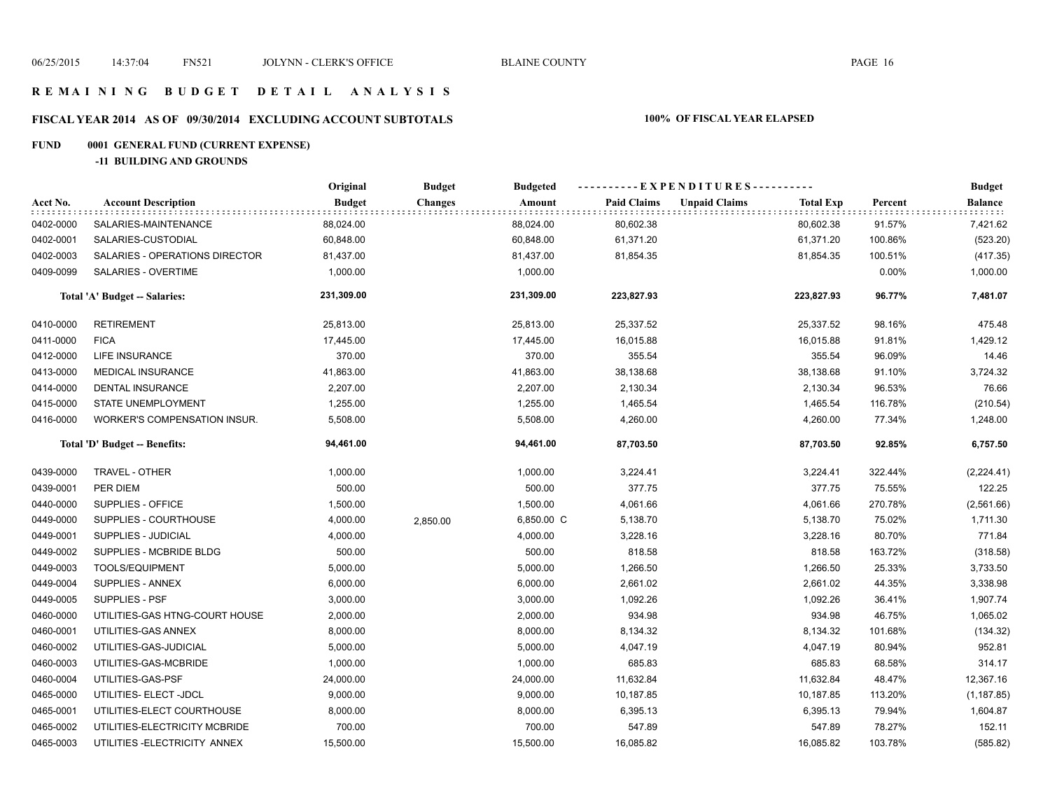# REMAINING BUDGET DETAIL ANALYSIS

## FISCAL YEAR 2014 AS OF 09/30/2014 EXCLUDING ACCOUNT SUBTOTALS — 100% OF FISCAL YEAR ELAPSED

### FUND 0001 GENERAL FUND (CURRENT EXPENSE)

#### -11 BUILDING AND GROUNDS

| Acct No. | Account Description | Original Budget | Budget Changes | Budgeted Amount | Paid Claims | Unpaid Claims | Total Exp | Percent | Budget Balance |
|---|---|---|---|---|---|---|---|---|---|
| 0402-0000 | SALARIES-MAINTENANCE | 88,024.00 | | 88,024.00 | 80,602.38 | | 80,602.38 | 91.57% | 7,421.62 |
| 0402-0001 | SALARIES-CUSTODIAL | 60,848.00 | | 60,848.00 | 61,371.20 | | 61,371.20 | 100.86% | (523.20) |
| 0402-0003 | SALARIES - OPERATIONS DIRECTOR | 81,437.00 | | 81,437.00 | 81,854.35 | | 81,854.35 | 100.51% | (417.35) |
| 0409-0099 | SALARIES - OVERTIME | 1,000.00 | | 1,000.00 | | | | 0.00% | 1,000.00 |
| | **Total 'A' Budget -- Salaries:** | **231,309.00** | | **231,309.00** | **223,827.93** | | **223,827.93** | **96.77%** | **7,481.07** |
| 0410-0000 | RETIREMENT | 25,813.00 | | 25,813.00 | 25,337.52 | | 25,337.52 | 98.16% | 475.48 |
| 0411-0000 | FICA | 17,445.00 | | 17,445.00 | 16,015.88 | | 16,015.88 | 91.81% | 1,429.12 |
| 0412-0000 | LIFE INSURANCE | 370.00 | | 370.00 | 355.54 | | 355.54 | 96.09% | 14.46 |
| 0413-0000 | MEDICAL INSURANCE | 41,863.00 | | 41,863.00 | 38,138.68 | | 38,138.68 | 91.10% | 3,724.32 |
| 0414-0000 | DENTAL INSURANCE | 2,207.00 | | 2,207.00 | 2,130.34 | | 2,130.34 | 96.53% | 76.66 |
| 0415-0000 | STATE UNEMPLOYMENT | 1,255.00 | | 1,255.00 | 1,465.54 | | 1,465.54 | 116.78% | (210.54) |
| 0416-0000 | WORKER'S COMPENSATION INSUR. | 5,508.00 | | 5,508.00 | 4,260.00 | | 4,260.00 | 77.34% | 1,248.00 |
| | **Total 'D' Budget -- Benefits:** | **94,461.00** | | **94,461.00** | **87,703.50** | | **87,703.50** | **92.85%** | **6,757.50** |
| 0439-0000 | TRAVEL - OTHER | 1,000.00 | | 1,000.00 | 3,224.41 | | 3,224.41 | 322.44% | (2,224.41) |
| 0439-0001 | PER DIEM | 500.00 | | 500.00 | 377.75 | | 377.75 | 75.55% | 122.25 |
| 0440-0000 | SUPPLIES - OFFICE | 1,500.00 | | 1,500.00 | 4,061.66 | | 4,061.66 | 270.78% | (2,561.66) |
| 0449-0000 | SUPPLIES - COURTHOUSE | 4,000.00 | 2,850.00 | 6,850.00 C | 5,138.70 | | 5,138.70 | 75.02% | 1,711.30 |
| 0449-0001 | SUPPLIES - JUDICIAL | 4,000.00 | | 4,000.00 | 3,228.16 | | 3,228.16 | 80.70% | 771.84 |
| 0449-0002 | SUPPLIES - MCBRIDE BLDG | 500.00 | | 500.00 | 818.58 | | 818.58 | 163.72% | (318.58) |
| 0449-0003 | TOOLS/EQUIPMENT | 5,000.00 | | 5,000.00 | 1,266.50 | | 1,266.50 | 25.33% | 3,733.50 |
| 0449-0004 | SUPPLIES - ANNEX | 6,000.00 | | 6,000.00 | 2,661.02 | | 2,661.02 | 44.35% | 3,338.98 |
| 0449-0005 | SUPPLIES - PSF | 3,000.00 | | 3,000.00 | 1,092.26 | | 1,092.26 | 36.41% | 1,907.74 |
| 0460-0000 | UTILITIES-GAS HTNG-COURT HOUSE | 2,000.00 | | 2,000.00 | 934.98 | | 934.98 | 46.75% | 1,065.02 |
| 0460-0001 | UTILITIES-GAS ANNEX | 8,000.00 | | 8,000.00 | 8,134.32 | | 8,134.32 | 101.68% | (134.32) |
| 0460-0002 | UTILITIES-GAS-JUDICIAL | 5,000.00 | | 5,000.00 | 4,047.19 | | 4,047.19 | 80.94% | 952.81 |
| 0460-0003 | UTILITIES-GAS-MCBRIDE | 1,000.00 | | 1,000.00 | 685.83 | | 685.83 | 68.58% | 314.17 |
| 0460-0004 | UTILITIES-GAS-PSF | 24,000.00 | | 24,000.00 | 11,632.84 | | 11,632.84 | 48.47% | 12,367.16 |
| 0465-0000 | UTILITIES- ELECT -JDCL | 9,000.00 | | 9,000.00 | 10,187.85 | | 10,187.85 | 113.20% | (1,187.85) |
| 0465-0001 | UTILITIES-ELECT COURTHOUSE | 8,000.00 | | 8,000.00 | 6,395.13 | | 6,395.13 | 79.94% | 1,604.87 |
| 0465-0002 | UTILITIES-ELECTRICITY MCBRIDE | 700.00 | | 700.00 | 547.89 | | 547.89 | 78.27% | 152.11 |
| 0465-0003 | UTILITIES -ELECTRICITY ANNEX | 15,500.00 | | 15,500.00 | 16,085.82 | | 16,085.82 | 103.78% | (585.82) |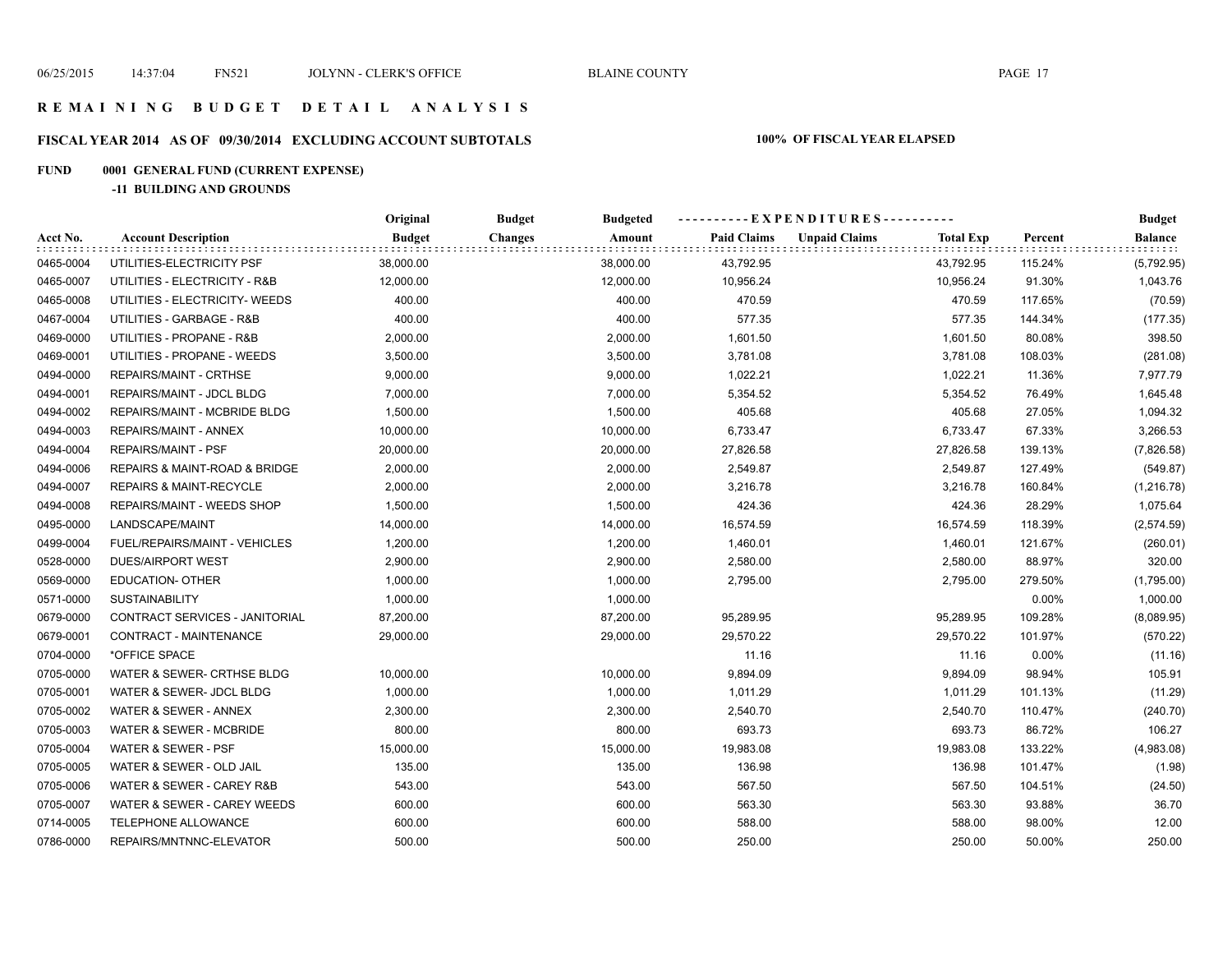# R E M A I N I N G   B U D G E T   D E T A I L   A N A L Y S I S

## FISCAL YEAR 2014 AS OF 09/30/2014 EXCLUDING ACCOUNT SUBTOTALS

**100% OF FISCAL YEAR ELAPSED**

**FUND 0001 GENERAL FUND (CURRENT EXPENSE)**

**-11 BUILDING AND GROUNDS**

| Acct No. | Account Description | Original Budget | Budget Changes | Budgeted Amount | Paid Claims | Unpaid Claims | Total Exp | Percent | Budget Balance |
|---|---|---|---|---|---|---|---|---|---|
| 0465-0004 | UTILITIES-ELECTRICITY PSF | 38,000.00 | | 38,000.00 | 43,792.95 | | 43,792.95 | 115.24% | (5,792.95) |
| 0465-0007 | UTILITIES - ELECTRICITY - R&B | 12,000.00 | | 12,000.00 | 10,956.24 | | 10,956.24 | 91.30% | 1,043.76 |
| 0465-0008 | UTILITIES - ELECTRICITY- WEEDS | 400.00 | | 400.00 | 470.59 | | 470.59 | 117.65% | (70.59) |
| 0467-0004 | UTILITIES - GARBAGE - R&B | 400.00 | | 400.00 | 577.35 | | 577.35 | 144.34% | (177.35) |
| 0469-0000 | UTILITIES - PROPANE - R&B | 2,000.00 | | 2,000.00 | 1,601.50 | | 1,601.50 | 80.08% | 398.50 |
| 0469-0001 | UTILITIES - PROPANE - WEEDS | 3,500.00 | | 3,500.00 | 3,781.08 | | 3,781.08 | 108.03% | (281.08) |
| 0494-0000 | REPAIRS/MAINT - CRTHSE | 9,000.00 | | 9,000.00 | 1,022.21 | | 1,022.21 | 11.36% | 7,977.79 |
| 0494-0001 | REPAIRS/MAINT - JDCL BLDG | 7,000.00 | | 7,000.00 | 5,354.52 | | 5,354.52 | 76.49% | 1,645.48 |
| 0494-0002 | REPAIRS/MAINT - MCBRIDE BLDG | 1,500.00 | | 1,500.00 | 405.68 | | 405.68 | 27.05% | 1,094.32 |
| 0494-0003 | REPAIRS/MAINT - ANNEX | 10,000.00 | | 10,000.00 | 6,733.47 | | 6,733.47 | 67.33% | 3,266.53 |
| 0494-0004 | REPAIRS/MAINT - PSF | 20,000.00 | | 20,000.00 | 27,826.58 | | 27,826.58 | 139.13% | (7,826.58) |
| 0494-0006 | REPAIRS & MAINT-ROAD & BRIDGE | 2,000.00 | | 2,000.00 | 2,549.87 | | 2,549.87 | 127.49% | (549.87) |
| 0494-0007 | REPAIRS & MAINT-RECYCLE | 2,000.00 | | 2,000.00 | 3,216.78 | | 3,216.78 | 160.84% | (1,216.78) |
| 0494-0008 | REPAIRS/MAINT - WEEDS SHOP | 1,500.00 | | 1,500.00 | 424.36 | | 424.36 | 28.29% | 1,075.64 |
| 0495-0000 | LANDSCAPE/MAINT | 14,000.00 | | 14,000.00 | 16,574.59 | | 16,574.59 | 118.39% | (2,574.59) |
| 0499-0004 | FUEL/REPAIRS/MAINT - VEHICLES | 1,200.00 | | 1,200.00 | 1,460.01 | | 1,460.01 | 121.67% | (260.01) |
| 0528-0000 | DUES/AIRPORT WEST | 2,900.00 | | 2,900.00 | 2,580.00 | | 2,580.00 | 88.97% | 320.00 |
| 0569-0000 | EDUCATION- OTHER | 1,000.00 | | 1,000.00 | 2,795.00 | | 2,795.00 | 279.50% | (1,795.00) |
| 0571-0000 | SUSTAINABILITY | 1,000.00 | | 1,000.00 | | | | 0.00% | 1,000.00 |
| 0679-0000 | CONTRACT SERVICES - JANITORIAL | 87,200.00 | | 87,200.00 | 95,289.95 | | 95,289.95 | 109.28% | (8,089.95) |
| 0679-0001 | CONTRACT - MAINTENANCE | 29,000.00 | | 29,000.00 | 29,570.22 | | 29,570.22 | 101.97% | (570.22) |
| 0704-0000 | *OFFICE SPACE | | | | 11.16 | | 11.16 | 0.00% | (11.16) |
| 0705-0000 | WATER & SEWER- CRTHSE BLDG | 10,000.00 | | 10,000.00 | 9,894.09 | | 9,894.09 | 98.94% | 105.91 |
| 0705-0001 | WATER & SEWER- JDCL BLDG | 1,000.00 | | 1,000.00 | 1,011.29 | | 1,011.29 | 101.13% | (11.29) |
| 0705-0002 | WATER & SEWER - ANNEX | 2,300.00 | | 2,300.00 | 2,540.70 | | 2,540.70 | 110.47% | (240.70) |
| 0705-0003 | WATER & SEWER - MCBRIDE | 800.00 | | 800.00 | 693.73 | | 693.73 | 86.72% | 106.27 |
| 0705-0004 | WATER & SEWER - PSF | 15,000.00 | | 15,000.00 | 19,983.08 | | 19,983.08 | 133.22% | (4,983.08) |
| 0705-0005 | WATER & SEWER - OLD JAIL | 135.00 | | 135.00 | 136.98 | | 136.98 | 101.47% | (1.98) |
| 0705-0006 | WATER & SEWER - CAREY R&B | 543.00 | | 543.00 | 567.50 | | 567.50 | 104.51% | (24.50) |
| 0705-0007 | WATER & SEWER - CAREY WEEDS | 600.00 | | 600.00 | 563.30 | | 563.30 | 93.88% | 36.70 |
| 0714-0005 | TELEPHONE ALLOWANCE | 600.00 | | 600.00 | 588.00 | | 588.00 | 98.00% | 12.00 |
| 0786-0000 | REPAIRS/MNTNNC-ELEVATOR | 500.00 | | 500.00 | 250.00 | | 250.00 | 50.00% | 250.00 |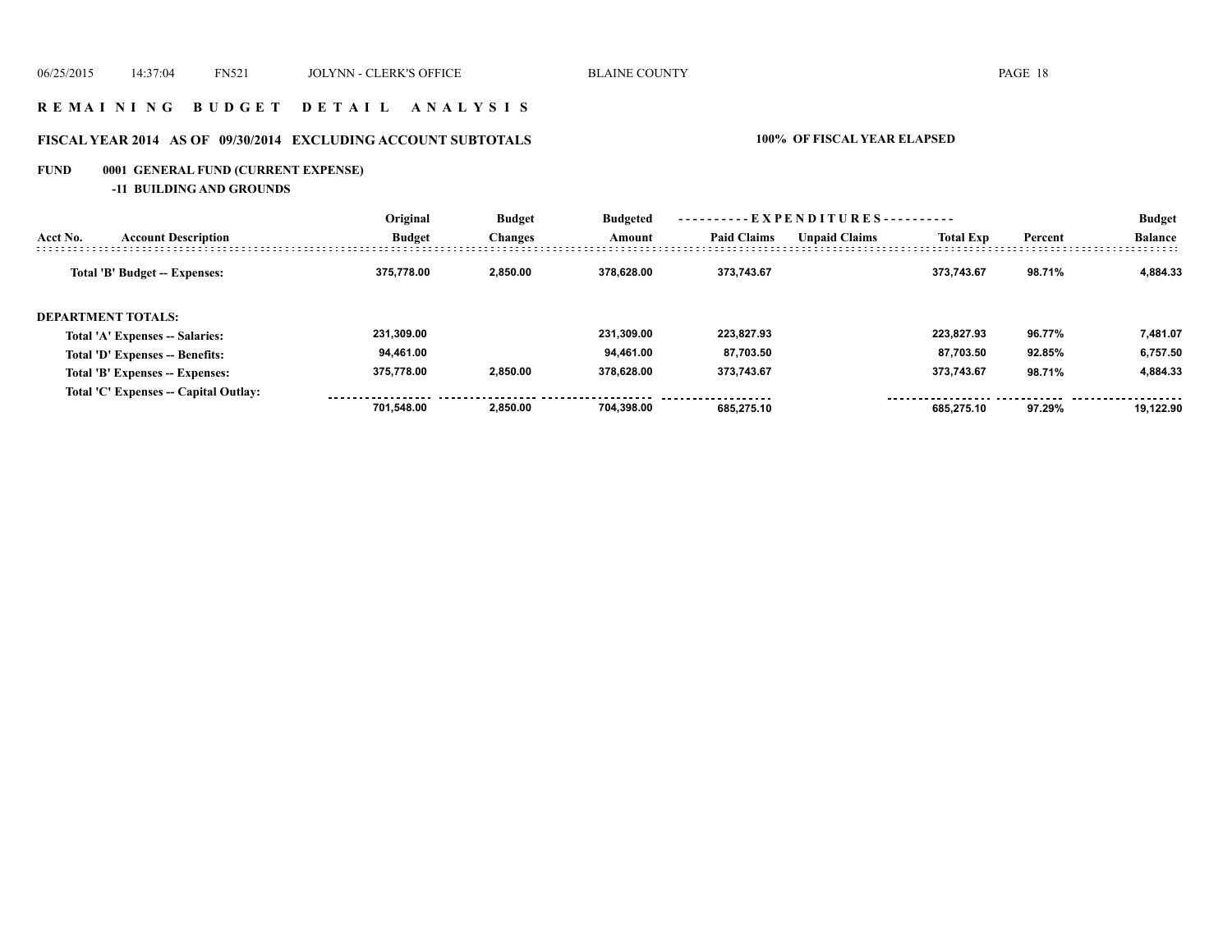# REMAINING BUDGET DETAIL ANALYSIS

## FISCAL YEAR 2014 AS OF 09/30/2014 EXCLUDING ACCOUNT SUBTOTALS

**100% OF FISCAL YEAR ELAPSED**

**FUND 0001 GENERAL FUND (CURRENT EXPENSE)**

**-11 BUILDING AND GROUNDS**

| Acct No. | Account Description | Original Budget | Budget Changes | Budgeted Amount | Paid Claims | Unpaid Claims | Total Exp | Percent | Budget Balance |
|---|---|---|---|---|---|---|---|---|---|
| | **Total 'B' Budget -- Expenses:** | **375,778.00** | **2,850.00** | **378,628.00** | **373,743.67** | | **373,743.67** | **98.71%** | **4,884.33** |
| **DEPARTMENT TOTALS:** | | | | | | | | | |
| | **Total 'A' Expenses -- Salaries:** | **231,309.00** | | **231,309.00** | **223,827.93** | | **223,827.93** | **96.77%** | **7,481.07** |
| | **Total 'D' Expenses -- Benefits:** | **94,461.00** | | **94,461.00** | **87,703.50** | | **87,703.50** | **92.85%** | **6,757.50** |
| | **Total 'B' Expenses -- Expenses:** | **375,778.00** | **2,850.00** | **378,628.00** | **373,743.67** | | **373,743.67** | **98.71%** | **4,884.33** |
| | **Total 'C' Expenses -- Capital Outlay:** | | | | | | | | |
| | | **701,548.00** | **2,850.00** | **704,398.00** | **685,275.10** | | **685,275.10** | **97.29%** | **19,122.90** |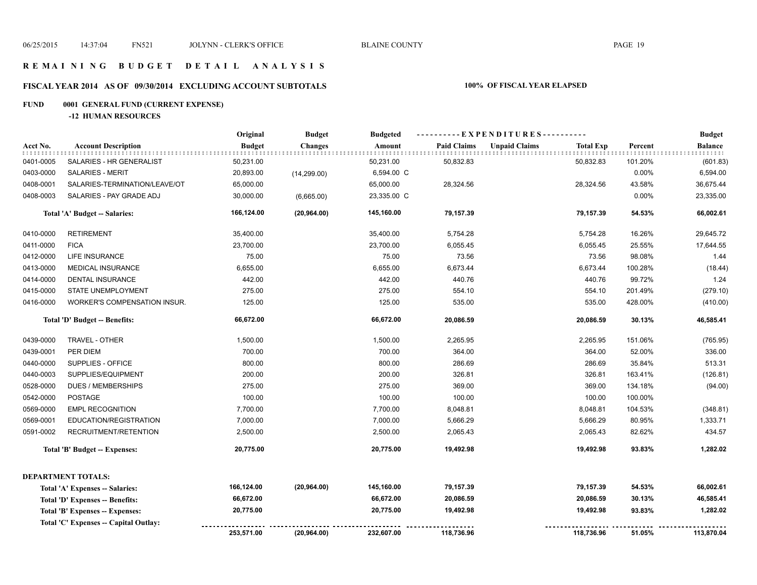# REMAINING BUDGET DETAIL ANALYSIS

## FISCAL YEAR 2014 AS OF 09/30/2014 EXCLUDING ACCOUNT SUBTOTALS

**100% OF FISCAL YEAR ELAPSED**

### FUND 0001 GENERAL FUND (CURRENT EXPENSE)

#### -12 HUMAN RESOURCES

| Acct No. | Account Description | Original Budget | Budget Changes | Budgeted Amount | EXPENDITURES Paid Claims | Unpaid Claims | Total Exp | Percent | Budget Balance |
|---|---|---|---|---|---|---|---|---|---|
| 0401-0005 | SALARIES - HR GENERALIST | 50,231.00 | | 50,231.00 | 50,832.83 | | 50,832.83 | 101.20% | (601.83) |
| 0403-0000 | SALARIES - MERIT | 20,893.00 | (14,299.00) | 6,594.00 C | | | | 0.00% | 6,594.00 |
| 0408-0001 | SALARIES-TERMINATION/LEAVE/OT | 65,000.00 | | 65,000.00 | 28,324.56 | | 28,324.56 | 43.58% | 36,675.44 |
| 0408-0003 | SALARIES - PAY GRADE ADJ | 30,000.00 | (6,665.00) | 23,335.00 C | | | | 0.00% | 23,335.00 |
| | **Total 'A' Budget -- Salaries:** | **166,124.00** | **(20,964.00)** | **145,160.00** | **79,157.39** | | **79,157.39** | **54.53%** | **66,002.61** |
| 0410-0000 | RETIREMENT | 35,400.00 | | 35,400.00 | 5,754.28 | | 5,754.28 | 16.26% | 29,645.72 |
| 0411-0000 | FICA | 23,700.00 | | 23,700.00 | 6,055.45 | | 6,055.45 | 25.55% | 17,644.55 |
| 0412-0000 | LIFE INSURANCE | 75.00 | | 75.00 | 73.56 | | 73.56 | 98.08% | 1.44 |
| 0413-0000 | MEDICAL INSURANCE | 6,655.00 | | 6,655.00 | 6,673.44 | | 6,673.44 | 100.28% | (18.44) |
| 0414-0000 | DENTAL INSURANCE | 442.00 | | 442.00 | 440.76 | | 440.76 | 99.72% | 1.24 |
| 0415-0000 | STATE UNEMPLOYMENT | 275.00 | | 275.00 | 554.10 | | 554.10 | 201.49% | (279.10) |
| 0416-0000 | WORKER'S COMPENSATION INSUR. | 125.00 | | 125.00 | 535.00 | | 535.00 | 428.00% | (410.00) |
| | **Total 'D' Budget -- Benefits:** | **66,672.00** | | **66,672.00** | **20,086.59** | | **20,086.59** | **30.13%** | **46,585.41** |
| 0439-0000 | TRAVEL - OTHER | 1,500.00 | | 1,500.00 | 2,265.95 | | 2,265.95 | 151.06% | (765.95) |
| 0439-0001 | PER DIEM | 700.00 | | 700.00 | 364.00 | | 364.00 | 52.00% | 336.00 |
| 0440-0000 | SUPPLIES - OFFICE | 800.00 | | 800.00 | 286.69 | | 286.69 | 35.84% | 513.31 |
| 0440-0003 | SUPPLIES/EQUIPMENT | 200.00 | | 200.00 | 326.81 | | 326.81 | 163.41% | (126.81) |
| 0528-0000 | DUES / MEMBERSHIPS | 275.00 | | 275.00 | 369.00 | | 369.00 | 134.18% | (94.00) |
| 0542-0000 | POSTAGE | 100.00 | | 100.00 | 100.00 | | 100.00 | 100.00% | |
| 0569-0000 | EMPL RECOGNITION | 7,700.00 | | 7,700.00 | 8,048.81 | | 8,048.81 | 104.53% | (348.81) |
| 0569-0001 | EDUCATION/REGISTRATION | 7,000.00 | | 7,000.00 | 5,666.29 | | 5,666.29 | 80.95% | 1,333.71 |
| 0591-0002 | RECRUITMENT/RETENTION | 2,500.00 | | 2,500.00 | 2,065.43 | | 2,065.43 | 82.62% | 434.57 |
| | **Total 'B' Budget -- Expenses:** | **20,775.00** | | **20,775.00** | **19,492.98** | | **19,492.98** | **93.83%** | **1,282.02** |

**DEPARTMENT TOTALS:**

| | Original Budget | Budget Changes | Budgeted Amount | Paid Claims | Unpaid Claims | Total Exp | Percent | Budget Balance |
|---|---|---|---|---|---|---|---|---|
| **Total 'A' Expenses -- Salaries:** | **166,124.00** | **(20,964.00)** | **145,160.00** | **79,157.39** | | **79,157.39** | **54.53%** | **66,002.61** |
| **Total 'D' Expenses -- Benefits:** | **66,672.00** | | **66,672.00** | **20,086.59** | | **20,086.59** | **30.13%** | **46,585.41** |
| **Total 'B' Expenses -- Expenses:** | **20,775.00** | | **20,775.00** | **19,492.98** | | **19,492.98** | **93.83%** | **1,282.02** |
| **Total 'C' Expenses -- Capital Outlay:** | | | | | | | | |
| | **253,571.00** | **(20,964.00)** | **232,607.00** | **118,736.96** | | **118,736.96** | **51.05%** | **113,870.04** |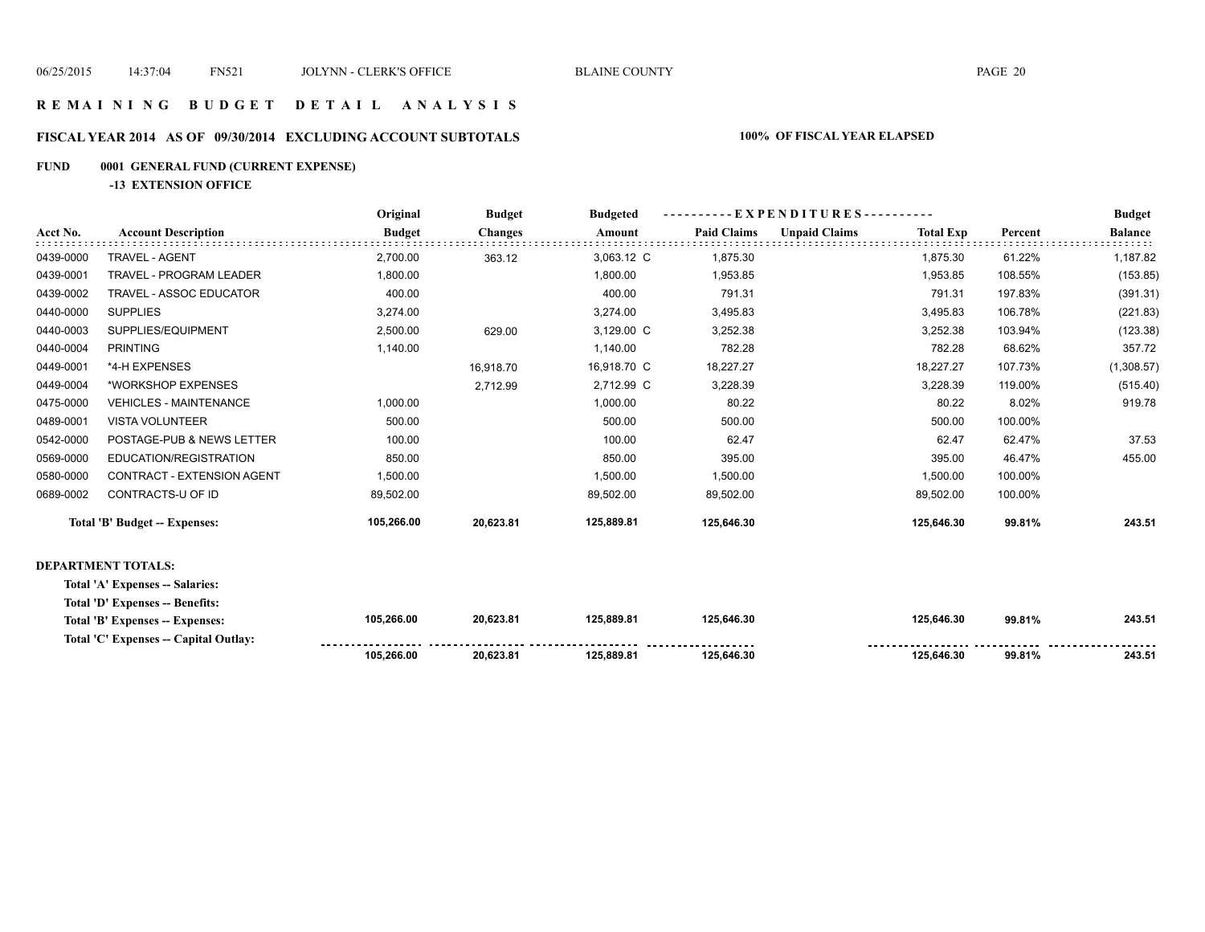# REMAINING BUDGET DETAIL ANALYSIS

## FISCAL YEAR 2014 AS OF 09/30/2014 EXCLUDING ACCOUNT SUBTOTALS — 100% OF FISCAL YEAR ELAPSED

**FUND 0001 GENERAL FUND (CURRENT EXPENSE)**

**-13 EXTENSION OFFICE**

| Acct No. | Account Description | Original Budget | Budget Changes | Budgeted Amount | EXPENDITURES Paid Claims | EXPENDITURES Unpaid Claims | Total Exp | Percent | Budget Balance |
|---|---|---|---|---|---|---|---|---|---|
| 0439-0000 | TRAVEL - AGENT | 2,700.00 | 363.12 | 3,063.12 C | 1,875.30 | | 1,875.30 | 61.22% | 1,187.82 |
| 0439-0001 | TRAVEL - PROGRAM LEADER | 1,800.00 | | 1,800.00 | 1,953.85 | | 1,953.85 | 108.55% | (153.85) |
| 0439-0002 | TRAVEL - ASSOC EDUCATOR | 400.00 | | 400.00 | 791.31 | | 791.31 | 197.83% | (391.31) |
| 0440-0000 | SUPPLIES | 3,274.00 | | 3,274.00 | 3,495.83 | | 3,495.83 | 106.78% | (221.83) |
| 0440-0003 | SUPPLIES/EQUIPMENT | 2,500.00 | 629.00 | 3,129.00 C | 3,252.38 | | 3,252.38 | 103.94% | (123.38) |
| 0440-0004 | PRINTING | 1,140.00 | | 1,140.00 | 782.28 | | 782.28 | 68.62% | 357.72 |
| 0449-0001 | *4-H EXPENSES | | 16,918.70 | 16,918.70 C | 18,227.27 | | 18,227.27 | 107.73% | (1,308.57) |
| 0449-0004 | *WORKSHOP EXPENSES | | 2,712.99 | 2,712.99 C | 3,228.39 | | 3,228.39 | 119.00% | (515.40) |
| 0475-0000 | VEHICLES - MAINTENANCE | 1,000.00 | | 1,000.00 | 80.22 | | 80.22 | 8.02% | 919.78 |
| 0489-0001 | VISTA VOLUNTEER | 500.00 | | 500.00 | 500.00 | | 500.00 | 100.00% | |
| 0542-0000 | POSTAGE-PUB & NEWS LETTER | 100.00 | | 100.00 | 62.47 | | 62.47 | 62.47% | 37.53 |
| 0569-0000 | EDUCATION/REGISTRATION | 850.00 | | 850.00 | 395.00 | | 395.00 | 46.47% | 455.00 |
| 0580-0000 | CONTRACT - EXTENSION AGENT | 1,500.00 | | 1,500.00 | 1,500.00 | | 1,500.00 | 100.00% | |
| 0689-0002 | CONTRACTS-U OF ID | 89,502.00 | | 89,502.00 | 89,502.00 | | 89,502.00 | 100.00% | |
| | **Total 'B' Budget -- Expenses:** | **105,266.00** | **20,623.81** | **125,889.81** | **125,646.30** | | **125,646.30** | **99.81%** | **243.51** |

**DEPARTMENT TOTALS:**

| | Original Budget | Budget Changes | Budgeted Amount | Paid Claims | Unpaid Claims | Total Exp | Percent | Budget Balance |
|---|---|---|---|---|---|---|---|---|
| **Total 'A' Expenses -- Salaries:** | | | | | | | | |
| **Total 'D' Expenses -- Benefits:** | | | | | | | | |
| **Total 'B' Expenses -- Expenses:** | **105,266.00** | **20,623.81** | **125,889.81** | **125,646.30** | | **125,646.30** | **99.81%** | **243.51** |
| **Total 'C' Expenses -- Capital Outlay:** | | | | | | | | |
| | **105,266.00** | **20,623.81** | **125,889.81** | **125,646.30** | | **125,646.30** | **99.81%** | **243.51** |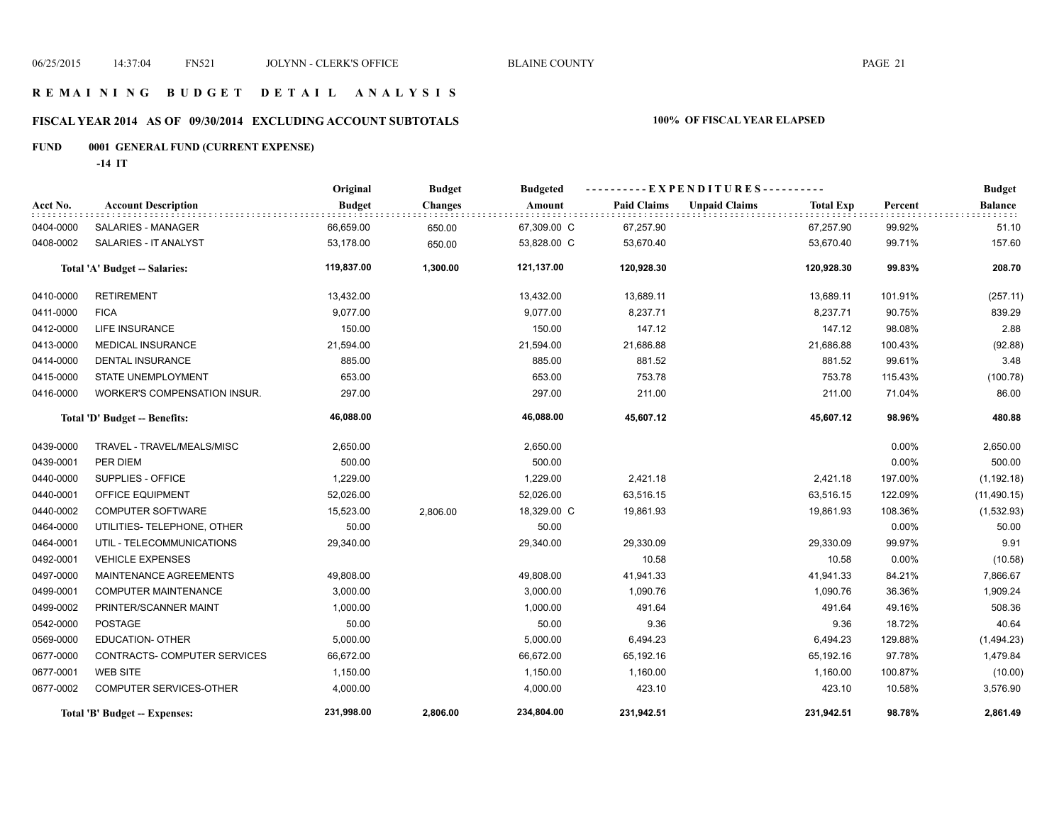# REMAINING BUDGET DETAIL ANALYSIS

## FISCAL YEAR 2014 AS OF 09/30/2014 EXCLUDING ACCOUNT SUBTOTALS

**100% OF FISCAL YEAR ELAPSED**

**FUND 0001 GENERAL FUND (CURRENT EXPENSE)**

**-14 IT**

| Acct No. | Account Description | Original Budget | Budget Changes | Budgeted Amount | Paid Claims | Unpaid Claims | Total Exp | Percent | Budget Balance |
|---|---|---|---|---|---|---|---|---|---|
| 0404-0000 | SALARIES - MANAGER | 66,659.00 | 650.00 | 67,309.00 C | 67,257.90 | | 67,257.90 | 99.92% | 51.10 |
| 0408-0002 | SALARIES - IT ANALYST | 53,178.00 | 650.00 | 53,828.00 C | 53,670.40 | | 53,670.40 | 99.71% | 157.60 |
| | **Total 'A' Budget -- Salaries:** | **119,837.00** | **1,300.00** | **121,137.00** | **120,928.30** | | **120,928.30** | **99.83%** | **208.70** |
| 0410-0000 | RETIREMENT | 13,432.00 | | 13,432.00 | 13,689.11 | | 13,689.11 | 101.91% | (257.11) |
| 0411-0000 | FICA | 9,077.00 | | 9,077.00 | 8,237.71 | | 8,237.71 | 90.75% | 839.29 |
| 0412-0000 | LIFE INSURANCE | 150.00 | | 150.00 | 147.12 | | 147.12 | 98.08% | 2.88 |
| 0413-0000 | MEDICAL INSURANCE | 21,594.00 | | 21,594.00 | 21,686.88 | | 21,686.88 | 100.43% | (92.88) |
| 0414-0000 | DENTAL INSURANCE | 885.00 | | 885.00 | 881.52 | | 881.52 | 99.61% | 3.48 |
| 0415-0000 | STATE UNEMPLOYMENT | 653.00 | | 653.00 | 753.78 | | 753.78 | 115.43% | (100.78) |
| 0416-0000 | WORKER'S COMPENSATION INSUR. | 297.00 | | 297.00 | 211.00 | | 211.00 | 71.04% | 86.00 |
| | **Total 'D' Budget -- Benefits:** | **46,088.00** | | **46,088.00** | **45,607.12** | | **45,607.12** | **98.96%** | **480.88** |
| 0439-0000 | TRAVEL - TRAVEL/MEALS/MISC | 2,650.00 | | 2,650.00 | | | | 0.00% | 2,650.00 |
| 0439-0001 | PER DIEM | 500.00 | | 500.00 | | | | 0.00% | 500.00 |
| 0440-0000 | SUPPLIES - OFFICE | 1,229.00 | | 1,229.00 | 2,421.18 | | 2,421.18 | 197.00% | (1,192.18) |
| 0440-0001 | OFFICE EQUIPMENT | 52,026.00 | | 52,026.00 | 63,516.15 | | 63,516.15 | 122.09% | (11,490.15) |
| 0440-0002 | COMPUTER SOFTWARE | 15,523.00 | 2,806.00 | 18,329.00 C | 19,861.93 | | 19,861.93 | 108.36% | (1,532.93) |
| 0464-0000 | UTILITIES- TELEPHONE, OTHER | 50.00 | | 50.00 | | | | 0.00% | 50.00 |
| 0464-0001 | UTIL - TELECOMMUNICATIONS | 29,340.00 | | 29,340.00 | 29,330.09 | | 29,330.09 | 99.97% | 9.91 |
| 0492-0001 | VEHICLE EXPENSES | | | | 10.58 | | 10.58 | 0.00% | (10.58) |
| 0497-0000 | MAINTENANCE AGREEMENTS | 49,808.00 | | 49,808.00 | 41,941.33 | | 41,941.33 | 84.21% | 7,866.67 |
| 0499-0001 | COMPUTER MAINTENANCE | 3,000.00 | | 3,000.00 | 1,090.76 | | 1,090.76 | 36.36% | 1,909.24 |
| 0499-0002 | PRINTER/SCANNER MAINT | 1,000.00 | | 1,000.00 | 491.64 | | 491.64 | 49.16% | 508.36 |
| 0542-0000 | POSTAGE | 50.00 | | 50.00 | 9.36 | | 9.36 | 18.72% | 40.64 |
| 0569-0000 | EDUCATION- OTHER | 5,000.00 | | 5,000.00 | 6,494.23 | | 6,494.23 | 129.88% | (1,494.23) |
| 0677-0000 | CONTRACTS- COMPUTER SERVICES | 66,672.00 | | 66,672.00 | 65,192.16 | | 65,192.16 | 97.78% | 1,479.84 |
| 0677-0001 | WEB SITE | 1,150.00 | | 1,150.00 | 1,160.00 | | 1,160.00 | 100.87% | (10.00) |
| 0677-0002 | COMPUTER SERVICES-OTHER | 4,000.00 | | 4,000.00 | 423.10 | | 423.10 | 10.58% | 3,576.90 |
| | **Total 'B' Budget -- Expenses:** | **231,998.00** | **2,806.00** | **234,804.00** | **231,942.51** | | **231,942.51** | **98.78%** | **2,861.49** |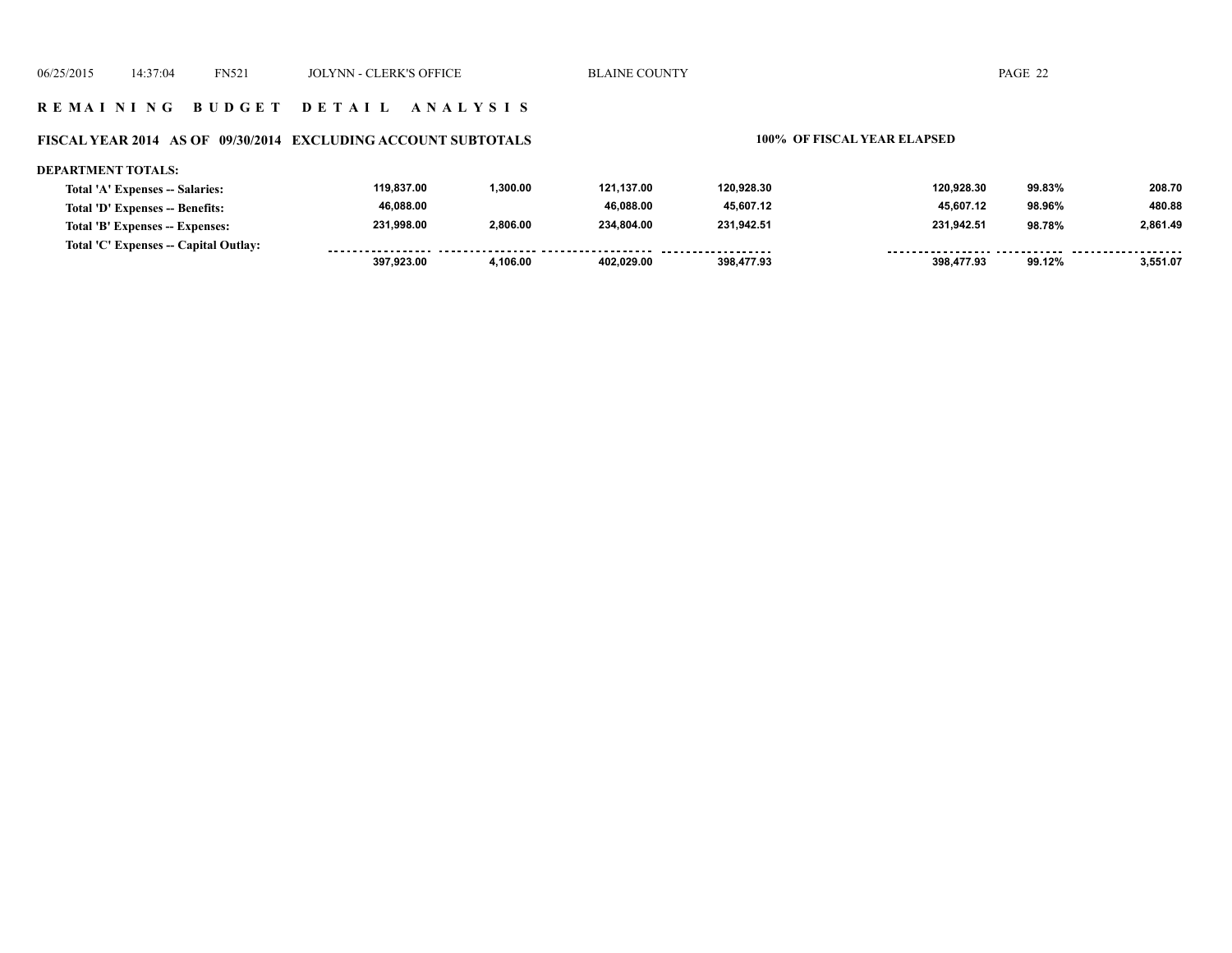## REMAINING BUDGET DETAIL ANALYSIS

### FISCAL YEAR 2014 AS OF 09/30/2014 EXCLUDING ACCOUNT SUBTOTALS

**100% OF FISCAL YEAR ELAPSED**

**DEPARTMENT TOTALS:**

| | | | | | | | |
|---|---|---|---|---|---|---|---|
| **Total 'A' Expenses -- Salaries:** | 119,837.00 | 1,300.00 | 121,137.00 | 120,928.30 | 120,928.30 | 99.83% | 208.70 |
| **Total 'D' Expenses -- Benefits:** | 46,088.00 | | 46,088.00 | 45,607.12 | 45,607.12 | 98.96% | 480.88 |
| **Total 'B' Expenses -- Expenses:** | 231,998.00 | 2,806.00 | 234,804.00 | 231,942.51 | 231,942.51 | 98.78% | 2,861.49 |
| **Total 'C' Expenses -- Capital Outlay:** | | | | | | | |
| | 397,923.00 | 4,106.00 | 402,029.00 | 398,477.93 | 398,477.93 | 99.12% | 3,551.07 |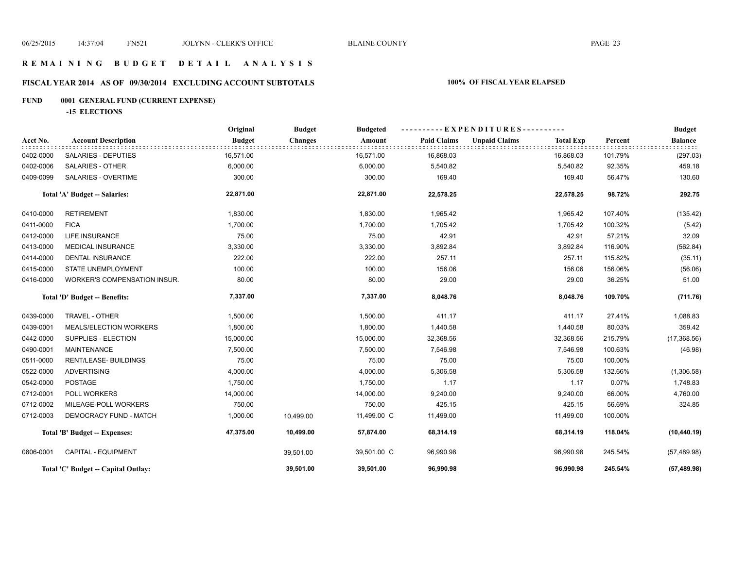# REMAINING BUDGET DETAIL ANALYSIS

## FISCAL YEAR 2014 AS OF 09/30/2014 EXCLUDING ACCOUNT SUBTOTALS

**100% OF FISCAL YEAR ELAPSED**

**FUND 0001 GENERAL FUND (CURRENT EXPENSE)**

**-15 ELECTIONS**

| Acct No. | Account Description | Original Budget | Budget Changes | Budgeted Amount | Paid Claims | Unpaid Claims | Total Exp | Percent | Budget Balance |
|---|---|---|---|---|---|---|---|---|---|
| 0402-0000 | SALARIES - DEPUTIES | 16,571.00 | | 16,571.00 | 16,868.03 | | 16,868.03 | 101.79% | (297.03) |
| 0402-0006 | SALARIES - OTHER | 6,000.00 | | 6,000.00 | 5,540.82 | | 5,540.82 | 92.35% | 459.18 |
| 0409-0099 | SALARIES - OVERTIME | 300.00 | | 300.00 | 169.40 | | 169.40 | 56.47% | 130.60 |
| | **Total 'A' Budget -- Salaries:** | **22,871.00** | | **22,871.00** | **22,578.25** | | **22,578.25** | **98.72%** | **292.75** |
| 0410-0000 | RETIREMENT | 1,830.00 | | 1,830.00 | 1,965.42 | | 1,965.42 | 107.40% | (135.42) |
| 0411-0000 | FICA | 1,700.00 | | 1,700.00 | 1,705.42 | | 1,705.42 | 100.32% | (5.42) |
| 0412-0000 | LIFE INSURANCE | 75.00 | | 75.00 | 42.91 | | 42.91 | 57.21% | 32.09 |
| 0413-0000 | MEDICAL INSURANCE | 3,330.00 | | 3,330.00 | 3,892.84 | | 3,892.84 | 116.90% | (562.84) |
| 0414-0000 | DENTAL INSURANCE | 222.00 | | 222.00 | 257.11 | | 257.11 | 115.82% | (35.11) |
| 0415-0000 | STATE UNEMPLOYMENT | 100.00 | | 100.00 | 156.06 | | 156.06 | 156.06% | (56.06) |
| 0416-0000 | WORKER'S COMPENSATION INSUR. | 80.00 | | 80.00 | 29.00 | | 29.00 | 36.25% | 51.00 |
| | **Total 'D' Budget -- Benefits:** | **7,337.00** | | **7,337.00** | **8,048.76** | | **8,048.76** | **109.70%** | **(711.76)** |
| 0439-0000 | TRAVEL - OTHER | 1,500.00 | | 1,500.00 | 411.17 | | 411.17 | 27.41% | 1,088.83 |
| 0439-0001 | MEALS/ELECTION WORKERS | 1,800.00 | | 1,800.00 | 1,440.58 | | 1,440.58 | 80.03% | 359.42 |
| 0442-0000 | SUPPLIES - ELECTION | 15,000.00 | | 15,000.00 | 32,368.56 | | 32,368.56 | 215.79% | (17,368.56) |
| 0490-0001 | MAINTENANCE | 7,500.00 | | 7,500.00 | 7,546.98 | | 7,546.98 | 100.63% | (46.98) |
| 0511-0000 | RENT/LEASE- BUILDINGS | 75.00 | | 75.00 | 75.00 | | 75.00 | 100.00% | |
| 0522-0000 | ADVERTISING | 4,000.00 | | 4,000.00 | 5,306.58 | | 5,306.58 | 132.66% | (1,306.58) |
| 0542-0000 | POSTAGE | 1,750.00 | | 1,750.00 | 1.17 | | 1.17 | 0.07% | 1,748.83 |
| 0712-0001 | POLL WORKERS | 14,000.00 | | 14,000.00 | 9,240.00 | | 9,240.00 | 66.00% | 4,760.00 |
| 0712-0002 | MILEAGE-POLL WORKERS | 750.00 | | 750.00 | 425.15 | | 425.15 | 56.69% | 324.85 |
| 0712-0003 | DEMOCRACY FUND - MATCH | 1,000.00 | 10,499.00 | 11,499.00 C | 11,499.00 | | 11,499.00 | 100.00% | |
| | **Total 'B' Budget -- Expenses:** | **47,375.00** | **10,499.00** | **57,874.00** | **68,314.19** | | **68,314.19** | **118.04%** | **(10,440.19)** |
| 0806-0001 | CAPITAL - EQUIPMENT | | 39,501.00 | 39,501.00 C | 96,990.98 | | 96,990.98 | 245.54% | (57,489.98) |
| | **Total 'C' Budget -- Capital Outlay:** | | **39,501.00** | **39,501.00** | **96,990.98** | | **96,990.98** | **245.54%** | **(57,489.98)** |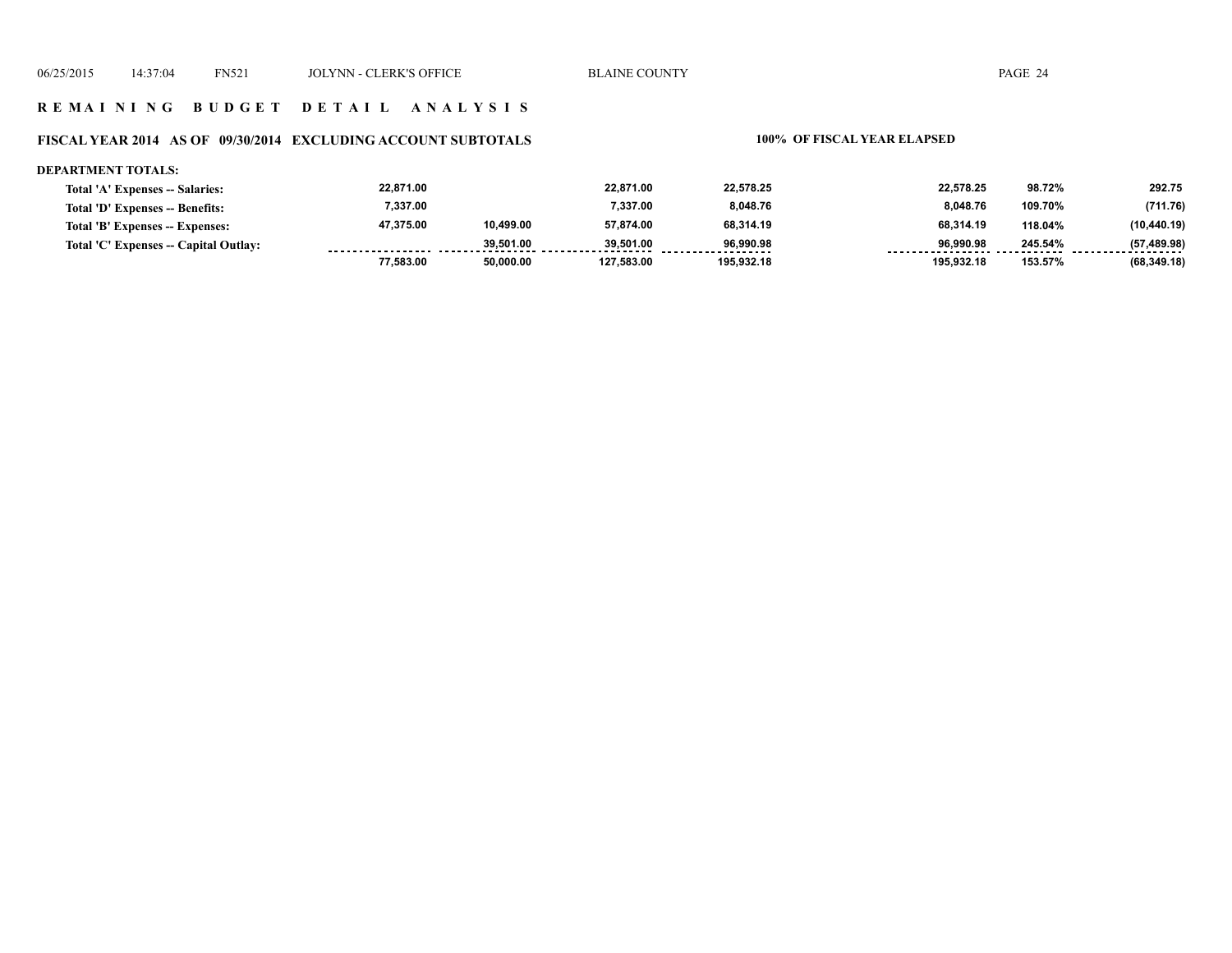## R E M A I N I N G   B U D G E T   D E T A I L   A N A L Y S I S

### FISCAL YEAR 2014 AS OF 09/30/2014 EXCLUDING ACCOUNT SUBTOTALS

100% OF FISCAL YEAR ELAPSED

**DEPARTMENT TOTALS:**

| | | | | | | | |
|---|---|---|---|---|---|---|---|
| **Total 'A' Expenses -- Salaries:** | 22,871.00 | | 22,871.00 | 22,578.25 | 22,578.25 | 98.72% | 292.75 |
| **Total 'D' Expenses -- Benefits:** | 7,337.00 | | 7,337.00 | 8,048.76 | 8,048.76 | 109.70% | (711.76) |
| **Total 'B' Expenses -- Expenses:** | 47,375.00 | 10,499.00 | 57,874.00 | 68,314.19 | 68,314.19 | 118.04% | (10,440.19) |
| **Total 'C' Expenses -- Capital Outlay:** | | 39,501.00 | 39,501.00 | 96,990.98 | 96,990.98 | 245.54% | (57,489.98) |
| | 77,583.00 | 50,000.00 | 127,583.00 | 195,932.18 | 195,932.18 | 153.57% | (68,349.18) |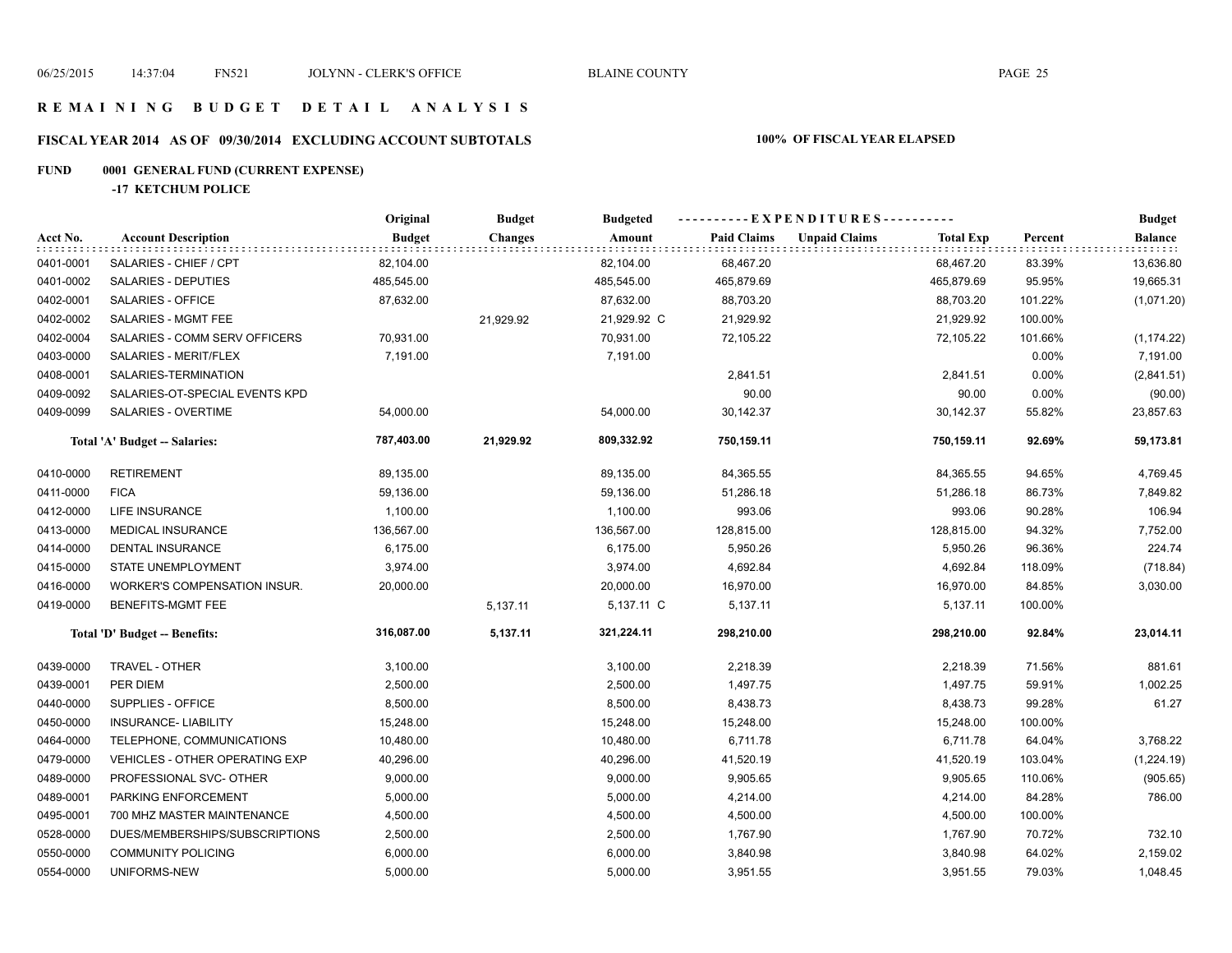# REMAINING BUDGET DETAIL ANALYSIS

## FISCAL YEAR 2014 AS OF 09/30/2014 EXCLUDING ACCOUNT SUBTOTALS

**100% OF FISCAL YEAR ELAPSED**

**FUND 0001 GENERAL FUND (CURRENT EXPENSE)**

**-17 KETCHUM POLICE**

| Acct No. | Account Description | Original Budget | Budget Changes | Budgeted Amount | Paid Claims | Unpaid Claims | Total Exp | Percent | Budget Balance |
|---|---|---|---|---|---|---|---|---|---|
| 0401-0001 | SALARIES - CHIEF / CPT | 82,104.00 | | 82,104.00 | 68,467.20 | | 68,467.20 | 83.39% | 13,636.80 |
| 0401-0002 | SALARIES - DEPUTIES | 485,545.00 | | 485,545.00 | 465,879.69 | | 465,879.69 | 95.95% | 19,665.31 |
| 0402-0001 | SALARIES - OFFICE | 87,632.00 | | 87,632.00 | 88,703.20 | | 88,703.20 | 101.22% | (1,071.20) |
| 0402-0002 | SALARIES - MGMT FEE | | 21,929.92 | 21,929.92 C | 21,929.92 | | 21,929.92 | 100.00% | |
| 0402-0004 | SALARIES - COMM SERV OFFICERS | 70,931.00 | | 70,931.00 | 72,105.22 | | 72,105.22 | 101.66% | (1,174.22) |
| 0403-0000 | SALARIES - MERIT/FLEX | 7,191.00 | | 7,191.00 | | | | 0.00% | 7,191.00 |
| 0408-0001 | SALARIES-TERMINATION | | | | 2,841.51 | | 2,841.51 | 0.00% | (2,841.51) |
| 0409-0092 | SALARIES-OT-SPECIAL EVENTS KPD | | | | 90.00 | | 90.00 | 0.00% | (90.00) |
| 0409-0099 | SALARIES - OVERTIME | 54,000.00 | | 54,000.00 | 30,142.37 | | 30,142.37 | 55.82% | 23,857.63 |
| | **Total 'A' Budget -- Salaries:** | **787,403.00** | **21,929.92** | **809,332.92** | **750,159.11** | | **750,159.11** | **92.69%** | **59,173.81** |
| 0410-0000 | RETIREMENT | 89,135.00 | | 89,135.00 | 84,365.55 | | 84,365.55 | 94.65% | 4,769.45 |
| 0411-0000 | FICA | 59,136.00 | | 59,136.00 | 51,286.18 | | 51,286.18 | 86.73% | 7,849.82 |
| 0412-0000 | LIFE INSURANCE | 1,100.00 | | 1,100.00 | 993.06 | | 993.06 | 90.28% | 106.94 |
| 0413-0000 | MEDICAL INSURANCE | 136,567.00 | | 136,567.00 | 128,815.00 | | 128,815.00 | 94.32% | 7,752.00 |
| 0414-0000 | DENTAL INSURANCE | 6,175.00 | | 6,175.00 | 5,950.26 | | 5,950.26 | 96.36% | 224.74 |
| 0415-0000 | STATE UNEMPLOYMENT | 3,974.00 | | 3,974.00 | 4,692.84 | | 4,692.84 | 118.09% | (718.84) |
| 0416-0000 | WORKER'S COMPENSATION INSUR. | 20,000.00 | | 20,000.00 | 16,970.00 | | 16,970.00 | 84.85% | 3,030.00 |
| 0419-0000 | BENEFITS-MGMT FEE | | 5,137.11 | 5,137.11 C | 5,137.11 | | 5,137.11 | 100.00% | |
| | **Total 'D' Budget -- Benefits:** | **316,087.00** | **5,137.11** | **321,224.11** | **298,210.00** | | **298,210.00** | **92.84%** | **23,014.11** |
| 0439-0000 | TRAVEL - OTHER | 3,100.00 | | 3,100.00 | 2,218.39 | | 2,218.39 | 71.56% | 881.61 |
| 0439-0001 | PER DIEM | 2,500.00 | | 2,500.00 | 1,497.75 | | 1,497.75 | 59.91% | 1,002.25 |
| 0440-0000 | SUPPLIES - OFFICE | 8,500.00 | | 8,500.00 | 8,438.73 | | 8,438.73 | 99.28% | 61.27 |
| 0450-0000 | INSURANCE- LIABILITY | 15,248.00 | | 15,248.00 | 15,248.00 | | 15,248.00 | 100.00% | |
| 0464-0000 | TELEPHONE, COMMUNICATIONS | 10,480.00 | | 10,480.00 | 6,711.78 | | 6,711.78 | 64.04% | 3,768.22 |
| 0479-0000 | VEHICLES - OTHER OPERATING EXP | 40,296.00 | | 40,296.00 | 41,520.19 | | 41,520.19 | 103.04% | (1,224.19) |
| 0489-0000 | PROFESSIONAL SVC- OTHER | 9,000.00 | | 9,000.00 | 9,905.65 | | 9,905.65 | 110.06% | (905.65) |
| 0489-0001 | PARKING ENFORCEMENT | 5,000.00 | | 5,000.00 | 4,214.00 | | 4,214.00 | 84.28% | 786.00 |
| 0495-0001 | 700 MHZ MASTER MAINTENANCE | 4,500.00 | | 4,500.00 | 4,500.00 | | 4,500.00 | 100.00% | |
| 0528-0000 | DUES/MEMBERSHIPS/SUBSCRIPTIONS | 2,500.00 | | 2,500.00 | 1,767.90 | | 1,767.90 | 70.72% | 732.10 |
| 0550-0000 | COMMUNITY POLICING | 6,000.00 | | 6,000.00 | 3,840.98 | | 3,840.98 | 64.02% | 2,159.02 |
| 0554-0000 | UNIFORMS-NEW | 5,000.00 | | 5,000.00 | 3,951.55 | | 3,951.55 | 79.03% | 1,048.45 |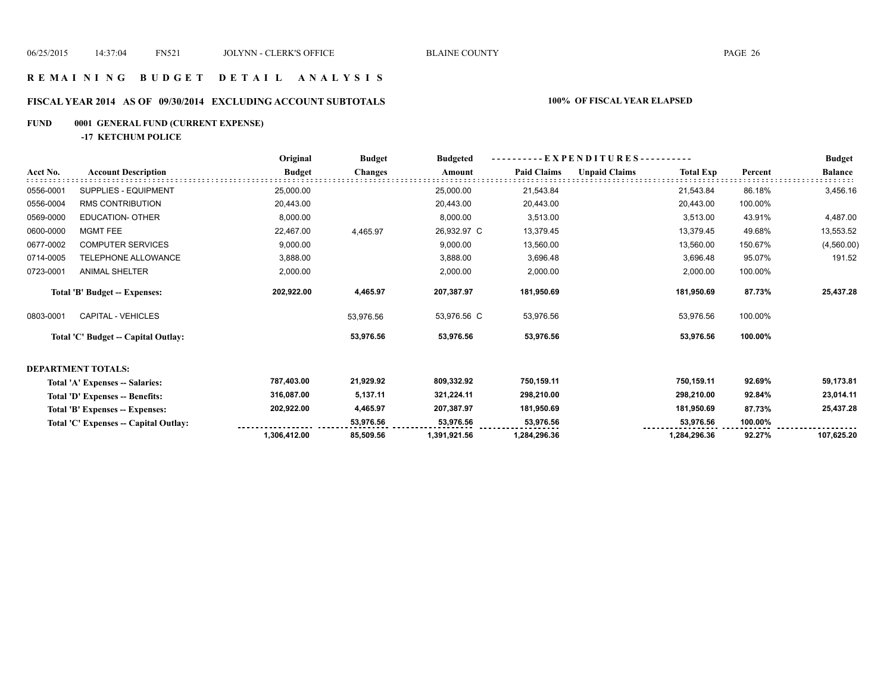# REMAINING BUDGET DETAIL ANALYSIS

## FISCAL YEAR 2014 AS OF 09/30/2014 EXCLUDING ACCOUNT SUBTOTALS

**100% OF FISCAL YEAR ELAPSED**

**FUND 0001 GENERAL FUND (CURRENT EXPENSE)**

**-17 KETCHUM POLICE**

| Acct No. | Account Description | Original Budget | Budget Changes | Budgeted Amount | Paid Claims | Unpaid Claims | Total Exp | Percent | Budget Balance |
|---|---|---|---|---|---|---|---|---|---|
| 0556-0001 | SUPPLIES - EQUIPMENT | 25,000.00 | | 25,000.00 | 21,543.84 | | 21,543.84 | 86.18% | 3,456.16 |
| 0556-0004 | RMS CONTRIBUTION | 20,443.00 | | 20,443.00 | 20,443.00 | | 20,443.00 | 100.00% | |
| 0569-0000 | EDUCATION- OTHER | 8,000.00 | | 8,000.00 | 3,513.00 | | 3,513.00 | 43.91% | 4,487.00 |
| 0600-0000 | MGMT FEE | 22,467.00 | 4,465.97 | 26,932.97 C | 13,379.45 | | 13,379.45 | 49.68% | 13,553.52 |
| 0677-0002 | COMPUTER SERVICES | 9,000.00 | | 9,000.00 | 13,560.00 | | 13,560.00 | 150.67% | (4,560.00) |
| 0714-0005 | TELEPHONE ALLOWANCE | 3,888.00 | | 3,888.00 | 3,696.48 | | 3,696.48 | 95.07% | 191.52 |
| 0723-0001 | ANIMAL SHELTER | 2,000.00 | | 2,000.00 | 2,000.00 | | 2,000.00 | 100.00% | |
| | **Total 'B' Budget -- Expenses:** | **202,922.00** | **4,465.97** | **207,387.97** | **181,950.69** | | **181,950.69** | **87.73%** | **25,437.28** |
| 0803-0001 | CAPITAL - VEHICLES | | 53,976.56 | 53,976.56 C | 53,976.56 | | 53,976.56 | 100.00% | |
| | **Total 'C' Budget -- Capital Outlay:** | | **53,976.56** | **53,976.56** | **53,976.56** | | **53,976.56** | **100.00%** | |
| **DEPARTMENT TOTALS:** | | | | | | | | | |
| | **Total 'A' Expenses -- Salaries:** | **787,403.00** | **21,929.92** | **809,332.92** | **750,159.11** | | **750,159.11** | **92.69%** | **59,173.81** |
| | **Total 'D' Expenses -- Benefits:** | **316,087.00** | **5,137.11** | **321,224.11** | **298,210.00** | | **298,210.00** | **92.84%** | **23,014.11** |
| | **Total 'B' Expenses -- Expenses:** | **202,922.00** | **4,465.97** | **207,387.97** | **181,950.69** | | **181,950.69** | **87.73%** | **25,437.28** |
| | **Total 'C' Expenses -- Capital Outlay:** | | **53,976.56** | **53,976.56** | **53,976.56** | | **53,976.56** | **100.00%** | |
| | | **1,306,412.00** | **85,509.56** | **1,391,921.56** | **1,284,296.36** | | **1,284,296.36** | **92.27%** | **107,625.20** |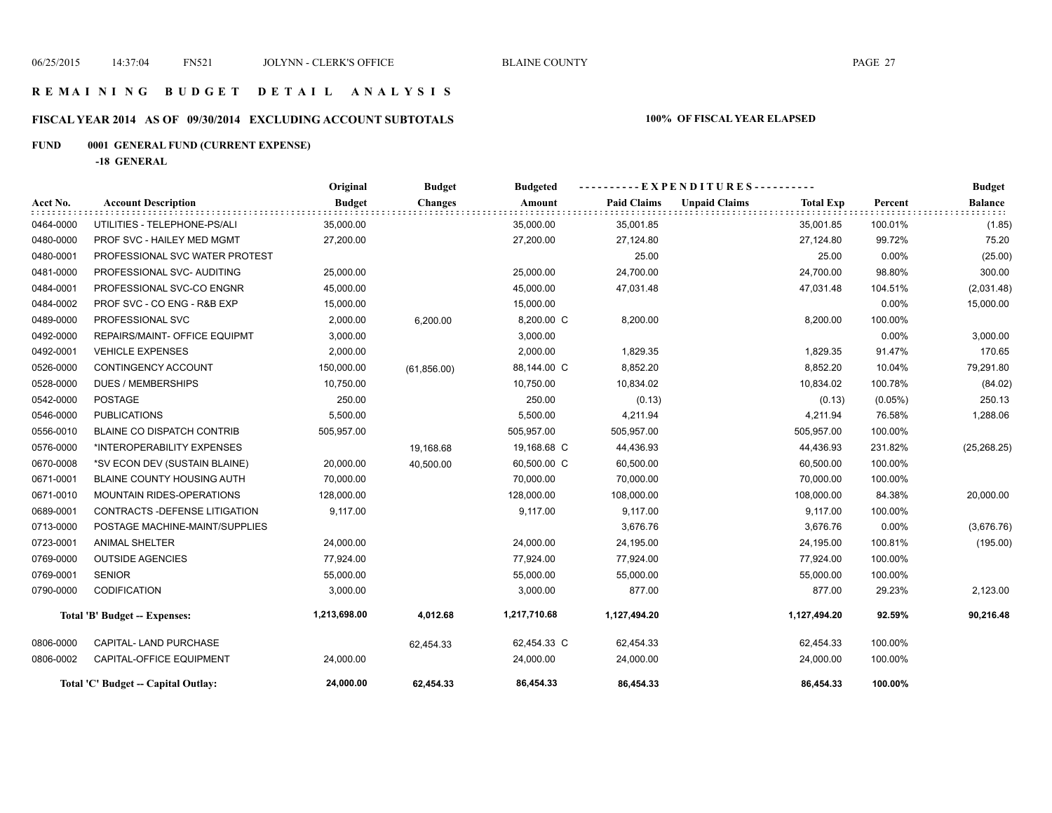# R E M A I N I N G   B U D G E T   D E T A I L   A N A L Y S I S

## FISCAL YEAR 2014 AS OF 09/30/2014 EXCLUDING ACCOUNT SUBTOTALS

**100% OF FISCAL YEAR ELAPSED**

### FUND 0001 GENERAL FUND (CURRENT EXPENSE)

**-18 GENERAL**

| Acct No. | Account Description | Original Budget | Budget Changes | Budgeted Amount | EXPENDITURES Paid Claims | Unpaid Claims | Total Exp | Percent | Budget Balance |
|---|---|---|---|---|---|---|---|---|---|
| 0464-0000 | UTILITIES - TELEPHONE-PS/ALI | 35,000.00 | | 35,000.00 | 35,001.85 | | 35,001.85 | 100.01% | (1.85) |
| 0480-0000 | PROF SVC - HAILEY MED MGMT | 27,200.00 | | 27,200.00 | 27,124.80 | | 27,124.80 | 99.72% | 75.20 |
| 0480-0001 | PROFESSIONAL SVC WATER PROTEST | | | | 25.00 | | 25.00 | 0.00% | (25.00) |
| 0481-0000 | PROFESSIONAL SVC- AUDITING | 25,000.00 | | 25,000.00 | 24,700.00 | | 24,700.00 | 98.80% | 300.00 |
| 0484-0001 | PROFESSIONAL SVC-CO ENGNR | 45,000.00 | | 45,000.00 | 47,031.48 | | 47,031.48 | 104.51% | (2,031.48) |
| 0484-0002 | PROF SVC - CO ENG - R&B EXP | 15,000.00 | | 15,000.00 | | | | 0.00% | 15,000.00 |
| 0489-0000 | PROFESSIONAL SVC | 2,000.00 | 6,200.00 | 8,200.00 C | 8,200.00 | | 8,200.00 | 100.00% | |
| 0492-0000 | REPAIRS/MAINT- OFFICE EQUIPMT | 3,000.00 | | 3,000.00 | | | | 0.00% | 3,000.00 |
| 0492-0001 | VEHICLE EXPENSES | 2,000.00 | | 2,000.00 | 1,829.35 | | 1,829.35 | 91.47% | 170.65 |
| 0526-0000 | CONTINGENCY ACCOUNT | 150,000.00 | (61,856.00) | 88,144.00 C | 8,852.20 | | 8,852.20 | 10.04% | 79,291.80 |
| 0528-0000 | DUES / MEMBERSHIPS | 10,750.00 | | 10,750.00 | 10,834.02 | | 10,834.02 | 100.78% | (84.02) |
| 0542-0000 | POSTAGE | 250.00 | | 250.00 | (0.13) | | (0.13) | (0.05%) | 250.13 |
| 0546-0000 | PUBLICATIONS | 5,500.00 | | 5,500.00 | 4,211.94 | | 4,211.94 | 76.58% | 1,288.06 |
| 0556-0010 | BLAINE CO DISPATCH CONTRIB | 505,957.00 | | 505,957.00 | 505,957.00 | | 505,957.00 | 100.00% | |
| 0576-0000 | *INTEROPERABILITY EXPENSES | | 19,168.68 | 19,168.68 C | 44,436.93 | | 44,436.93 | 231.82% | (25,268.25) |
| 0670-0008 | *SV ECON DEV (SUSTAIN BLAINE) | 20,000.00 | 40,500.00 | 60,500.00 C | 60,500.00 | | 60,500.00 | 100.00% | |
| 0671-0001 | BLAINE COUNTY HOUSING AUTH | 70,000.00 | | 70,000.00 | 70,000.00 | | 70,000.00 | 100.00% | |
| 0671-0010 | MOUNTAIN RIDES-OPERATIONS | 128,000.00 | | 128,000.00 | 108,000.00 | | 108,000.00 | 84.38% | 20,000.00 |
| 0689-0001 | CONTRACTS -DEFENSE LITIGATION | 9,117.00 | | 9,117.00 | 9,117.00 | | 9,117.00 | 100.00% | |
| 0713-0000 | POSTAGE MACHINE-MAINT/SUPPLIES | | | | 3,676.76 | | 3,676.76 | 0.00% | (3,676.76) |
| 0723-0001 | ANIMAL SHELTER | 24,000.00 | | 24,000.00 | 24,195.00 | | 24,195.00 | 100.81% | (195.00) |
| 0769-0000 | OUTSIDE AGENCIES | 77,924.00 | | 77,924.00 | 77,924.00 | | 77,924.00 | 100.00% | |
| 0769-0001 | SENIOR | 55,000.00 | | 55,000.00 | 55,000.00 | | 55,000.00 | 100.00% | |
| 0790-0000 | CODIFICATION | 3,000.00 | | 3,000.00 | 877.00 | | 877.00 | 29.23% | 2,123.00 |
| | **Total 'B' Budget -- Expenses:** | **1,213,698.00** | **4,012.68** | **1,217,710.68** | **1,127,494.20** | | **1,127,494.20** | **92.59%** | **90,216.48** |
| 0806-0000 | CAPITAL- LAND PURCHASE | | 62,454.33 | 62,454.33 C | 62,454.33 | | 62,454.33 | 100.00% | |
| 0806-0002 | CAPITAL-OFFICE EQUIPMENT | 24,000.00 | | 24,000.00 | 24,000.00 | | 24,000.00 | 100.00% | |
| | **Total 'C' Budget -- Capital Outlay:** | **24,000.00** | **62,454.33** | **86,454.33** | **86,454.33** | | **86,454.33** | **100.00%** | |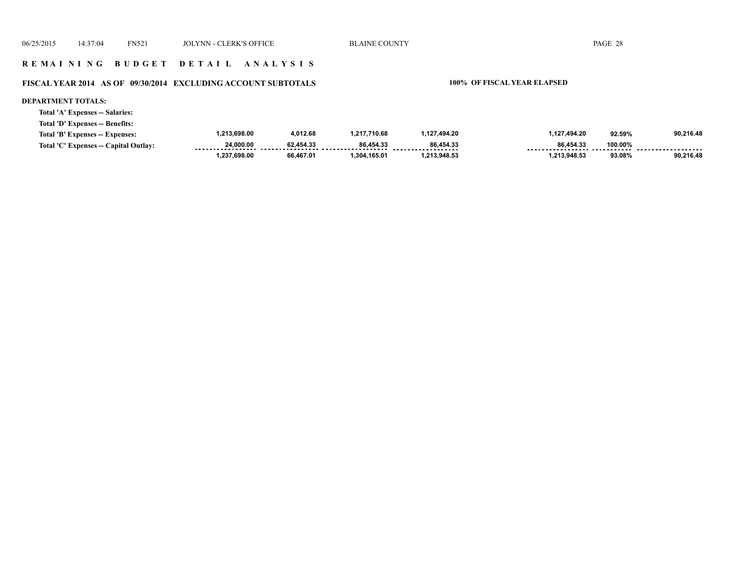**REMAINING BUDGET DETAIL ANALYSIS**

**FISCAL YEAR 2014 AS OF 09/30/2014 EXCLUDING ACCOUNT SUBTOTALS** **100% OF FISCAL YEAR ELAPSED**

**DEPARTMENT TOTALS:**

| | | | | | | | |
|---|---|---|---|---|---|---|---|
| **Total 'A' Expenses -- Salaries:** | | | | | | | |
| **Total 'D' Expenses -- Benefits:** | | | | | | | |
| **Total 'B' Expenses -- Expenses:** | 1,213,698.00 | 4,012.68 | 1,217,710.68 | 1,127,494.20 | 1,127,494.20 | 92.59% | 90,216.48 |
| **Total 'C' Expenses -- Capital Outlay:** | 24,000.00 | 62,454.33 | 86,454.33 | 86,454.33 | 86,454.33 | 100.00% | |
| | 1,237,698.00 | 66,467.01 | 1,304,165.01 | 1,213,948.53 | 1,213,948.53 | 93.08% | 90,216.48 |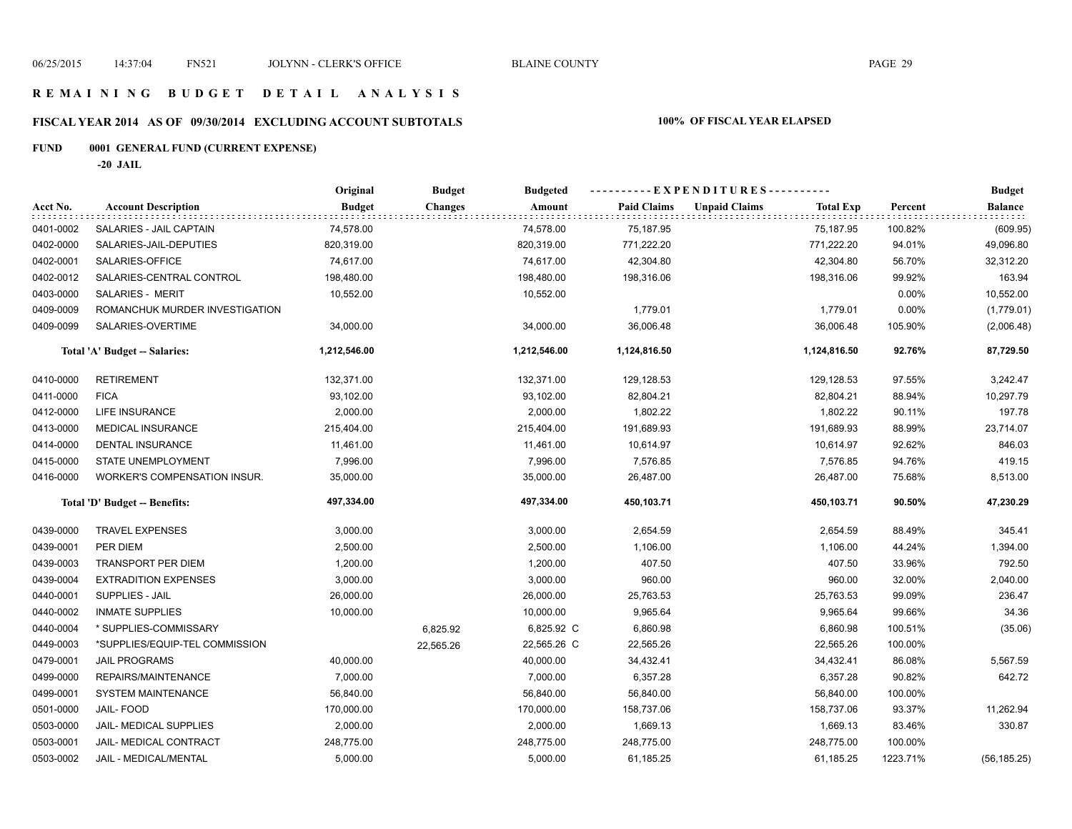# R E M A I N I N G   B U D G E T   D E T A I L   A N A L Y S I S

## FISCAL YEAR 2014 AS OF 09/30/2014 EXCLUDING ACCOUNT SUBTOTALS

**100% OF FISCAL YEAR ELAPSED**

### FUND 0001 GENERAL FUND (CURRENT EXPENSE)

**-20 JAIL**

| Acct No. | Account Description | Original Budget | Budget Changes | Budgeted Amount | Paid Claims | Unpaid Claims | Total Exp | Percent | Budget Balance |
|---|---|---|---|---|---|---|---|---|---|
| 0401-0002 | SALARIES - JAIL CAPTAIN | 74,578.00 | | 74,578.00 | 75,187.95 | | 75,187.95 | 100.82% | (609.95) |
| 0402-0000 | SALARIES-JAIL-DEPUTIES | 820,319.00 | | 820,319.00 | 771,222.20 | | 771,222.20 | 94.01% | 49,096.80 |
| 0402-0001 | SALARIES-OFFICE | 74,617.00 | | 74,617.00 | 42,304.80 | | 42,304.80 | 56.70% | 32,312.20 |
| 0402-0012 | SALARIES-CENTRAL CONTROL | 198,480.00 | | 198,480.00 | 198,316.06 | | 198,316.06 | 99.92% | 163.94 |
| 0403-0000 | SALARIES - MERIT | 10,552.00 | | 10,552.00 | | | | 0.00% | 10,552.00 |
| 0409-0009 | ROMANCHUK MURDER INVESTIGATION | | | | 1,779.01 | | 1,779.01 | 0.00% | (1,779.01) |
| 0409-0099 | SALARIES-OVERTIME | 34,000.00 | | 34,000.00 | 36,006.48 | | 36,006.48 | 105.90% | (2,006.48) |
| | **Total 'A' Budget -- Salaries:** | **1,212,546.00** | | **1,212,546.00** | **1,124,816.50** | | **1,124,816.50** | **92.76%** | **87,729.50** |
| 0410-0000 | RETIREMENT | 132,371.00 | | 132,371.00 | 129,128.53 | | 129,128.53 | 97.55% | 3,242.47 |
| 0411-0000 | FICA | 93,102.00 | | 93,102.00 | 82,804.21 | | 82,804.21 | 88.94% | 10,297.79 |
| 0412-0000 | LIFE INSURANCE | 2,000.00 | | 2,000.00 | 1,802.22 | | 1,802.22 | 90.11% | 197.78 |
| 0413-0000 | MEDICAL INSURANCE | 215,404.00 | | 215,404.00 | 191,689.93 | | 191,689.93 | 88.99% | 23,714.07 |
| 0414-0000 | DENTAL INSURANCE | 11,461.00 | | 11,461.00 | 10,614.97 | | 10,614.97 | 92.62% | 846.03 |
| 0415-0000 | STATE UNEMPLOYMENT | 7,996.00 | | 7,996.00 | 7,576.85 | | 7,576.85 | 94.76% | 419.15 |
| 0416-0000 | WORKER'S COMPENSATION INSUR. | 35,000.00 | | 35,000.00 | 26,487.00 | | 26,487.00 | 75.68% | 8,513.00 |
| | **Total 'D' Budget -- Benefits:** | **497,334.00** | | **497,334.00** | **450,103.71** | | **450,103.71** | **90.50%** | **47,230.29** |
| 0439-0000 | TRAVEL EXPENSES | 3,000.00 | | 3,000.00 | 2,654.59 | | 2,654.59 | 88.49% | 345.41 |
| 0439-0001 | PER DIEM | 2,500.00 | | 2,500.00 | 1,106.00 | | 1,106.00 | 44.24% | 1,394.00 |
| 0439-0003 | TRANSPORT PER DIEM | 1,200.00 | | 1,200.00 | 407.50 | | 407.50 | 33.96% | 792.50 |
| 0439-0004 | EXTRADITION EXPENSES | 3,000.00 | | 3,000.00 | 960.00 | | 960.00 | 32.00% | 2,040.00 |
| 0440-0001 | SUPPLIES - JAIL | 26,000.00 | | 26,000.00 | 25,763.53 | | 25,763.53 | 99.09% | 236.47 |
| 0440-0002 | INMATE SUPPLIES | 10,000.00 | | 10,000.00 | 9,965.64 | | 9,965.64 | 99.66% | 34.36 |
| 0440-0004 | * SUPPLIES-COMMISSARY | | 6,825.92 | 6,825.92 C | 6,860.98 | | 6,860.98 | 100.51% | (35.06) |
| 0449-0003 | *SUPPLIES/EQUIP-TEL COMMISSION | | 22,565.26 | 22,565.26 C | 22,565.26 | | 22,565.26 | 100.00% | |
| 0479-0001 | JAIL PROGRAMS | 40,000.00 | | 40,000.00 | 34,432.41 | | 34,432.41 | 86.08% | 5,567.59 |
| 0499-0000 | REPAIRS/MAINTENANCE | 7,000.00 | | 7,000.00 | 6,357.28 | | 6,357.28 | 90.82% | 642.72 |
| 0499-0001 | SYSTEM MAINTENANCE | 56,840.00 | | 56,840.00 | 56,840.00 | | 56,840.00 | 100.00% | |
| 0501-0000 | JAIL- FOOD | 170,000.00 | | 170,000.00 | 158,737.06 | | 158,737.06 | 93.37% | 11,262.94 |
| 0503-0000 | JAIL- MEDICAL SUPPLIES | 2,000.00 | | 2,000.00 | 1,669.13 | | 1,669.13 | 83.46% | 330.87 |
| 0503-0001 | JAIL- MEDICAL CONTRACT | 248,775.00 | | 248,775.00 | 248,775.00 | | 248,775.00 | 100.00% | |
| 0503-0002 | JAIL - MEDICAL/MENTAL | 5,000.00 | | 5,000.00 | 61,185.25 | | 61,185.25 | 1223.71% | (56,185.25) |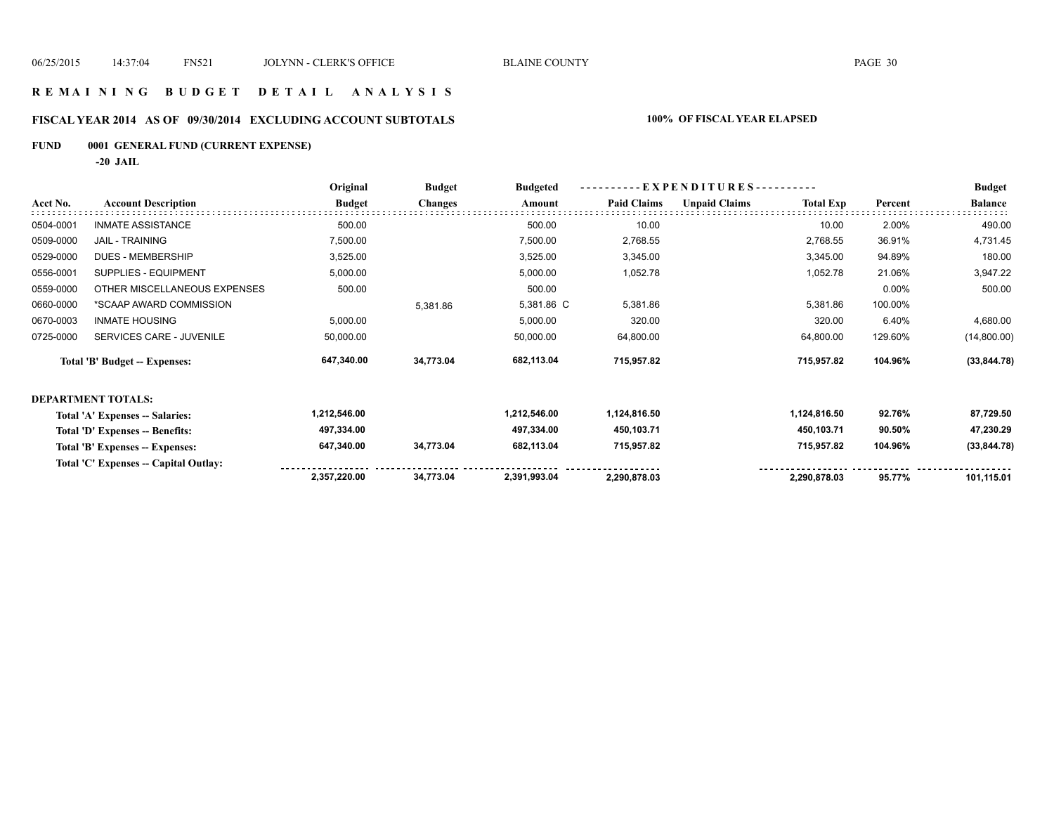## R E M A I N I N G   B U D G E T   D E T A I L   A N A L Y S I S

### FISCAL YEAR 2014   AS OF 09/30/2014   EXCLUDING ACCOUNT SUBTOTALS   100% OF FISCAL YEAR ELAPSED

**FUND   0001 GENERAL FUND (CURRENT EXPENSE)**

**-20 JAIL**

| Acct No. | Account Description | Original Budget | Budget Changes | Budgeted Amount | Paid Claims | Unpaid Claims | Total Exp | Percent | Budget Balance |
|---|---|---|---|---|---|---|---|---|---|
| 0504-0001 | INMATE ASSISTANCE | 500.00 | | 500.00 | 10.00 | | 10.00 | 2.00% | 490.00 |
| 0509-0000 | JAIL - TRAINING | 7,500.00 | | 7,500.00 | 2,768.55 | | 2,768.55 | 36.91% | 4,731.45 |
| 0529-0000 | DUES - MEMBERSHIP | 3,525.00 | | 3,525.00 | 3,345.00 | | 3,345.00 | 94.89% | 180.00 |
| 0556-0001 | SUPPLIES - EQUIPMENT | 5,000.00 | | 5,000.00 | 1,052.78 | | 1,052.78 | 21.06% | 3,947.22 |
| 0559-0000 | OTHER MISCELLANEOUS EXPENSES | 500.00 | | 500.00 | | | | 0.00% | 500.00 |
| 0660-0000 | *SCAAP AWARD COMMISSION | | 5,381.86 | 5,381.86 C | 5,381.86 | | 5,381.86 | 100.00% | |
| 0670-0003 | INMATE HOUSING | 5,000.00 | | 5,000.00 | 320.00 | | 320.00 | 6.40% | 4,680.00 |
| 0725-0000 | SERVICES CARE - JUVENILE | 50,000.00 | | 50,000.00 | 64,800.00 | | 64,800.00 | 129.60% | (14,800.00) |
| | **Total 'B' Budget -- Expenses:** | **647,340.00** | **34,773.04** | **682,113.04** | **715,957.82** | | **715,957.82** | **104.96%** | **(33,844.78)** |

**DEPARTMENT TOTALS:**

| | Original Budget | Budget Changes | Budgeted Amount | Paid Claims | Unpaid Claims | Total Exp | Percent | Budget Balance |
|---|---|---|---|---|---|---|---|---|
| **Total 'A' Expenses -- Salaries:** | **1,212,546.00** | | **1,212,546.00** | **1,124,816.50** | | **1,124,816.50** | **92.76%** | **87,729.50** |
| **Total 'D' Expenses -- Benefits:** | **497,334.00** | | **497,334.00** | **450,103.71** | | **450,103.71** | **90.50%** | **47,230.29** |
| **Total 'B' Expenses -- Expenses:** | **647,340.00** | **34,773.04** | **682,113.04** | **715,957.82** | | **715,957.82** | **104.96%** | **(33,844.78)** |
| **Total 'C' Expenses -- Capital Outlay:** | | | | | | | | |
| | **2,357,220.00** | **34,773.04** | **2,391,993.04** | **2,290,878.03** | | **2,290,878.03** | **95.77%** | **101,115.01** |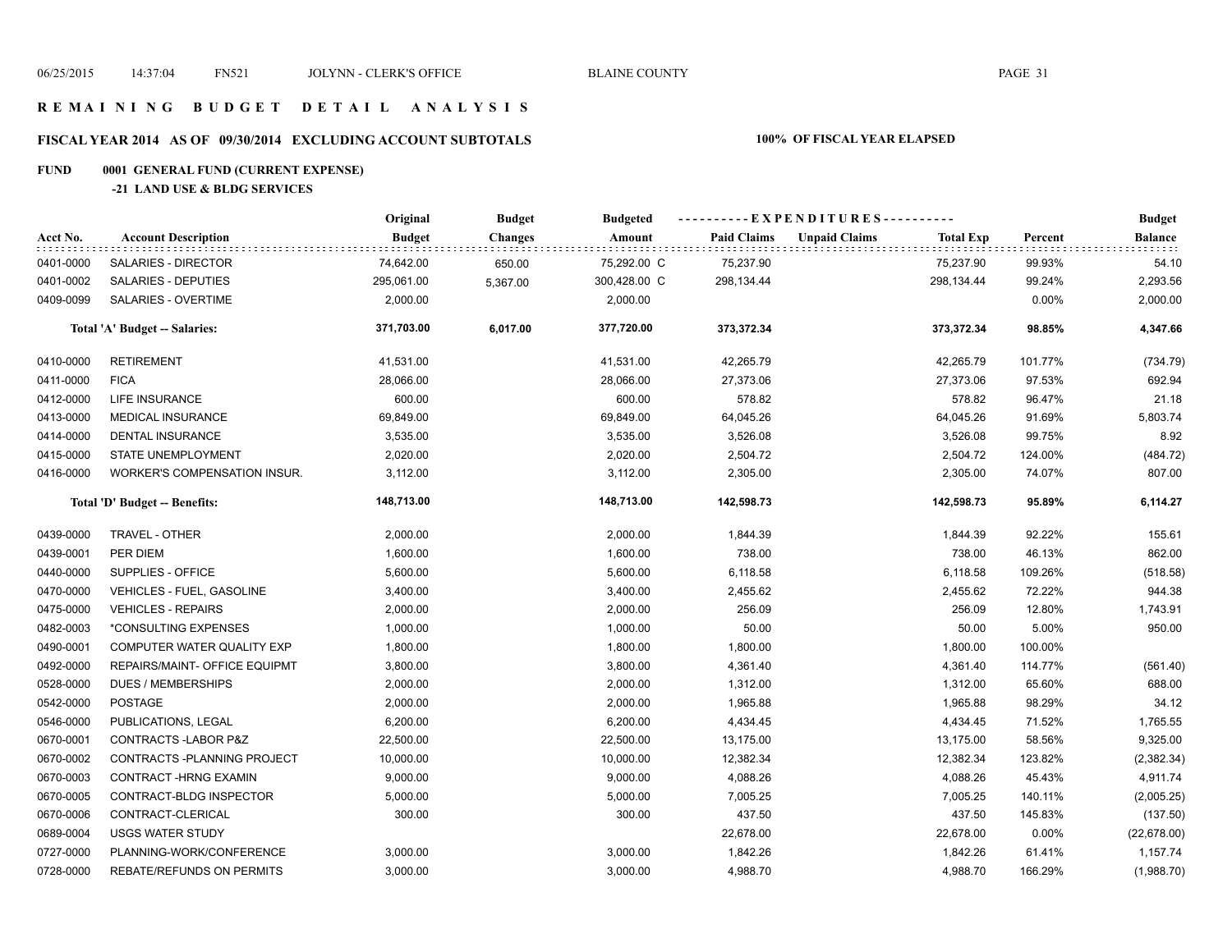# R E M A I N I N G  B U D G E T  D E T A I L  A N A L Y S I S

## FISCAL YEAR 2014 AS OF 09/30/2014 EXCLUDING ACCOUNT SUBTOTALS

**100% OF FISCAL YEAR ELAPSED**

### FUND 0001 GENERAL FUND (CURRENT EXPENSE)

#### -21 LAND USE & BLDG SERVICES

| Acct No. | Account Description | Original Budget | Budget Changes | Budgeted Amount | Paid Claims | Unpaid Claims | Total Exp | Percent | Budget Balance |
|---|---|---|---|---|---|---|---|---|---|
| 0401-0000 | SALARIES - DIRECTOR | 74,642.00 | 650.00 | 75,292.00 C | 75,237.90 | | 75,237.90 | 99.93% | 54.10 |
| 0401-0002 | SALARIES - DEPUTIES | 295,061.00 | 5,367.00 | 300,428.00 C | 298,134.44 | | 298,134.44 | 99.24% | 2,293.56 |
| 0409-0099 | SALARIES - OVERTIME | 2,000.00 | | 2,000.00 | | | | 0.00% | 2,000.00 |
| | **Total 'A' Budget -- Salaries:** | **371,703.00** | **6,017.00** | **377,720.00** | **373,372.34** | | **373,372.34** | **98.85%** | **4,347.66** |
| 0410-0000 | RETIREMENT | 41,531.00 | | 41,531.00 | 42,265.79 | | 42,265.79 | 101.77% | (734.79) |
| 0411-0000 | FICA | 28,066.00 | | 28,066.00 | 27,373.06 | | 27,373.06 | 97.53% | 692.94 |
| 0412-0000 | LIFE INSURANCE | 600.00 | | 600.00 | 578.82 | | 578.82 | 96.47% | 21.18 |
| 0413-0000 | MEDICAL INSURANCE | 69,849.00 | | 69,849.00 | 64,045.26 | | 64,045.26 | 91.69% | 5,803.74 |
| 0414-0000 | DENTAL INSURANCE | 3,535.00 | | 3,535.00 | 3,526.08 | | 3,526.08 | 99.75% | 8.92 |
| 0415-0000 | STATE UNEMPLOYMENT | 2,020.00 | | 2,020.00 | 2,504.72 | | 2,504.72 | 124.00% | (484.72) |
| 0416-0000 | WORKER'S COMPENSATION INSUR. | 3,112.00 | | 3,112.00 | 2,305.00 | | 2,305.00 | 74.07% | 807.00 |
| | **Total 'D' Budget -- Benefits:** | **148,713.00** | | **148,713.00** | **142,598.73** | | **142,598.73** | **95.89%** | **6,114.27** |
| 0439-0000 | TRAVEL - OTHER | 2,000.00 | | 2,000.00 | 1,844.39 | | 1,844.39 | 92.22% | 155.61 |
| 0439-0001 | PER DIEM | 1,600.00 | | 1,600.00 | 738.00 | | 738.00 | 46.13% | 862.00 |
| 0440-0000 | SUPPLIES - OFFICE | 5,600.00 | | 5,600.00 | 6,118.58 | | 6,118.58 | 109.26% | (518.58) |
| 0470-0000 | VEHICLES - FUEL, GASOLINE | 3,400.00 | | 3,400.00 | 2,455.62 | | 2,455.62 | 72.22% | 944.38 |
| 0475-0000 | VEHICLES - REPAIRS | 2,000.00 | | 2,000.00 | 256.09 | | 256.09 | 12.80% | 1,743.91 |
| 0482-0003 | *CONSULTING EXPENSES | 1,000.00 | | 1,000.00 | 50.00 | | 50.00 | 5.00% | 950.00 |
| 0490-0001 | COMPUTER WATER QUALITY EXP | 1,800.00 | | 1,800.00 | 1,800.00 | | 1,800.00 | 100.00% | |
| 0492-0000 | REPAIRS/MAINT- OFFICE EQUIPMT | 3,800.00 | | 3,800.00 | 4,361.40 | | 4,361.40 | 114.77% | (561.40) |
| 0528-0000 | DUES / MEMBERSHIPS | 2,000.00 | | 2,000.00 | 1,312.00 | | 1,312.00 | 65.60% | 688.00 |
| 0542-0000 | POSTAGE | 2,000.00 | | 2,000.00 | 1,965.88 | | 1,965.88 | 98.29% | 34.12 |
| 0546-0000 | PUBLICATIONS, LEGAL | 6,200.00 | | 6,200.00 | 4,434.45 | | 4,434.45 | 71.52% | 1,765.55 |
| 0670-0001 | CONTRACTS -LABOR P&Z | 22,500.00 | | 22,500.00 | 13,175.00 | | 13,175.00 | 58.56% | 9,325.00 |
| 0670-0002 | CONTRACTS -PLANNING PROJECT | 10,000.00 | | 10,000.00 | 12,382.34 | | 12,382.34 | 123.82% | (2,382.34) |
| 0670-0003 | CONTRACT -HRNG EXAMIN | 9,000.00 | | 9,000.00 | 4,088.26 | | 4,088.26 | 45.43% | 4,911.74 |
| 0670-0005 | CONTRACT-BLDG INSPECTOR | 5,000.00 | | 5,000.00 | 7,005.25 | | 7,005.25 | 140.11% | (2,005.25) |
| 0670-0006 | CONTRACT-CLERICAL | 300.00 | | 300.00 | 437.50 | | 437.50 | 145.83% | (137.50) |
| 0689-0004 | USGS WATER STUDY | | | | 22,678.00 | | 22,678.00 | 0.00% | (22,678.00) |
| 0727-0000 | PLANNING-WORK/CONFERENCE | 3,000.00 | | 3,000.00 | 1,842.26 | | 1,842.26 | 61.41% | 1,157.74 |
| 0728-0000 | REBATE/REFUNDS ON PERMITS | 3,000.00 | | 3,000.00 | 4,988.70 | | 4,988.70 | 166.29% | (1,988.70) |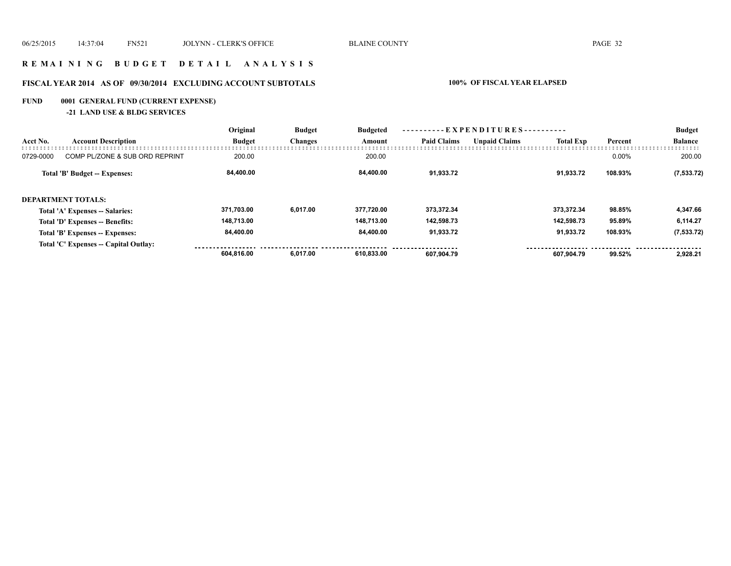## R E M A I N I N G B U D G E T D E T A I L A N A L Y S I S

### FISCAL YEAR 2014 AS OF 09/30/2014 EXCLUDING ACCOUNT SUBTOTALS — 100% OF FISCAL YEAR ELAPSED

**FUND 0001 GENERAL FUND (CURRENT EXPENSE)**

**-21 LAND USE & BLDG SERVICES**

| Acct No. | Account Description | Original Budget | Budget Changes | Budgeted Amount | EXPENDITURES Paid Claims | EXPENDITURES Unpaid Claims | Total Exp | Percent | Budget Balance |
|---|---|---|---|---|---|---|---|---|---|
| 0729-0000 | COMP PL/ZONE & SUB ORD REPRINT | 200.00 | | 200.00 | | | | 0.00% | 200.00 |
| | **Total 'B' Budget -- Expenses:** | **84,400.00** | | **84,400.00** | **91,933.72** | | **91,933.72** | **108.93%** | **(7,533.72)** |
| | **DEPARTMENT TOTALS:** | | | | | | | | |
| | **Total 'A' Expenses -- Salaries:** | **371,703.00** | **6,017.00** | **377,720.00** | **373,372.34** | | **373,372.34** | **98.85%** | **4,347.66** |
| | **Total 'D' Expenses -- Benefits:** | **148,713.00** | | **148,713.00** | **142,598.73** | | **142,598.73** | **95.89%** | **6,114.27** |
| | **Total 'B' Expenses -- Expenses:** | **84,400.00** | | **84,400.00** | **91,933.72** | | **91,933.72** | **108.93%** | **(7,533.72)** |
| | **Total 'C' Expenses -- Capital Outlay:** | | | | | | | | |
| | | **604,816.00** | **6,017.00** | **610,833.00** | **607,904.79** | | **607,904.79** | **99.52%** | **2,928.21** |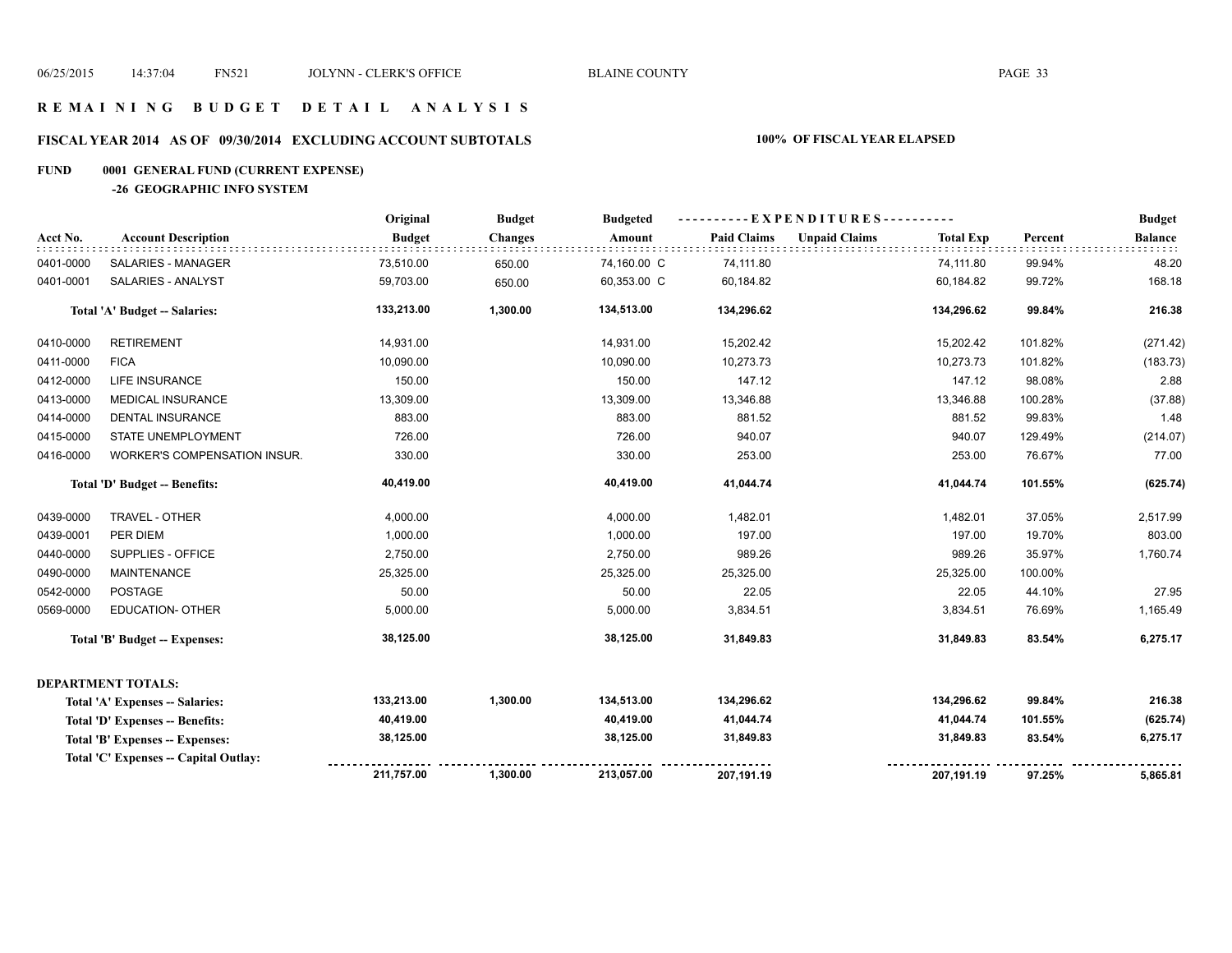# R E M A I N I N G  B U D G E T  D E T A I L  A N A L Y S I S

## FISCAL YEAR 2014 AS OF 09/30/2014 EXCLUDING ACCOUNT SUBTOTALS

**100% OF FISCAL YEAR ELAPSED**

**FUND 0001 GENERAL FUND (CURRENT EXPENSE)**

**-26 GEOGRAPHIC INFO SYSTEM**

| Acct No. | Account Description | Original Budget | Budget Changes | Budgeted Amount | Paid Claims | Unpaid Claims | Total Exp | Percent | Budget Balance |
|---|---|---|---|---|---|---|---|---|---|
| 0401-0000 | SALARIES - MANAGER | 73,510.00 | 650.00 | 74,160.00 C | 74,111.80 | | 74,111.80 | 99.94% | 48.20 |
| 0401-0001 | SALARIES - ANALYST | 59,703.00 | 650.00 | 60,353.00 C | 60,184.82 | | 60,184.82 | 99.72% | 168.18 |
| | **Total 'A' Budget -- Salaries:** | **133,213.00** | **1,300.00** | **134,513.00** | **134,296.62** | | **134,296.62** | **99.84%** | **216.38** |
| 0410-0000 | RETIREMENT | 14,931.00 | | 14,931.00 | 15,202.42 | | 15,202.42 | 101.82% | (271.42) |
| 0411-0000 | FICA | 10,090.00 | | 10,090.00 | 10,273.73 | | 10,273.73 | 101.82% | (183.73) |
| 0412-0000 | LIFE INSURANCE | 150.00 | | 150.00 | 147.12 | | 147.12 | 98.08% | 2.88 |
| 0413-0000 | MEDICAL INSURANCE | 13,309.00 | | 13,309.00 | 13,346.88 | | 13,346.88 | 100.28% | (37.88) |
| 0414-0000 | DENTAL INSURANCE | 883.00 | | 883.00 | 881.52 | | 881.52 | 99.83% | 1.48 |
| 0415-0000 | STATE UNEMPLOYMENT | 726.00 | | 726.00 | 940.07 | | 940.07 | 129.49% | (214.07) |
| 0416-0000 | WORKER'S COMPENSATION INSUR. | 330.00 | | 330.00 | 253.00 | | 253.00 | 76.67% | 77.00 |
| | **Total 'D' Budget -- Benefits:** | **40,419.00** | | **40,419.00** | **41,044.74** | | **41,044.74** | **101.55%** | **(625.74)** |
| 0439-0000 | TRAVEL - OTHER | 4,000.00 | | 4,000.00 | 1,482.01 | | 1,482.01 | 37.05% | 2,517.99 |
| 0439-0001 | PER DIEM | 1,000.00 | | 1,000.00 | 197.00 | | 197.00 | 19.70% | 803.00 |
| 0440-0000 | SUPPLIES - OFFICE | 2,750.00 | | 2,750.00 | 989.26 | | 989.26 | 35.97% | 1,760.74 |
| 0490-0000 | MAINTENANCE | 25,325.00 | | 25,325.00 | 25,325.00 | | 25,325.00 | 100.00% | |
| 0542-0000 | POSTAGE | 50.00 | | 50.00 | 22.05 | | 22.05 | 44.10% | 27.95 |
| 0569-0000 | EDUCATION- OTHER | 5,000.00 | | 5,000.00 | 3,834.51 | | 3,834.51 | 76.69% | 1,165.49 |
| | **Total 'B' Budget -- Expenses:** | **38,125.00** | | **38,125.00** | **31,849.83** | | **31,849.83** | **83.54%** | **6,275.17** |
| | **DEPARTMENT TOTALS:** | | | | | | | | |
| | **Total 'A' Expenses -- Salaries:** | **133,213.00** | **1,300.00** | **134,513.00** | **134,296.62** | | **134,296.62** | **99.84%** | **216.38** |
| | **Total 'D' Expenses -- Benefits:** | **40,419.00** | | **40,419.00** | **41,044.74** | | **41,044.74** | **101.55%** | **(625.74)** |
| | **Total 'B' Expenses -- Expenses:** | **38,125.00** | | **38,125.00** | **31,849.83** | | **31,849.83** | **83.54%** | **6,275.17** |
| | **Total 'C' Expenses -- Capital Outlay:** | | | | | | | | |
| | | **211,757.00** | **1,300.00** | **213,057.00** | **207,191.19** | | **207,191.19** | **97.25%** | **5,865.81** |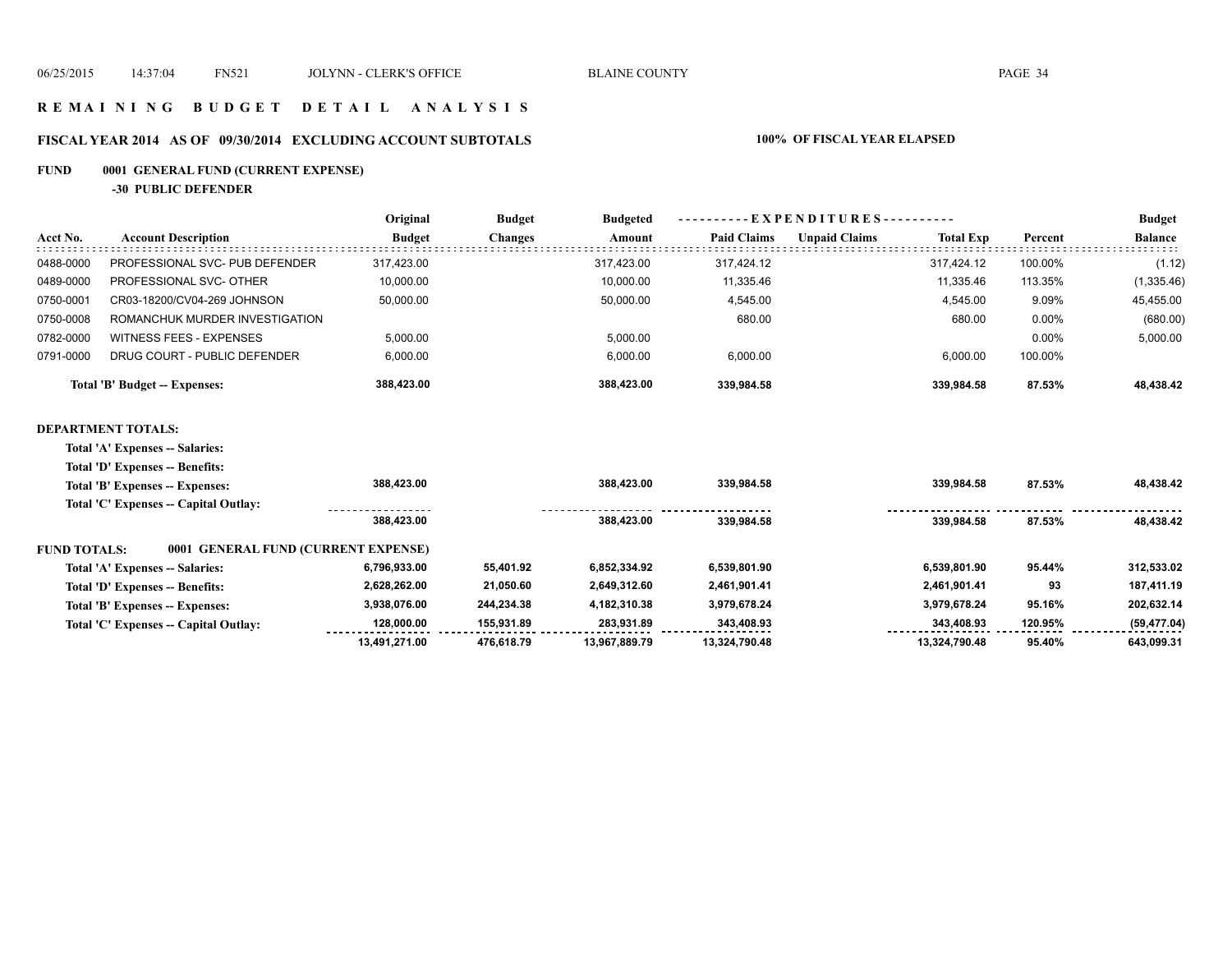# REMAINING BUDGET DETAIL ANALYSIS

## FISCAL YEAR 2014 AS OF 09/30/2014 EXCLUDING ACCOUNT SUBTOTALS

**100% OF FISCAL YEAR ELAPSED**

**FUND 0001 GENERAL FUND (CURRENT EXPENSE)**

**-30 PUBLIC DEFENDER**

| Acct No. | Account Description | Original Budget | Budget Changes | Budgeted Amount | Paid Claims | Unpaid Claims | Total Exp | Percent | Budget Balance |
|---|---|---|---|---|---|---|---|---|---|
| 0488-0000 | PROFESSIONAL SVC- PUB DEFENDER | 317,423.00 | | 317,423.00 | 317,424.12 | | 317,424.12 | 100.00% | (1.12) |
| 0489-0000 | PROFESSIONAL SVC- OTHER | 10,000.00 | | 10,000.00 | 11,335.46 | | 11,335.46 | 113.35% | (1,335.46) |
| 0750-0001 | CR03-18200/CV04-269 JOHNSON | 50,000.00 | | 50,000.00 | 4,545.00 | | 4,545.00 | 9.09% | 45,455.00 |
| 0750-0008 | ROMANCHUK MURDER INVESTIGATION | | | | 680.00 | | 680.00 | 0.00% | (680.00) |
| 0782-0000 | WITNESS FEES - EXPENSES | 5,000.00 | | 5,000.00 | | | | 0.00% | 5,000.00 |
| 0791-0000 | DRUG COURT - PUBLIC DEFENDER | 6,000.00 | | 6,000.00 | 6,000.00 | | 6,000.00 | 100.00% | |
| | **Total 'B' Budget -- Expenses:** | **388,423.00** | | **388,423.00** | **339,984.58** | | **339,984.58** | **87.53%** | **48,438.42** |
| **DEPARTMENT TOTALS:** | | | | | | | | | |
| | **Total 'A' Expenses -- Salaries:** | | | | | | | | |
| | **Total 'D' Expenses -- Benefits:** | | | | | | | | |
| | **Total 'B' Expenses -- Expenses:** | **388,423.00** | | **388,423.00** | **339,984.58** | | **339,984.58** | **87.53%** | **48,438.42** |
| | **Total 'C' Expenses -- Capital Outlay:** | | | | | | | | |
| | | **388,423.00** | | **388,423.00** | **339,984.58** | | **339,984.58** | **87.53%** | **48,438.42** |
| **FUND TOTALS:** | **0001 GENERAL FUND (CURRENT EXPENSE)** | | | | | | | | |
| | **Total 'A' Expenses -- Salaries:** | **6,796,933.00** | **55,401.92** | **6,852,334.92** | **6,539,801.90** | | **6,539,801.90** | **95.44%** | **312,533.02** |
| | **Total 'D' Expenses -- Benefits:** | **2,628,262.00** | **21,050.60** | **2,649,312.60** | **2,461,901.41** | | **2,461,901.41** | **93** | **187,411.19** |
| | **Total 'B' Expenses -- Expenses:** | **3,938,076.00** | **244,234.38** | **4,182,310.38** | **3,979,678.24** | | **3,979,678.24** | **95.16%** | **202,632.14** |
| | **Total 'C' Expenses -- Capital Outlay:** | **128,000.00** | **155,931.89** | **283,931.89** | **343,408.93** | | **343,408.93** | **120.95%** | **(59,477.04)** |
| | | **13,491,271.00** | **476,618.79** | **13,967,889.79** | **13,324,790.48** | | **13,324,790.48** | **95.40%** | **643,099.31** |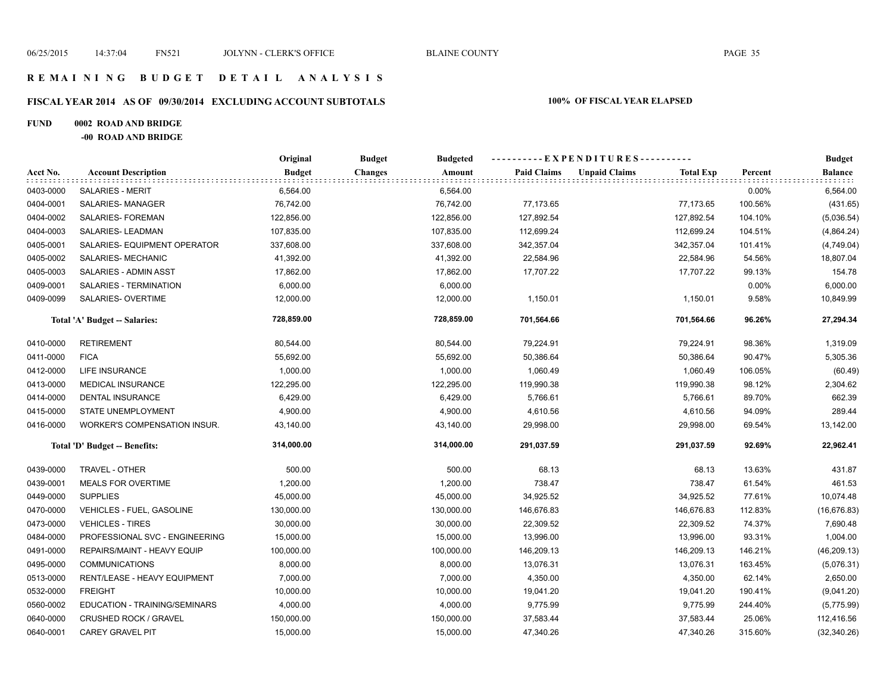## REMAINING BUDGET DETAIL ANALYSIS

### FISCAL YEAR 2014 AS OF 09/30/2014 EXCLUDING ACCOUNT SUBTOTALS

**100% OF FISCAL YEAR ELAPSED**

**FUND 0002 ROAD AND BRIDGE**

**-00 ROAD AND BRIDGE**

| Acct No. | Account Description | Original Budget | Budget Changes | Budgeted Amount | Paid Claims | Unpaid Claims | Total Exp | Percent | Budget Balance |
|---|---|---|---|---|---|---|---|---|---|
| 0403-0000 | SALARIES - MERIT | 6,564.00 | | 6,564.00 | | | | 0.00% | 6,564.00 |
| 0404-0001 | SALARIES- MANAGER | 76,742.00 | | 76,742.00 | 77,173.65 | | 77,173.65 | 100.56% | (431.65) |
| 0404-0002 | SALARIES- FOREMAN | 122,856.00 | | 122,856.00 | 127,892.54 | | 127,892.54 | 104.10% | (5,036.54) |
| 0404-0003 | SALARIES- LEADMAN | 107,835.00 | | 107,835.00 | 112,699.24 | | 112,699.24 | 104.51% | (4,864.24) |
| 0405-0001 | SALARIES- EQUIPMENT OPERATOR | 337,608.00 | | 337,608.00 | 342,357.04 | | 342,357.04 | 101.41% | (4,749.04) |
| 0405-0002 | SALARIES- MECHANIC | 41,392.00 | | 41,392.00 | 22,584.96 | | 22,584.96 | 54.56% | 18,807.04 |
| 0405-0003 | SALARIES - ADMIN ASST | 17,862.00 | | 17,862.00 | 17,707.22 | | 17,707.22 | 99.13% | 154.78 |
| 0409-0001 | SALARIES - TERMINATION | 6,000.00 | | 6,000.00 | | | | 0.00% | 6,000.00 |
| 0409-0099 | SALARIES- OVERTIME | 12,000.00 | | 12,000.00 | 1,150.01 | | 1,150.01 | 9.58% | 10,849.99 |
| | **Total 'A' Budget -- Salaries:** | **728,859.00** | | **728,859.00** | **701,564.66** | | **701,564.66** | **96.26%** | **27,294.34** |
| 0410-0000 | RETIREMENT | 80,544.00 | | 80,544.00 | 79,224.91 | | 79,224.91 | 98.36% | 1,319.09 |
| 0411-0000 | FICA | 55,692.00 | | 55,692.00 | 50,386.64 | | 50,386.64 | 90.47% | 5,305.36 |
| 0412-0000 | LIFE INSURANCE | 1,000.00 | | 1,000.00 | 1,060.49 | | 1,060.49 | 106.05% | (60.49) |
| 0413-0000 | MEDICAL INSURANCE | 122,295.00 | | 122,295.00 | 119,990.38 | | 119,990.38 | 98.12% | 2,304.62 |
| 0414-0000 | DENTAL INSURANCE | 6,429.00 | | 6,429.00 | 5,766.61 | | 5,766.61 | 89.70% | 662.39 |
| 0415-0000 | STATE UNEMPLOYMENT | 4,900.00 | | 4,900.00 | 4,610.56 | | 4,610.56 | 94.09% | 289.44 |
| 0416-0000 | WORKER'S COMPENSATION INSUR. | 43,140.00 | | 43,140.00 | 29,998.00 | | 29,998.00 | 69.54% | 13,142.00 |
| | **Total 'D' Budget -- Benefits:** | **314,000.00** | | **314,000.00** | **291,037.59** | | **291,037.59** | **92.69%** | **22,962.41** |
| 0439-0000 | TRAVEL - OTHER | 500.00 | | 500.00 | 68.13 | | 68.13 | 13.63% | 431.87 |
| 0439-0001 | MEALS FOR OVERTIME | 1,200.00 | | 1,200.00 | 738.47 | | 738.47 | 61.54% | 461.53 |
| 0449-0000 | SUPPLIES | 45,000.00 | | 45,000.00 | 34,925.52 | | 34,925.52 | 77.61% | 10,074.48 |
| 0470-0000 | VEHICLES - FUEL, GASOLINE | 130,000.00 | | 130,000.00 | 146,676.83 | | 146,676.83 | 112.83% | (16,676.83) |
| 0473-0000 | VEHICLES - TIRES | 30,000.00 | | 30,000.00 | 22,309.52 | | 22,309.52 | 74.37% | 7,690.48 |
| 0484-0000 | PROFESSIONAL SVC - ENGINEERING | 15,000.00 | | 15,000.00 | 13,996.00 | | 13,996.00 | 93.31% | 1,004.00 |
| 0491-0000 | REPAIRS/MAINT - HEAVY EQUIP | 100,000.00 | | 100,000.00 | 146,209.13 | | 146,209.13 | 146.21% | (46,209.13) |
| 0495-0000 | COMMUNICATIONS | 8,000.00 | | 8,000.00 | 13,076.31 | | 13,076.31 | 163.45% | (5,076.31) |
| 0513-0000 | RENT/LEASE - HEAVY EQUIPMENT | 7,000.00 | | 7,000.00 | 4,350.00 | | 4,350.00 | 62.14% | 2,650.00 |
| 0532-0000 | FREIGHT | 10,000.00 | | 10,000.00 | 19,041.20 | | 19,041.20 | 190.41% | (9,041.20) |
| 0560-0002 | EDUCATION - TRAINING/SEMINARS | 4,000.00 | | 4,000.00 | 9,775.99 | | 9,775.99 | 244.40% | (5,775.99) |
| 0640-0000 | CRUSHED ROCK / GRAVEL | 150,000.00 | | 150,000.00 | 37,583.44 | | 37,583.44 | 25.06% | 112,416.56 |
| 0640-0001 | CAREY GRAVEL PIT | 15,000.00 | | 15,000.00 | 47,340.26 | | 47,340.26 | 315.60% | (32,340.26) |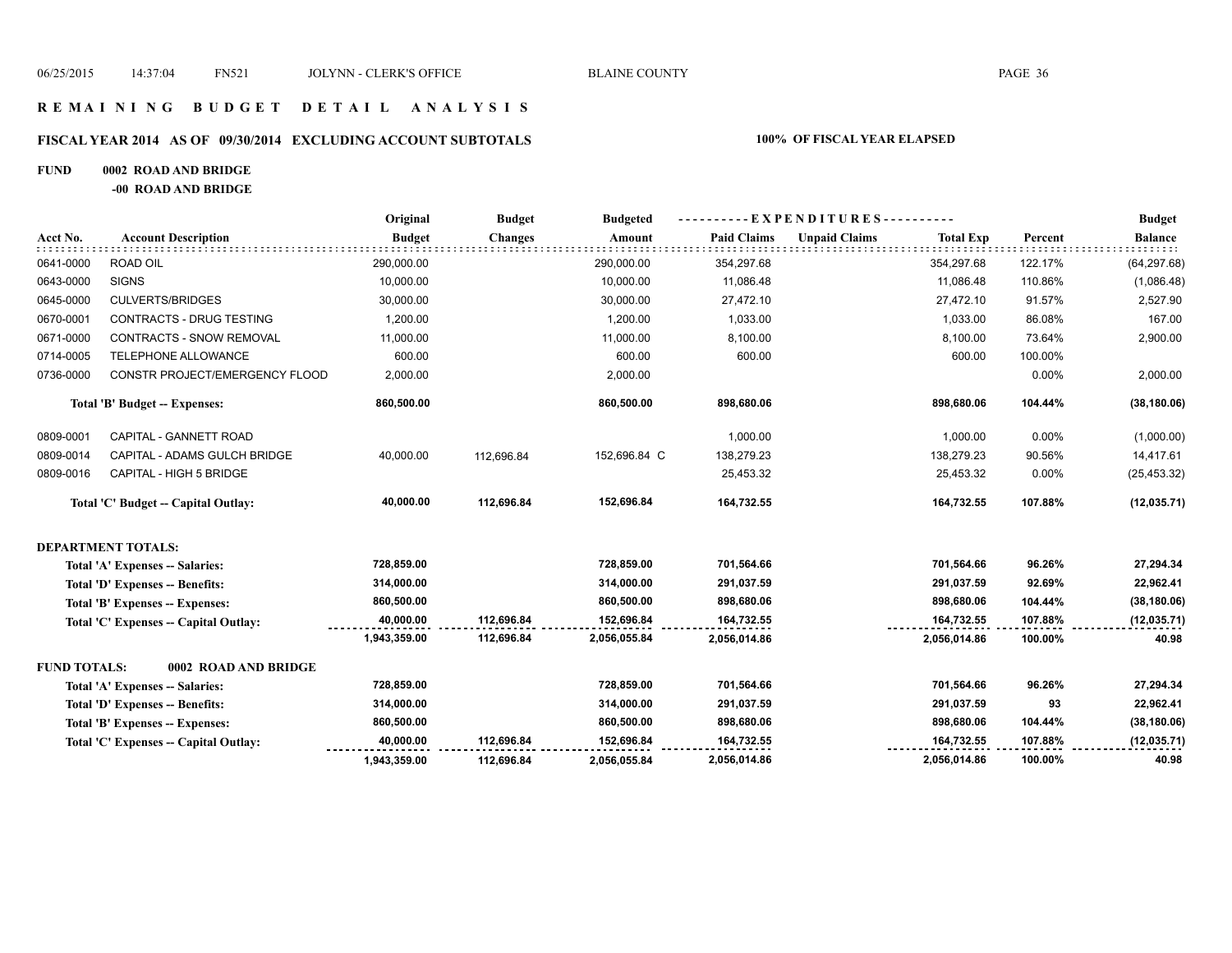# R E M A I N I N G B U D G E T D E T A I L A N A L Y S I S

## FISCAL YEAR 2014 AS OF 09/30/2014 EXCLUDING ACCOUNT SUBTOTALS — 100% OF FISCAL YEAR ELAPSED

**FUND 0002 ROAD AND BRIDGE**

**-00 ROAD AND BRIDGE**

| Acct No. | Account Description | Original Budget | Budget Changes | Budgeted Amount | Paid Claims | Unpaid Claims | Total Exp | Percent | Budget Balance |
|---|---|---|---|---|---|---|---|---|---|
| 0641-0000 | ROAD OIL | 290,000.00 | | 290,000.00 | 354,297.68 | | 354,297.68 | 122.17% | (64,297.68) |
| 0643-0000 | SIGNS | 10,000.00 | | 10,000.00 | 11,086.48 | | 11,086.48 | 110.86% | (1,086.48) |
| 0645-0000 | CULVERTS/BRIDGES | 30,000.00 | | 30,000.00 | 27,472.10 | | 27,472.10 | 91.57% | 2,527.90 |
| 0670-0001 | CONTRACTS - DRUG TESTING | 1,200.00 | | 1,200.00 | 1,033.00 | | 1,033.00 | 86.08% | 167.00 |
| 0671-0000 | CONTRACTS - SNOW REMOVAL | 11,000.00 | | 11,000.00 | 8,100.00 | | 8,100.00 | 73.64% | 2,900.00 |
| 0714-0005 | TELEPHONE ALLOWANCE | 600.00 | | 600.00 | 600.00 | | 600.00 | 100.00% | |
| 0736-0000 | CONSTR PROJECT/EMERGENCY FLOOD | 2,000.00 | | 2,000.00 | | | | 0.00% | 2,000.00 |
| | **Total 'B' Budget -- Expenses:** | **860,500.00** | | **860,500.00** | **898,680.06** | | **898,680.06** | **104.44%** | **(38,180.06)** |
| 0809-0001 | CAPITAL - GANNETT ROAD | | | | 1,000.00 | | 1,000.00 | 0.00% | (1,000.00) |
| 0809-0014 | CAPITAL - ADAMS GULCH BRIDGE | 40,000.00 | 112,696.84 | 152,696.84 C | 138,279.23 | | 138,279.23 | 90.56% | 14,417.61 |
| 0809-0016 | CAPITAL - HIGH 5 BRIDGE | | | | 25,453.32 | | 25,453.32 | 0.00% | (25,453.32) |
| | **Total 'C' Budget -- Capital Outlay:** | **40,000.00** | **112,696.84** | **152,696.84** | **164,732.55** | | **164,732.55** | **107.88%** | **(12,035.71)** |
| **DEPARTMENT TOTALS:** | | | | | | | | | |
| | **Total 'A' Expenses -- Salaries:** | **728,859.00** | | **728,859.00** | **701,564.66** | | **701,564.66** | **96.26%** | **27,294.34** |
| | **Total 'D' Expenses -- Benefits:** | **314,000.00** | | **314,000.00** | **291,037.59** | | **291,037.59** | **92.69%** | **22,962.41** |
| | **Total 'B' Expenses -- Expenses:** | **860,500.00** | | **860,500.00** | **898,680.06** | | **898,680.06** | **104.44%** | **(38,180.06)** |
| | **Total 'C' Expenses -- Capital Outlay:** | **40,000.00** | **112,696.84** | **152,696.84** | **164,732.55** | | **164,732.55** | **107.88%** | **(12,035.71)** |
| | | **1,943,359.00** | **112,696.84** | **2,056,055.84** | **2,056,014.86** | | **2,056,014.86** | **100.00%** | **40.98** |
| **FUND TOTALS:** | **0002 ROAD AND BRIDGE** | | | | | | | | |
| | **Total 'A' Expenses -- Salaries:** | **728,859.00** | | **728,859.00** | **701,564.66** | | **701,564.66** | **96.26%** | **27,294.34** |
| | **Total 'D' Expenses -- Benefits:** | **314,000.00** | | **314,000.00** | **291,037.59** | | **291,037.59** | **93** | **22,962.41** |
| | **Total 'B' Expenses -- Expenses:** | **860,500.00** | | **860,500.00** | **898,680.06** | | **898,680.06** | **104.44%** | **(38,180.06)** |
| | **Total 'C' Expenses -- Capital Outlay:** | **40,000.00** | **112,696.84** | **152,696.84** | **164,732.55** | | **164,732.55** | **107.88%** | **(12,035.71)** |
| | | **1,943,359.00** | **112,696.84** | **2,056,055.84** | **2,056,014.86** | | **2,056,014.86** | **100.00%** | **40.98** |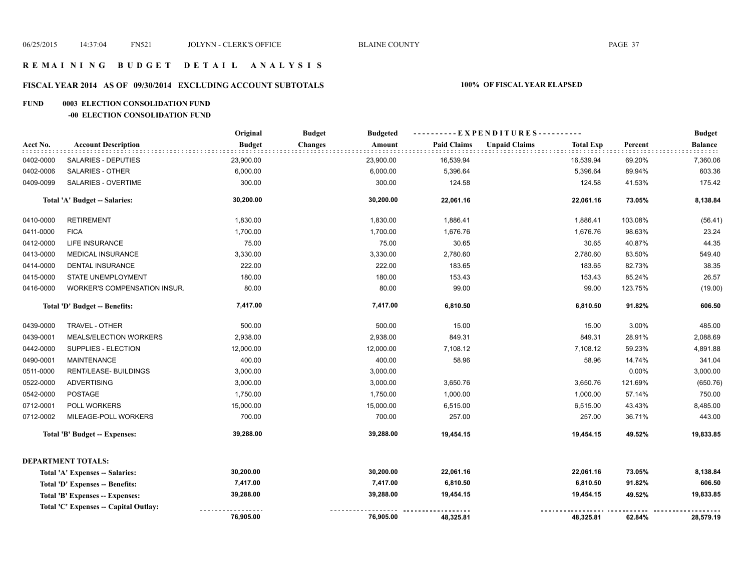# REMAINING BUDGET DETAIL ANALYSIS

## FISCAL YEAR 2014 AS OF 09/30/2014 EXCLUDING ACCOUNT SUBTOTALS

**100% OF FISCAL YEAR ELAPSED**

**FUND 0003 ELECTION CONSOLIDATION FUND**

**-00 ELECTION CONSOLIDATION FUND**

| Acct No. | Account Description | Original Budget | Budget Changes | Budgeted Amount | EXPENDITURES Paid Claims | Unpaid Claims | Total Exp | Percent | Budget Balance |
|---|---|---|---|---|---|---|---|---|---|
| 0402-0000 | SALARIES - DEPUTIES | 23,900.00 | | 23,900.00 | 16,539.94 | | 16,539.94 | 69.20% | 7,360.06 |
| 0402-0006 | SALARIES - OTHER | 6,000.00 | | 6,000.00 | 5,396.64 | | 5,396.64 | 89.94% | 603.36 |
| 0409-0099 | SALARIES - OVERTIME | 300.00 | | 300.00 | 124.58 | | 124.58 | 41.53% | 175.42 |
| | **Total 'A' Budget -- Salaries:** | **30,200.00** | | **30,200.00** | **22,061.16** | | **22,061.16** | **73.05%** | **8,138.84** |
| 0410-0000 | RETIREMENT | 1,830.00 | | 1,830.00 | 1,886.41 | | 1,886.41 | 103.08% | (56.41) |
| 0411-0000 | FICA | 1,700.00 | | 1,700.00 | 1,676.76 | | 1,676.76 | 98.63% | 23.24 |
| 0412-0000 | LIFE INSURANCE | 75.00 | | 75.00 | 30.65 | | 30.65 | 40.87% | 44.35 |
| 0413-0000 | MEDICAL INSURANCE | 3,330.00 | | 3,330.00 | 2,780.60 | | 2,780.60 | 83.50% | 549.40 |
| 0414-0000 | DENTAL INSURANCE | 222.00 | | 222.00 | 183.65 | | 183.65 | 82.73% | 38.35 |
| 0415-0000 | STATE UNEMPLOYMENT | 180.00 | | 180.00 | 153.43 | | 153.43 | 85.24% | 26.57 |
| 0416-0000 | WORKER'S COMPENSATION INSUR. | 80.00 | | 80.00 | 99.00 | | 99.00 | 123.75% | (19.00) |
| | **Total 'D' Budget -- Benefits:** | **7,417.00** | | **7,417.00** | **6,810.50** | | **6,810.50** | **91.82%** | **606.50** |
| 0439-0000 | TRAVEL - OTHER | 500.00 | | 500.00 | 15.00 | | 15.00 | 3.00% | 485.00 |
| 0439-0001 | MEALS/ELECTION WORKERS | 2,938.00 | | 2,938.00 | 849.31 | | 849.31 | 28.91% | 2,088.69 |
| 0442-0000 | SUPPLIES - ELECTION | 12,000.00 | | 12,000.00 | 7,108.12 | | 7,108.12 | 59.23% | 4,891.88 |
| 0490-0001 | MAINTENANCE | 400.00 | | 400.00 | 58.96 | | 58.96 | 14.74% | 341.04 |
| 0511-0000 | RENT/LEASE- BUILDINGS | 3,000.00 | | 3,000.00 | | | | 0.00% | 3,000.00 |
| 0522-0000 | ADVERTISING | 3,000.00 | | 3,000.00 | 3,650.76 | | 3,650.76 | 121.69% | (650.76) |
| 0542-0000 | POSTAGE | 1,750.00 | | 1,750.00 | 1,000.00 | | 1,000.00 | 57.14% | 750.00 |
| 0712-0001 | POLL WORKERS | 15,000.00 | | 15,000.00 | 6,515.00 | | 6,515.00 | 43.43% | 8,485.00 |
| 0712-0002 | MILEAGE-POLL WORKERS | 700.00 | | 700.00 | 257.00 | | 257.00 | 36.71% | 443.00 |
| | **Total 'B' Budget -- Expenses:** | **39,288.00** | | **39,288.00** | **19,454.15** | | **19,454.15** | **49.52%** | **19,833.85** |

**DEPARTMENT TOTALS:**

| | Original Budget | Budget Changes | Budgeted Amount | Paid Claims | Unpaid Claims | Total Exp | Percent | Budget Balance |
|---|---|---|---|---|---|---|---|---|
| **Total 'A' Expenses -- Salaries:** | **30,200.00** | | **30,200.00** | **22,061.16** | | **22,061.16** | **73.05%** | **8,138.84** |
| **Total 'D' Expenses -- Benefits:** | **7,417.00** | | **7,417.00** | **6,810.50** | | **6,810.50** | **91.82%** | **606.50** |
| **Total 'B' Expenses -- Expenses:** | **39,288.00** | | **39,288.00** | **19,454.15** | | **19,454.15** | **49.52%** | **19,833.85** |
| **Total 'C' Expenses -- Capital Outlay:** | | | | | | | | |
| | **76,905.00** | | **76,905.00** | **48,325.81** | | **48,325.81** | **62.84%** | **28,579.19** |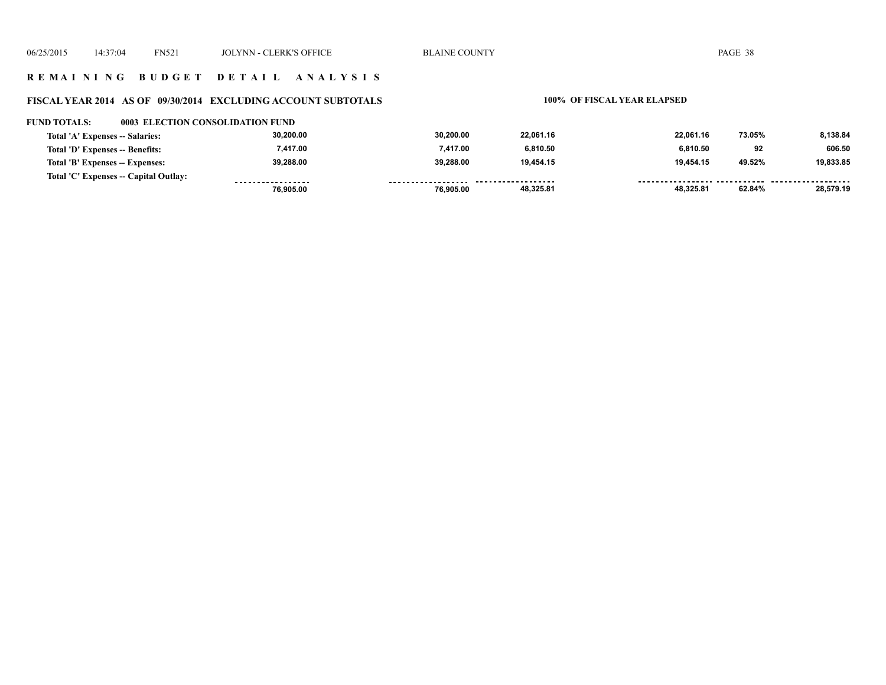## REMAINING BUDGET DETAIL ANALYSIS

### FISCAL YEAR 2014 AS OF 09/30/2014 EXCLUDING ACCOUNT SUBTOTALS

**100% OF FISCAL YEAR ELAPSED**

**FUND TOTALS: 0003 ELECTION CONSOLIDATION FUND**

| | | | | | | |
|---|---|---|---|---|---|---|
| Total 'A' Expenses -- Salaries: | 30,200.00 | 30,200.00 | 22,061.16 | 22,061.16 | 73.05% | 8,138.84 |
| Total 'D' Expenses -- Benefits: | 7,417.00 | 7,417.00 | 6,810.50 | 6,810.50 | 92 | 606.50 |
| Total 'B' Expenses -- Expenses: | 39,288.00 | 39,288.00 | 19,454.15 | 19,454.15 | 49.52% | 19,833.85 |
| Total 'C' Expenses -- Capital Outlay: | | | | | | |
| | 76,905.00 | 76,905.00 | 48,325.81 | 48,325.81 | 62.84% | 28,579.19 |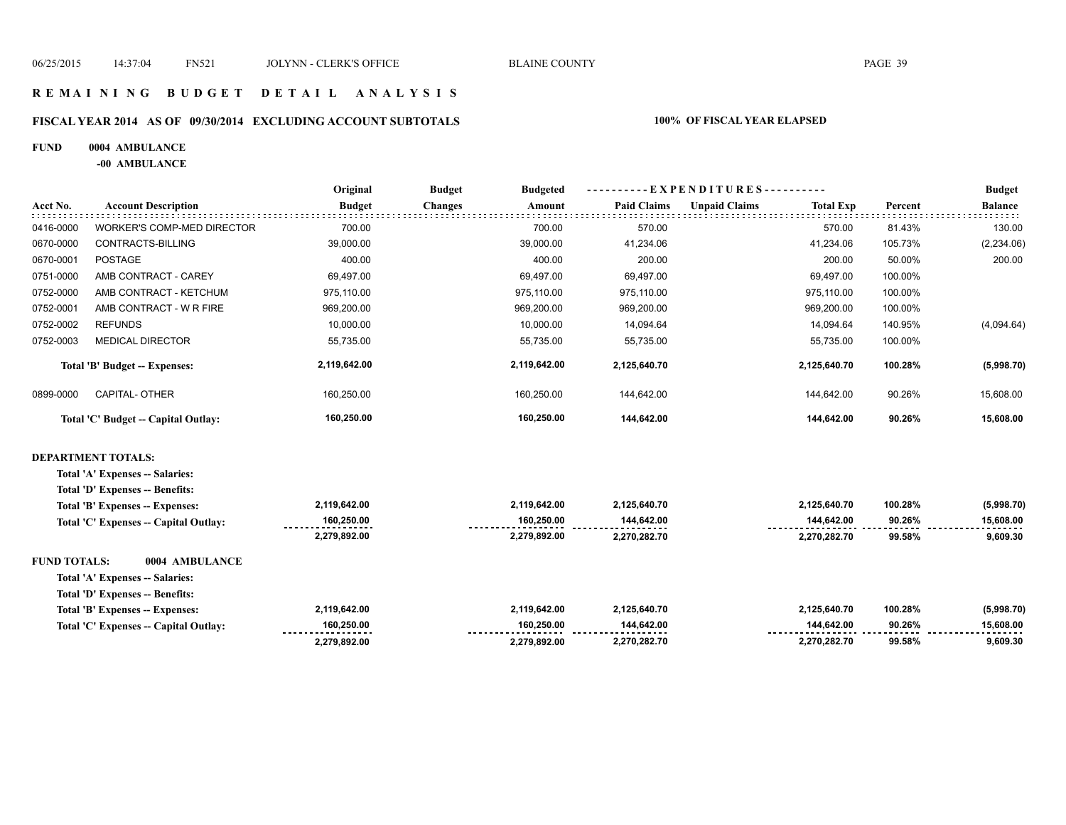# REMAINING BUDGET DETAIL ANALYSIS

## FISCAL YEAR 2014 AS OF 09/30/2014 EXCLUDING ACCOUNT SUBTOTALS

**100% OF FISCAL YEAR ELAPSED**

**FUND 0004 AMBULANCE**

**-00 AMBULANCE**

| Acct No. | Account Description | Original Budget | Budget Changes | Budgeted Amount | Paid Claims | Unpaid Claims | Total Exp | Percent | Budget Balance |
|---|---|---|---|---|---|---|---|---|---|
| 0416-0000 | WORKER'S COMP-MED DIRECTOR | 700.00 | | 700.00 | 570.00 | | 570.00 | 81.43% | 130.00 |
| 0670-0000 | CONTRACTS-BILLING | 39,000.00 | | 39,000.00 | 41,234.06 | | 41,234.06 | 105.73% | (2,234.06) |
| 0670-0001 | POSTAGE | 400.00 | | 400.00 | 200.00 | | 200.00 | 50.00% | 200.00 |
| 0751-0000 | AMB CONTRACT - CAREY | 69,497.00 | | 69,497.00 | 69,497.00 | | 69,497.00 | 100.00% | |
| 0752-0000 | AMB CONTRACT - KETCHUM | 975,110.00 | | 975,110.00 | 975,110.00 | | 975,110.00 | 100.00% | |
| 0752-0001 | AMB CONTRACT - W R FIRE | 969,200.00 | | 969,200.00 | 969,200.00 | | 969,200.00 | 100.00% | |
| 0752-0002 | REFUNDS | 10,000.00 | | 10,000.00 | 14,094.64 | | 14,094.64 | 140.95% | (4,094.64) |
| 0752-0003 | MEDICAL DIRECTOR | 55,735.00 | | 55,735.00 | 55,735.00 | | 55,735.00 | 100.00% | |
| | **Total 'B' Budget -- Expenses:** | **2,119,642.00** | | **2,119,642.00** | **2,125,640.70** | | **2,125,640.70** | **100.28%** | **(5,998.70)** |
| 0899-0000 | CAPITAL- OTHER | 160,250.00 | | 160,250.00 | 144,642.00 | | 144,642.00 | 90.26% | 15,608.00 |
| | **Total 'C' Budget -- Capital Outlay:** | **160,250.00** | | **160,250.00** | **144,642.00** | | **144,642.00** | **90.26%** | **15,608.00** |
| **DEPARTMENT TOTALS:** | | | | | | | | | |
| | **Total 'A' Expenses -- Salaries:** | | | | | | | | |
| | **Total 'D' Expenses -- Benefits:** | | | | | | | | |
| | **Total 'B' Expenses -- Expenses:** | **2,119,642.00** | | **2,119,642.00** | **2,125,640.70** | | **2,125,640.70** | **100.28%** | **(5,998.70)** |
| | **Total 'C' Expenses -- Capital Outlay:** | **160,250.00** | | **160,250.00** | **144,642.00** | | **144,642.00** | **90.26%** | **15,608.00** |
| | | **2,279,892.00** | | **2,279,892.00** | **2,270,282.70** | | **2,270,282.70** | **99.58%** | **9,609.30** |
| **FUND TOTALS:** | **0004 AMBULANCE** | | | | | | | | |
| | **Total 'A' Expenses -- Salaries:** | | | | | | | | |
| | **Total 'D' Expenses -- Benefits:** | | | | | | | | |
| | **Total 'B' Expenses -- Expenses:** | **2,119,642.00** | | **2,119,642.00** | **2,125,640.70** | | **2,125,640.70** | **100.28%** | **(5,998.70)** |
| | **Total 'C' Expenses -- Capital Outlay:** | **160,250.00** | | **160,250.00** | **144,642.00** | | **144,642.00** | **90.26%** | **15,608.00** |
| | | **2,279,892.00** | | **2,279,892.00** | **2,270,282.70** | | **2,270,282.70** | **99.58%** | **9,609.30** |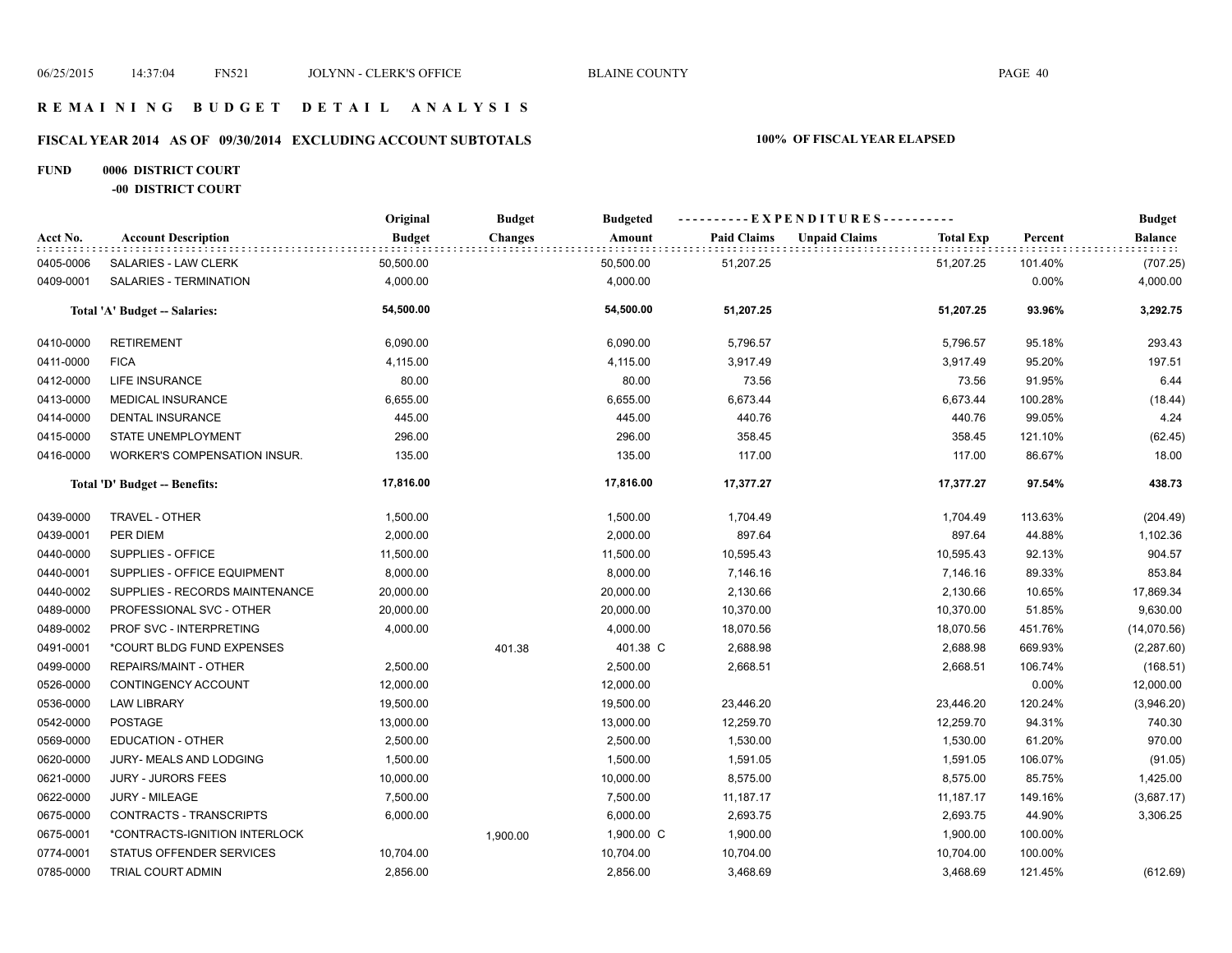# R E M A I N I N G B U D G E T D E T A I L A N A L Y S I S

## FISCAL YEAR 2014 AS OF 09/30/2014 EXCLUDING ACCOUNT SUBTOTALS

**100% OF FISCAL YEAR ELAPSED**

**FUND 0006 DISTRICT COURT**

**-00 DISTRICT COURT**

| Acct No. | Account Description | Original Budget | Budget Changes | Budgeted Amount | Paid Claims | Unpaid Claims | Total Exp | Percent | Budget Balance |
|---|---|---|---|---|---|---|---|---|---|
| 0405-0006 | SALARIES - LAW CLERK | 50,500.00 | | 50,500.00 | 51,207.25 | | 51,207.25 | 101.40% | (707.25) |
| 0409-0001 | SALARIES - TERMINATION | 4,000.00 | | 4,000.00 | | | | 0.00% | 4,000.00 |
| | **Total 'A' Budget -- Salaries:** | **54,500.00** | | **54,500.00** | **51,207.25** | | **51,207.25** | **93.96%** | **3,292.75** |
| 0410-0000 | RETIREMENT | 6,090.00 | | 6,090.00 | 5,796.57 | | 5,796.57 | 95.18% | 293.43 |
| 0411-0000 | FICA | 4,115.00 | | 4,115.00 | 3,917.49 | | 3,917.49 | 95.20% | 197.51 |
| 0412-0000 | LIFE INSURANCE | 80.00 | | 80.00 | 73.56 | | 73.56 | 91.95% | 6.44 |
| 0413-0000 | MEDICAL INSURANCE | 6,655.00 | | 6,655.00 | 6,673.44 | | 6,673.44 | 100.28% | (18.44) |
| 0414-0000 | DENTAL INSURANCE | 445.00 | | 445.00 | 440.76 | | 440.76 | 99.05% | 4.24 |
| 0415-0000 | STATE UNEMPLOYMENT | 296.00 | | 296.00 | 358.45 | | 358.45 | 121.10% | (62.45) |
| 0416-0000 | WORKER'S COMPENSATION INSUR. | 135.00 | | 135.00 | 117.00 | | 117.00 | 86.67% | 18.00 |
| | **Total 'D' Budget -- Benefits:** | **17,816.00** | | **17,816.00** | **17,377.27** | | **17,377.27** | **97.54%** | **438.73** |
| 0439-0000 | TRAVEL - OTHER | 1,500.00 | | 1,500.00 | 1,704.49 | | 1,704.49 | 113.63% | (204.49) |
| 0439-0001 | PER DIEM | 2,000.00 | | 2,000.00 | 897.64 | | 897.64 | 44.88% | 1,102.36 |
| 0440-0000 | SUPPLIES - OFFICE | 11,500.00 | | 11,500.00 | 10,595.43 | | 10,595.43 | 92.13% | 904.57 |
| 0440-0001 | SUPPLIES - OFFICE EQUIPMENT | 8,000.00 | | 8,000.00 | 7,146.16 | | 7,146.16 | 89.33% | 853.84 |
| 0440-0002 | SUPPLIES - RECORDS MAINTENANCE | 20,000.00 | | 20,000.00 | 2,130.66 | | 2,130.66 | 10.65% | 17,869.34 |
| 0489-0000 | PROFESSIONAL SVC - OTHER | 20,000.00 | | 20,000.00 | 10,370.00 | | 10,370.00 | 51.85% | 9,630.00 |
| 0489-0002 | PROF SVC - INTERPRETING | 4,000.00 | | 4,000.00 | 18,070.56 | | 18,070.56 | 451.76% | (14,070.56) |
| 0491-0001 | *COURT BLDG FUND EXPENSES | | 401.38 | 401.38 C | 2,688.98 | | 2,688.98 | 669.93% | (2,287.60) |
| 0499-0000 | REPAIRS/MAINT - OTHER | 2,500.00 | | 2,500.00 | 2,668.51 | | 2,668.51 | 106.74% | (168.51) |
| 0526-0000 | CONTINGENCY ACCOUNT | 12,000.00 | | 12,000.00 | | | | 0.00% | 12,000.00 |
| 0536-0000 | LAW LIBRARY | 19,500.00 | | 19,500.00 | 23,446.20 | | 23,446.20 | 120.24% | (3,946.20) |
| 0542-0000 | POSTAGE | 13,000.00 | | 13,000.00 | 12,259.70 | | 12,259.70 | 94.31% | 740.30 |
| 0569-0000 | EDUCATION - OTHER | 2,500.00 | | 2,500.00 | 1,530.00 | | 1,530.00 | 61.20% | 970.00 |
| 0620-0000 | JURY- MEALS AND LODGING | 1,500.00 | | 1,500.00 | 1,591.05 | | 1,591.05 | 106.07% | (91.05) |
| 0621-0000 | JURY - JURORS FEES | 10,000.00 | | 10,000.00 | 8,575.00 | | 8,575.00 | 85.75% | 1,425.00 |
| 0622-0000 | JURY - MILEAGE | 7,500.00 | | 7,500.00 | 11,187.17 | | 11,187.17 | 149.16% | (3,687.17) |
| 0675-0000 | CONTRACTS - TRANSCRIPTS | 6,000.00 | | 6,000.00 | 2,693.75 | | 2,693.75 | 44.90% | 3,306.25 |
| 0675-0001 | *CONTRACTS-IGNITION INTERLOCK | | 1,900.00 | 1,900.00 C | 1,900.00 | | 1,900.00 | 100.00% | |
| 0774-0001 | STATUS OFFENDER SERVICES | 10,704.00 | | 10,704.00 | 10,704.00 | | 10,704.00 | 100.00% | |
| 0785-0000 | TRIAL COURT ADMIN | 2,856.00 | | 2,856.00 | 3,468.69 | | 3,468.69 | 121.45% | (612.69) |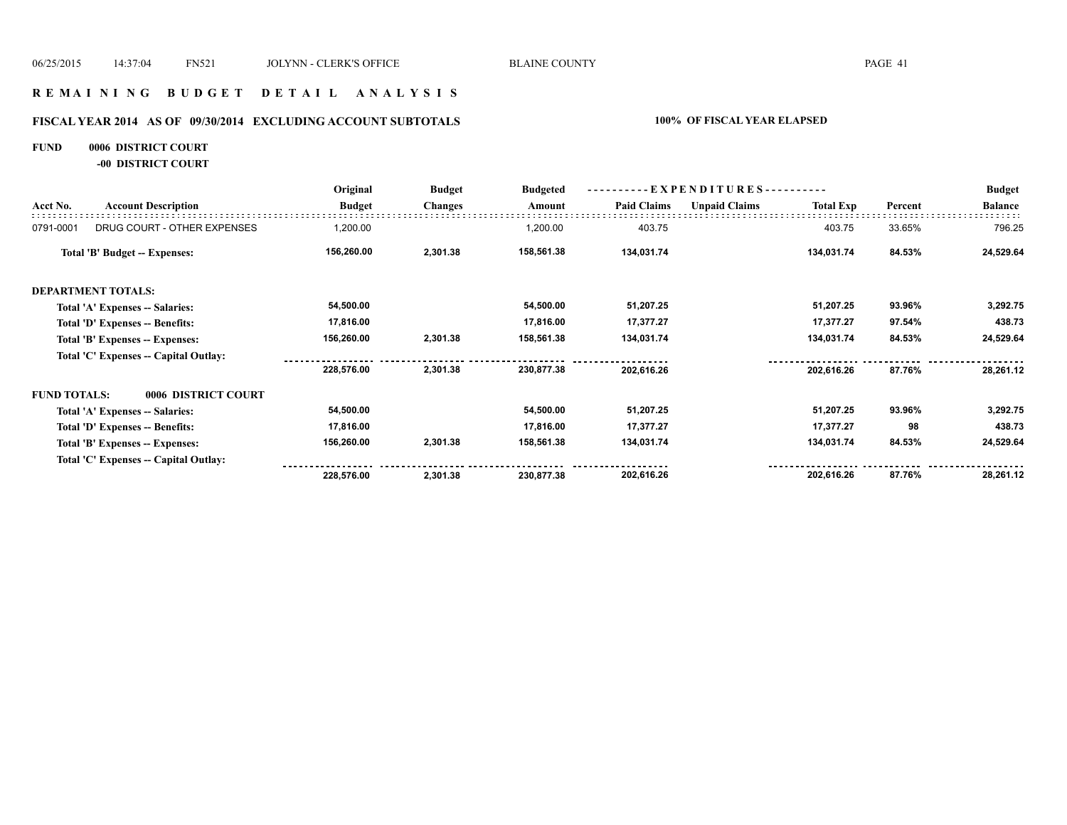# R E M A I N I N G   B U D G E T   D E T A I L   A N A L Y S I S

## FISCAL YEAR 2014 AS OF 09/30/2014 EXCLUDING ACCOUNT SUBTOTALS

**100% OF FISCAL YEAR ELAPSED**

**FUND 0006 DISTRICT COURT**

**-00 DISTRICT COURT**

| Acct No. | Account Description | Original Budget | Budget Changes | Budgeted Amount | Paid Claims | Unpaid Claims | Total Exp | Percent | Budget Balance |
|---|---|---|---|---|---|---|---|---|---|
| 0791-0001 | DRUG COURT - OTHER EXPENSES | 1,200.00 | | 1,200.00 | 403.75 | | 403.75 | 33.65% | 796.25 |
| | **Total 'B' Budget -- Expenses:** | **156,260.00** | **2,301.38** | **158,561.38** | **134,031.74** | | **134,031.74** | **84.53%** | **24,529.64** |
| | **DEPARTMENT TOTALS:** | | | | | | | | |
| | **Total 'A' Expenses -- Salaries:** | **54,500.00** | | **54,500.00** | **51,207.25** | | **51,207.25** | **93.96%** | **3,292.75** |
| | **Total 'D' Expenses -- Benefits:** | **17,816.00** | | **17,816.00** | **17,377.27** | | **17,377.27** | **97.54%** | **438.73** |
| | **Total 'B' Expenses -- Expenses:** | **156,260.00** | **2,301.38** | **158,561.38** | **134,031.74** | | **134,031.74** | **84.53%** | **24,529.64** |
| | **Total 'C' Expenses -- Capital Outlay:** | | | | | | | | |
| | | **228,576.00** | **2,301.38** | **230,877.38** | **202,616.26** | | **202,616.26** | **87.76%** | **28,261.12** |
| | **FUND TOTALS: 0006 DISTRICT COURT** | | | | | | | | |
| | **Total 'A' Expenses -- Salaries:** | **54,500.00** | | **54,500.00** | **51,207.25** | | **51,207.25** | **93.96%** | **3,292.75** |
| | **Total 'D' Expenses -- Benefits:** | **17,816.00** | | **17,816.00** | **17,377.27** | | **17,377.27** | **98** | **438.73** |
| | **Total 'B' Expenses -- Expenses:** | **156,260.00** | **2,301.38** | **158,561.38** | **134,031.74** | | **134,031.74** | **84.53%** | **24,529.64** |
| | **Total 'C' Expenses -- Capital Outlay:** | | | | | | | | |
| | | **228,576.00** | **2,301.38** | **230,877.38** | **202,616.26** | | **202,616.26** | **87.76%** | **28,261.12** |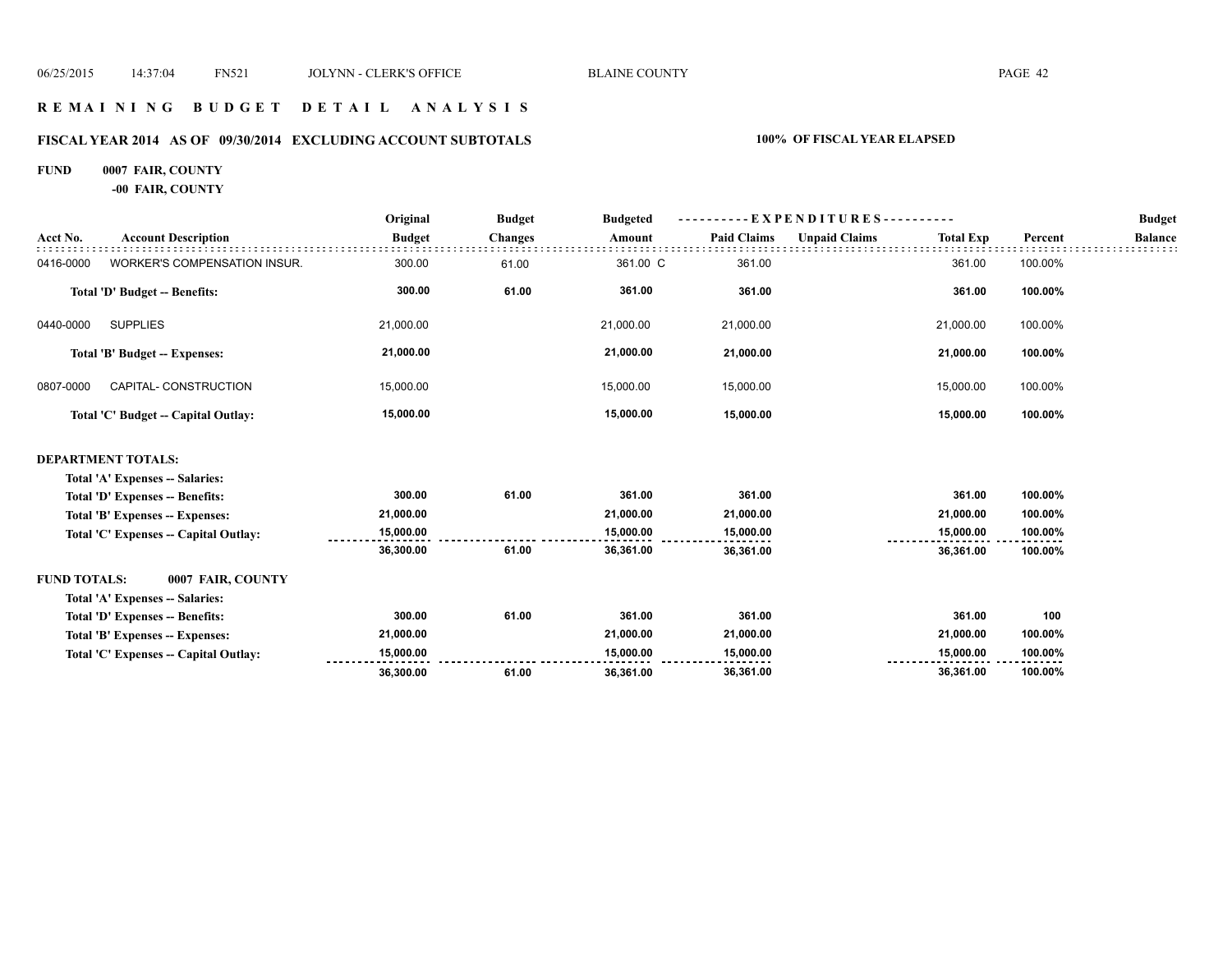## REMAINING BUDGET DETAIL ANALYSIS

### FISCAL YEAR 2014 AS OF 09/30/2014 EXCLUDING ACCOUNT SUBTOTALS

**100% OF FISCAL YEAR ELAPSED**

**FUND 0007 FAIR, COUNTY**

**-00 FAIR, COUNTY**

| Acct No. | Account Description | Original Budget | Budget Changes | Budgeted Amount | Paid Claims | Unpaid Claims | Total Exp | Percent | Budget Balance |
|---|---|---|---|---|---|---|---|---|---|
| 0416-0000 | WORKER'S COMPENSATION INSUR. | 300.00 | 61.00 | 361.00 C | 361.00 | | 361.00 | 100.00% | |
| | **Total 'D' Budget -- Benefits:** | **300.00** | **61.00** | **361.00** | **361.00** | | **361.00** | **100.00%** | |
| 0440-0000 | SUPPLIES | 21,000.00 | | 21,000.00 | 21,000.00 | | 21,000.00 | 100.00% | |
| | **Total 'B' Budget -- Expenses:** | **21,000.00** | | **21,000.00** | **21,000.00** | | **21,000.00** | **100.00%** | |
| 0807-0000 | CAPITAL- CONSTRUCTION | 15,000.00 | | 15,000.00 | 15,000.00 | | 15,000.00 | 100.00% | |
| | **Total 'C' Budget -- Capital Outlay:** | **15,000.00** | | **15,000.00** | **15,000.00** | | **15,000.00** | **100.00%** | |
| **DEPARTMENT TOTALS:** | | | | | | | | | |
| | **Total 'A' Expenses -- Salaries:** | | | | | | | | |
| | **Total 'D' Expenses -- Benefits:** | **300.00** | **61.00** | **361.00** | **361.00** | | **361.00** | **100.00%** | |
| | **Total 'B' Expenses -- Expenses:** | **21,000.00** | | **21,000.00** | **21,000.00** | | **21,000.00** | **100.00%** | |
| | **Total 'C' Expenses -- Capital Outlay:** | **15,000.00** | | **15,000.00** | **15,000.00** | | **15,000.00** | **100.00%** | |
| | | **36,300.00** | **61.00** | **36,361.00** | **36,361.00** | | **36,361.00** | **100.00%** | |
| **FUND TOTALS:** | **0007 FAIR, COUNTY** | | | | | | | | |
| | **Total 'A' Expenses -- Salaries:** | | | | | | | | |
| | **Total 'D' Expenses -- Benefits:** | **300.00** | **61.00** | **361.00** | **361.00** | | **361.00** | **100** | |
| | **Total 'B' Expenses -- Expenses:** | **21,000.00** | | **21,000.00** | **21,000.00** | | **21,000.00** | **100.00%** | |
| | **Total 'C' Expenses -- Capital Outlay:** | **15,000.00** | | **15,000.00** | **15,000.00** | | **15,000.00** | **100.00%** | |
| | | **36,300.00** | **61.00** | **36,361.00** | **36,361.00** | | **36,361.00** | **100.00%** | |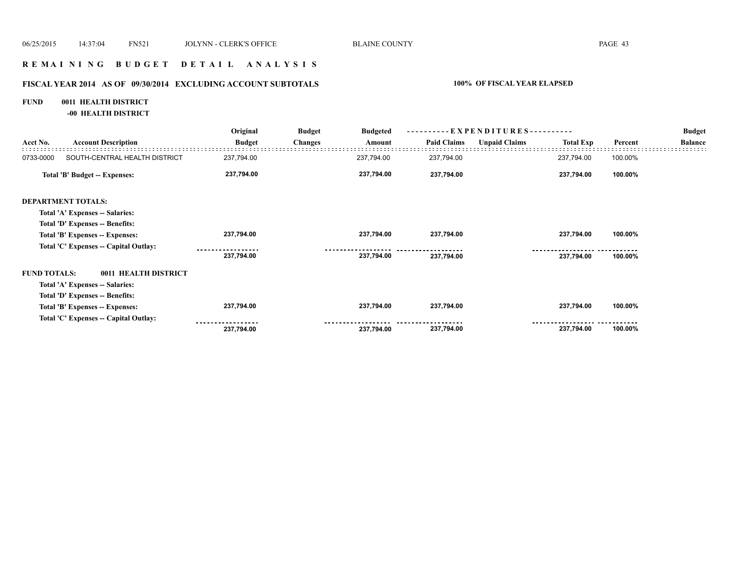# REMAINING BUDGET DETAIL ANALYSIS

## FISCAL YEAR 2014 AS OF 09/30/2014 EXCLUDING ACCOUNT SUBTOTALS

**100% OF FISCAL YEAR ELAPSED**

**FUND 0011 HEALTH DISTRICT**

**-00 HEALTH DISTRICT**

| Acct No. | Account Description | Original Budget | Budget Changes | Budgeted Amount | Paid Claims | Unpaid Claims | Total Exp | Percent | Budget Balance |
|---|---|---|---|---|---|---|---|---|---|
| 0733-0000 | SOUTH-CENTRAL HEALTH DISTRICT | 237,794.00 | | 237,794.00 | 237,794.00 | | 237,794.00 | 100.00% | |
| | **Total 'B' Budget -- Expenses:** | **237,794.00** | | **237,794.00** | **237,794.00** | | **237,794.00** | **100.00%** | |
| | **DEPARTMENT TOTALS:** | | | | | | | | |
| | **Total 'A' Expenses -- Salaries:** | | | | | | | | |
| | **Total 'D' Expenses -- Benefits:** | | | | | | | | |
| | **Total 'B' Expenses -- Expenses:** | **237,794.00** | | **237,794.00** | **237,794.00** | | **237,794.00** | **100.00%** | |
| | **Total 'C' Expenses -- Capital Outlay:** | | | | | | | | |
| | | **237,794.00** | | **237,794.00** | **237,794.00** | | **237,794.00** | **100.00%** | |
| | **FUND TOTALS: 0011 HEALTH DISTRICT** | | | | | | | | |
| | **Total 'A' Expenses -- Salaries:** | | | | | | | | |
| | **Total 'D' Expenses -- Benefits:** | | | | | | | | |
| | **Total 'B' Expenses -- Expenses:** | **237,794.00** | | **237,794.00** | **237,794.00** | | **237,794.00** | **100.00%** | |
| | **Total 'C' Expenses -- Capital Outlay:** | | | | | | | | |
| | | **237,794.00** | | **237,794.00** | **237,794.00** | | **237,794.00** | **100.00%** | |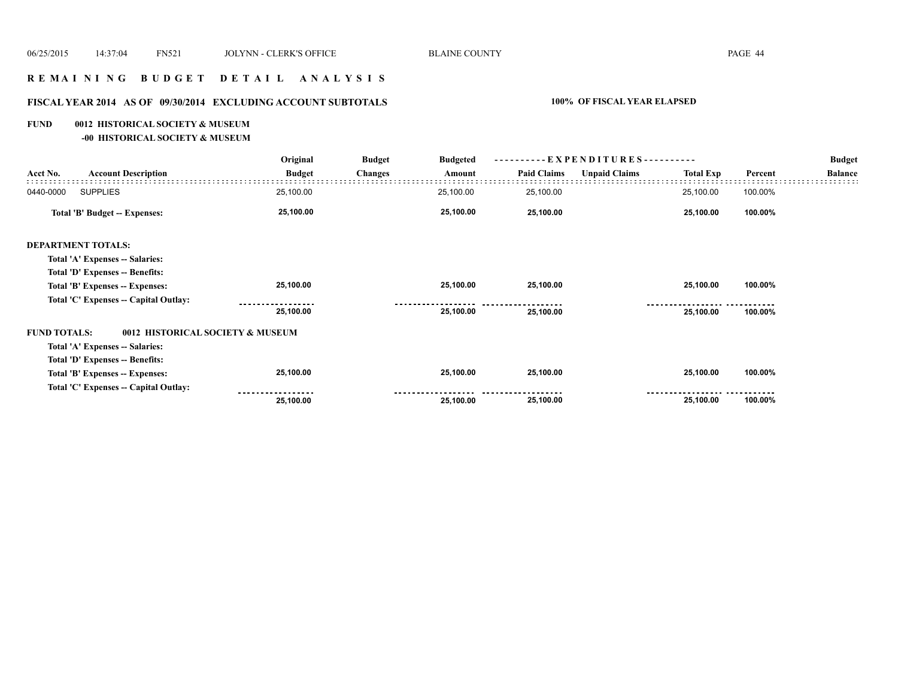# REMAINING BUDGET DETAIL ANALYSIS

## FISCAL YEAR 2014 AS OF 09/30/2014 EXCLUDING ACCOUNT SUBTOTALS

**100% OF FISCAL YEAR ELAPSED**

**FUND 0012 HISTORICAL SOCIETY & MUSEUM**

**-00 HISTORICAL SOCIETY & MUSEUM**

| Acct No. | Account Description | Original Budget | Budget Changes | Budgeted Amount | Paid Claims | Unpaid Claims | Total Exp | Percent | Budget Balance |
|---|---|---|---|---|---|---|---|---|---|
| 0440-0000 | SUPPLIES | 25,100.00 | | 25,100.00 | 25,100.00 | | 25,100.00 | 100.00% | |
| | **Total 'B' Budget -- Expenses:** | **25,100.00** | | **25,100.00** | **25,100.00** | | **25,100.00** | **100.00%** | |
| **DEPARTMENT TOTALS:** | | | | | | | | | |
| | **Total 'A' Expenses -- Salaries:** | | | | | | | | |
| | **Total 'D' Expenses -- Benefits:** | | | | | | | | |
| | **Total 'B' Expenses -- Expenses:** | **25,100.00** | | **25,100.00** | **25,100.00** | | **25,100.00** | **100.00%** | |
| | **Total 'C' Expenses -- Capital Outlay:** | | | | | | | | |
| | | **25,100.00** | | **25,100.00** | **25,100.00** | | **25,100.00** | **100.00%** | |
| **FUND TOTALS:** | **0012 HISTORICAL SOCIETY & MUSEUM** | | | | | | | | |
| | **Total 'A' Expenses -- Salaries:** | | | | | | | | |
| | **Total 'D' Expenses -- Benefits:** | | | | | | | | |
| | **Total 'B' Expenses -- Expenses:** | **25,100.00** | | **25,100.00** | **25,100.00** | | **25,100.00** | **100.00%** | |
| | **Total 'C' Expenses -- Capital Outlay:** | | | | | | | | |
| | | **25,100.00** | | **25,100.00** | **25,100.00** | | **25,100.00** | **100.00%** | |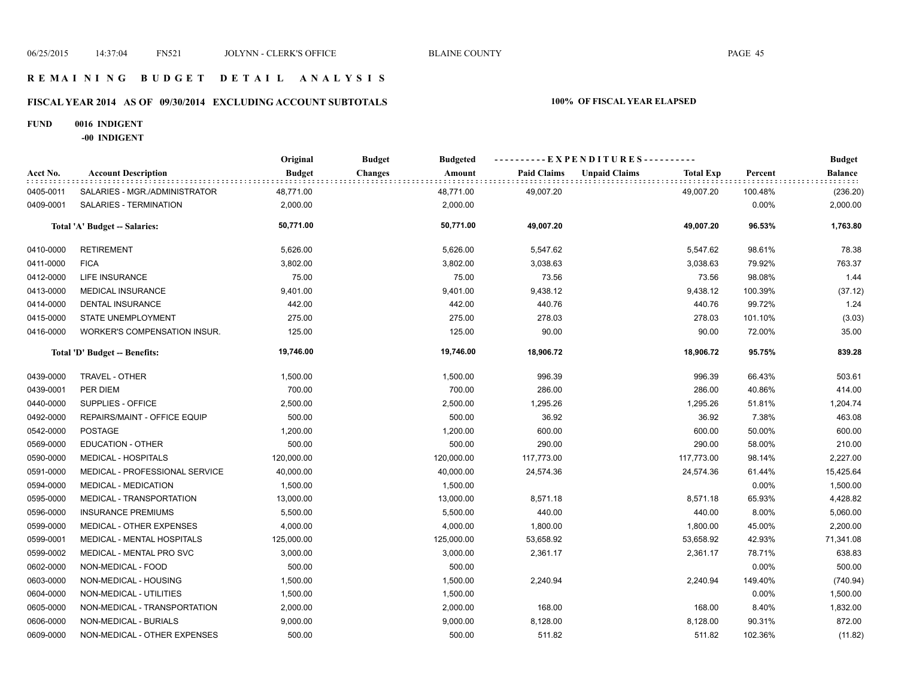# REMAINING BUDGET DETAIL ANALYSIS

## FISCAL YEAR 2014 AS OF 09/30/2014 EXCLUDING ACCOUNT SUBTOTALS

**100% OF FISCAL YEAR ELAPSED**

**FUND 0016 INDIGENT**

**-00 INDIGENT**

| Acct No. | Account Description | Original Budget | Budget Changes | Budgeted Amount | Paid Claims | Unpaid Claims | Total Exp | Percent | Budget Balance |
|---|---|---|---|---|---|---|---|---|---|
| 0405-0011 | SALARIES - MGR./ADMINISTRATOR | 48,771.00 | | 48,771.00 | 49,007.20 | | 49,007.20 | 100.48% | (236.20) |
| 0409-0001 | SALARIES - TERMINATION | 2,000.00 | | 2,000.00 | | | | 0.00% | 2,000.00 |
| | **Total 'A' Budget -- Salaries:** | **50,771.00** | | **50,771.00** | **49,007.20** | | **49,007.20** | **96.53%** | **1,763.80** |
| 0410-0000 | RETIREMENT | 5,626.00 | | 5,626.00 | 5,547.62 | | 5,547.62 | 98.61% | 78.38 |
| 0411-0000 | FICA | 3,802.00 | | 3,802.00 | 3,038.63 | | 3,038.63 | 79.92% | 763.37 |
| 0412-0000 | LIFE INSURANCE | 75.00 | | 75.00 | 73.56 | | 73.56 | 98.08% | 1.44 |
| 0413-0000 | MEDICAL INSURANCE | 9,401.00 | | 9,401.00 | 9,438.12 | | 9,438.12 | 100.39% | (37.12) |
| 0414-0000 | DENTAL INSURANCE | 442.00 | | 442.00 | 440.76 | | 440.76 | 99.72% | 1.24 |
| 0415-0000 | STATE UNEMPLOYMENT | 275.00 | | 275.00 | 278.03 | | 278.03 | 101.10% | (3.03) |
| 0416-0000 | WORKER'S COMPENSATION INSUR. | 125.00 | | 125.00 | 90.00 | | 90.00 | 72.00% | 35.00 |
| | **Total 'D' Budget -- Benefits:** | **19,746.00** | | **19,746.00** | **18,906.72** | | **18,906.72** | **95.75%** | **839.28** |
| 0439-0000 | TRAVEL - OTHER | 1,500.00 | | 1,500.00 | 996.39 | | 996.39 | 66.43% | 503.61 |
| 0439-0001 | PER DIEM | 700.00 | | 700.00 | 286.00 | | 286.00 | 40.86% | 414.00 |
| 0440-0000 | SUPPLIES - OFFICE | 2,500.00 | | 2,500.00 | 1,295.26 | | 1,295.26 | 51.81% | 1,204.74 |
| 0492-0000 | REPAIRS/MAINT - OFFICE EQUIP | 500.00 | | 500.00 | 36.92 | | 36.92 | 7.38% | 463.08 |
| 0542-0000 | POSTAGE | 1,200.00 | | 1,200.00 | 600.00 | | 600.00 | 50.00% | 600.00 |
| 0569-0000 | EDUCATION - OTHER | 500.00 | | 500.00 | 290.00 | | 290.00 | 58.00% | 210.00 |
| 0590-0000 | MEDICAL - HOSPITALS | 120,000.00 | | 120,000.00 | 117,773.00 | | 117,773.00 | 98.14% | 2,227.00 |
| 0591-0000 | MEDICAL - PROFESSIONAL SERVICE | 40,000.00 | | 40,000.00 | 24,574.36 | | 24,574.36 | 61.44% | 15,425.64 |
| 0594-0000 | MEDICAL - MEDICATION | 1,500.00 | | 1,500.00 | | | | 0.00% | 1,500.00 |
| 0595-0000 | MEDICAL - TRANSPORTATION | 13,000.00 | | 13,000.00 | 8,571.18 | | 8,571.18 | 65.93% | 4,428.82 |
| 0596-0000 | INSURANCE PREMIUMS | 5,500.00 | | 5,500.00 | 440.00 | | 440.00 | 8.00% | 5,060.00 |
| 0599-0000 | MEDICAL - OTHER EXPENSES | 4,000.00 | | 4,000.00 | 1,800.00 | | 1,800.00 | 45.00% | 2,200.00 |
| 0599-0001 | MEDICAL - MENTAL HOSPITALS | 125,000.00 | | 125,000.00 | 53,658.92 | | 53,658.92 | 42.93% | 71,341.08 |
| 0599-0002 | MEDICAL - MENTAL PRO SVC | 3,000.00 | | 3,000.00 | 2,361.17 | | 2,361.17 | 78.71% | 638.83 |
| 0602-0000 | NON-MEDICAL - FOOD | 500.00 | | 500.00 | | | | 0.00% | 500.00 |
| 0603-0000 | NON-MEDICAL - HOUSING | 1,500.00 | | 1,500.00 | 2,240.94 | | 2,240.94 | 149.40% | (740.94) |
| 0604-0000 | NON-MEDICAL - UTILITIES | 1,500.00 | | 1,500.00 | | | | 0.00% | 1,500.00 |
| 0605-0000 | NON-MEDICAL - TRANSPORTATION | 2,000.00 | | 2,000.00 | 168.00 | | 168.00 | 8.40% | 1,832.00 |
| 0606-0000 | NON-MEDICAL - BURIALS | 9,000.00 | | 9,000.00 | 8,128.00 | | 8,128.00 | 90.31% | 872.00 |
| 0609-0000 | NON-MEDICAL - OTHER EXPENSES | 500.00 | | 500.00 | 511.82 | | 511.82 | 102.36% | (11.82) |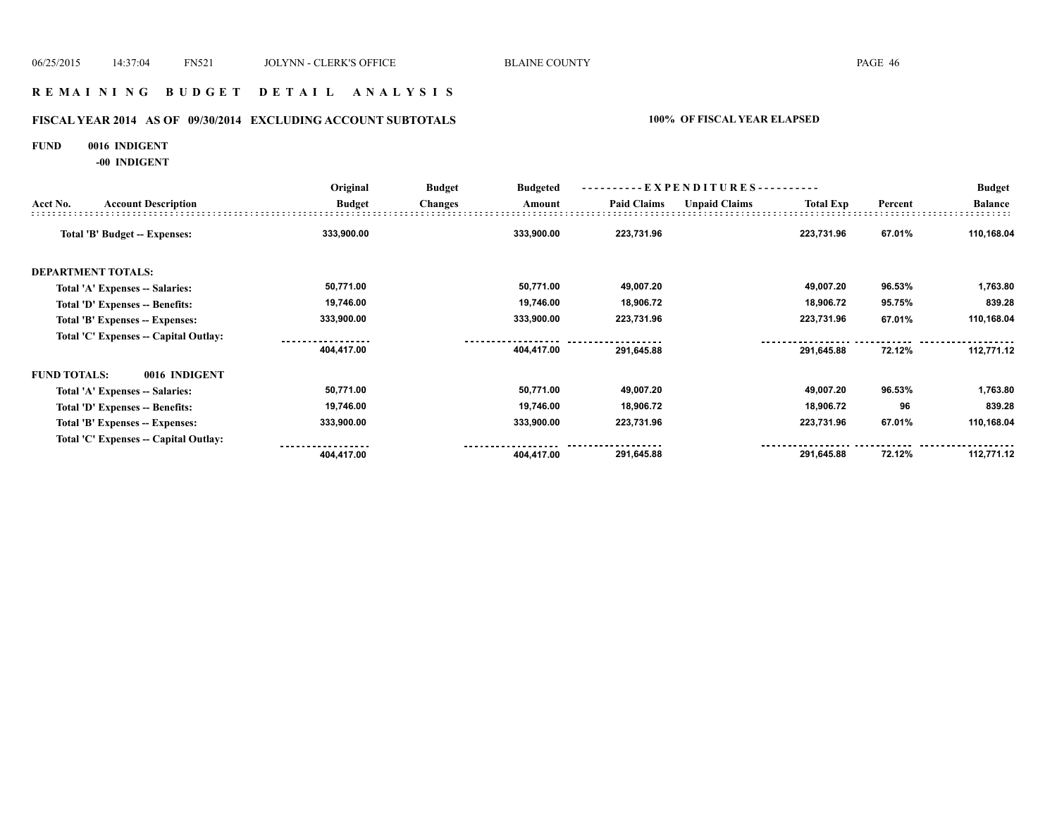## R E M A I N I N G   B U D G E T   D E T A I L   A N A L Y S I S

### FISCAL YEAR 2014 AS OF 09/30/2014 EXCLUDING ACCOUNT SUBTOTALS — 100% OF FISCAL YEAR ELAPSED

**FUND 0016 INDIGENT**
**-00 INDIGENT**

| Acct No. | Account Description | Original Budget | Budget Changes | Budgeted Amount | Paid Claims | Unpaid Claims | Total Exp | Percent | Budget Balance |
|---|---|---|---|---|---|---|---|---|---|
| | **Total 'B' Budget -- Expenses:** | 333,900.00 | | 333,900.00 | 223,731.96 | | 223,731.96 | 67.01% | 110,168.04 |
| **DEPARTMENT TOTALS:** | | | | | | | | | |
| | Total 'A' Expenses -- Salaries: | 50,771.00 | | 50,771.00 | 49,007.20 | | 49,007.20 | 96.53% | 1,763.80 |
| | Total 'D' Expenses -- Benefits: | 19,746.00 | | 19,746.00 | 18,906.72 | | 18,906.72 | 95.75% | 839.28 |
| | Total 'B' Expenses -- Expenses: | 333,900.00 | | 333,900.00 | 223,731.96 | | 223,731.96 | 67.01% | 110,168.04 |
| | Total 'C' Expenses -- Capital Outlay: | | | | | | | | |
| | | 404,417.00 | | 404,417.00 | 291,645.88 | | 291,645.88 | 72.12% | 112,771.12 |
| **FUND TOTALS:** | **0016 INDIGENT** | | | | | | | | |
| | Total 'A' Expenses -- Salaries: | 50,771.00 | | 50,771.00 | 49,007.20 | | 49,007.20 | 96.53% | 1,763.80 |
| | Total 'D' Expenses -- Benefits: | 19,746.00 | | 19,746.00 | 18,906.72 | | 18,906.72 | 96 | 839.28 |
| | Total 'B' Expenses -- Expenses: | 333,900.00 | | 333,900.00 | 223,731.96 | | 223,731.96 | 67.01% | 110,168.04 |
| | Total 'C' Expenses -- Capital Outlay: | | | | | | | | |
| | | 404,417.00 | | 404,417.00 | 291,645.88 | | 291,645.88 | 72.12% | 112,771.12 |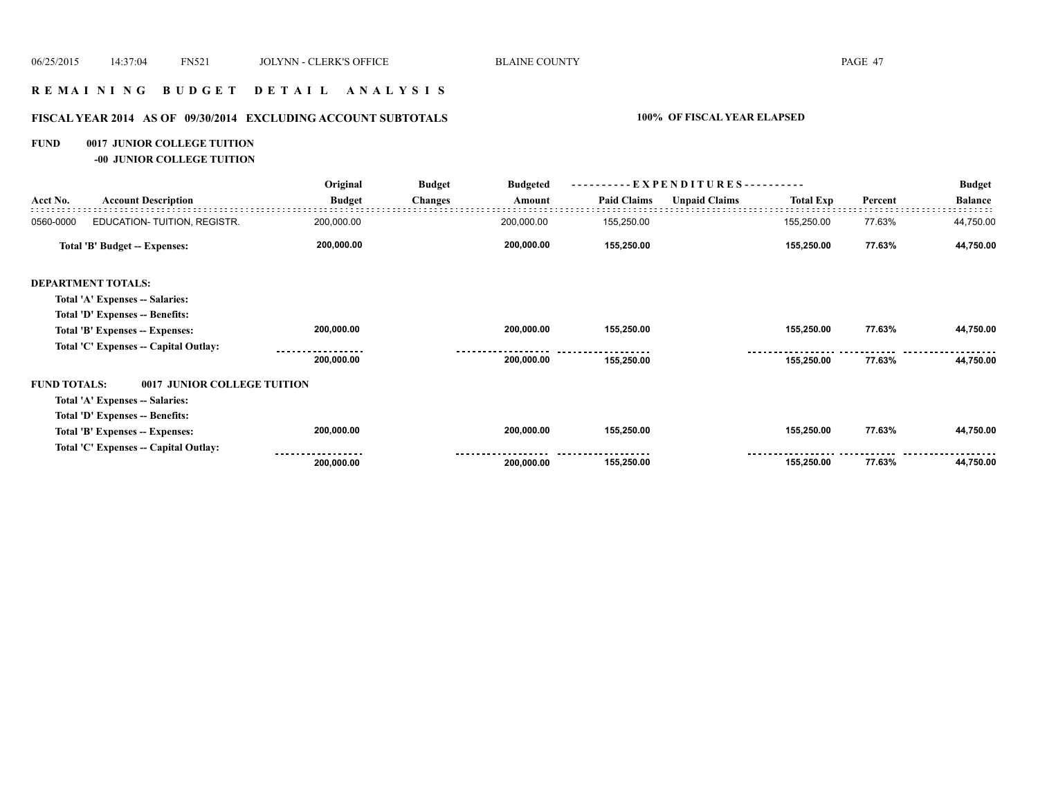## R E M A I N I N G   B U D G E T   D E T A I L   A N A L Y S I S

### FISCAL YEAR 2014 AS OF 09/30/2014 EXCLUDING ACCOUNT SUBTOTALS — 100% OF FISCAL YEAR ELAPSED

**FUND 0017 JUNIOR COLLEGE TUITION**

**-00 JUNIOR COLLEGE TUITION**

| Acct No. | Account Description | Original Budget | Budget Changes | Budgeted Amount | Paid Claims | Unpaid Claims | Total Exp | Percent | Budget Balance |
|---|---|---|---|---|---|---|---|---|---|
| 0560-0000 | EDUCATION- TUITION, REGISTR. | 200,000.00 | | 200,000.00 | 155,250.00 | | 155,250.00 | 77.63% | 44,750.00 |
| | **Total 'B' Budget -- Expenses:** | **200,000.00** | | **200,000.00** | **155,250.00** | | **155,250.00** | **77.63%** | **44,750.00** |
| **DEPARTMENT TOTALS:** | | | | | | | | | |
| | **Total 'A' Expenses -- Salaries:** | | | | | | | | |
| | **Total 'D' Expenses -- Benefits:** | | | | | | | | |
| | **Total 'B' Expenses -- Expenses:** | **200,000.00** | | **200,000.00** | **155,250.00** | | **155,250.00** | **77.63%** | **44,750.00** |
| | **Total 'C' Expenses -- Capital Outlay:** | | | | | | | | |
| | | **200,000.00** | | **200,000.00** | **155,250.00** | | **155,250.00** | **77.63%** | **44,750.00** |
| **FUND TOTALS:** | **0017 JUNIOR COLLEGE TUITION** | | | | | | | | |
| | **Total 'A' Expenses -- Salaries:** | | | | | | | | |
| | **Total 'D' Expenses -- Benefits:** | | | | | | | | |
| | **Total 'B' Expenses -- Expenses:** | **200,000.00** | | **200,000.00** | **155,250.00** | | **155,250.00** | **77.63%** | **44,750.00** |
| | **Total 'C' Expenses -- Capital Outlay:** | | | | | | | | |
| | | **200,000.00** | | **200,000.00** | **155,250.00** | | **155,250.00** | **77.63%** | **44,750.00** |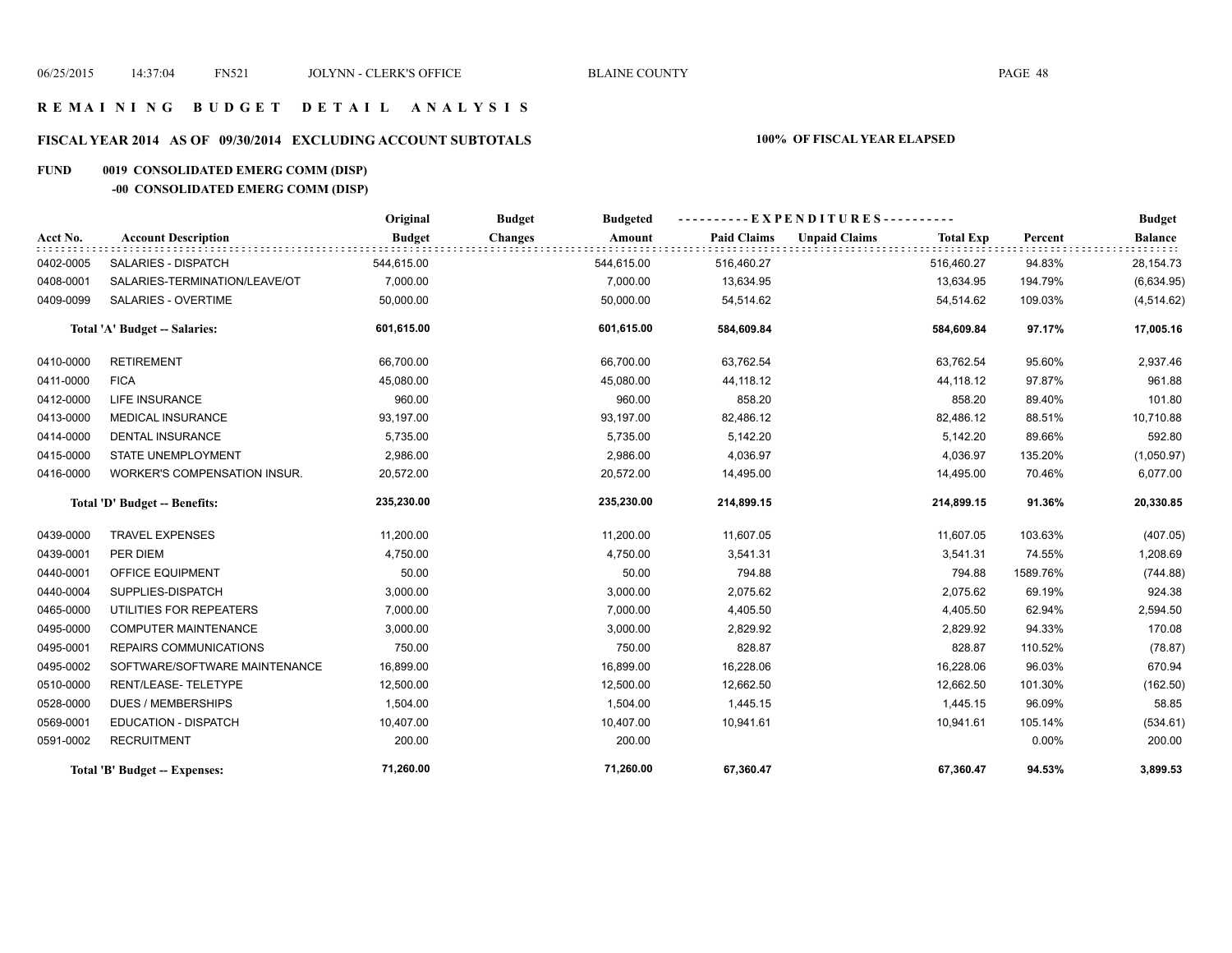# REMAINING BUDGET DETAIL ANALYSIS

## FISCAL YEAR 2014 AS OF 09/30/2014 EXCLUDING ACCOUNT SUBTOTALS

**100% OF FISCAL YEAR ELAPSED**

**FUND 0019 CONSOLIDATED EMERG COMM (DISP)**

**-00 CONSOLIDATED EMERG COMM (DISP)**

| Acct No. | Account Description | Original Budget | Budget Changes | Budgeted Amount | EXPENDITURES Paid Claims | EXPENDITURES Unpaid Claims | EXPENDITURES Total Exp | Percent | Budget Balance |
|---|---|---|---|---|---|---|---|---|---|
| 0402-0005 | SALARIES - DISPATCH | 544,615.00 | | 544,615.00 | 516,460.27 | | 516,460.27 | 94.83% | 28,154.73 |
| 0408-0001 | SALARIES-TERMINATION/LEAVE/OT | 7,000.00 | | 7,000.00 | 13,634.95 | | 13,634.95 | 194.79% | (6,634.95) |
| 0409-0099 | SALARIES - OVERTIME | 50,000.00 | | 50,000.00 | 54,514.62 | | 54,514.62 | 109.03% | (4,514.62) |
| | **Total 'A' Budget -- Salaries:** | **601,615.00** | | **601,615.00** | **584,609.84** | | **584,609.84** | **97.17%** | **17,005.16** |
| 0410-0000 | RETIREMENT | 66,700.00 | | 66,700.00 | 63,762.54 | | 63,762.54 | 95.60% | 2,937.46 |
| 0411-0000 | FICA | 45,080.00 | | 45,080.00 | 44,118.12 | | 44,118.12 | 97.87% | 961.88 |
| 0412-0000 | LIFE INSURANCE | 960.00 | | 960.00 | 858.20 | | 858.20 | 89.40% | 101.80 |
| 0413-0000 | MEDICAL INSURANCE | 93,197.00 | | 93,197.00 | 82,486.12 | | 82,486.12 | 88.51% | 10,710.88 |
| 0414-0000 | DENTAL INSURANCE | 5,735.00 | | 5,735.00 | 5,142.20 | | 5,142.20 | 89.66% | 592.80 |
| 0415-0000 | STATE UNEMPLOYMENT | 2,986.00 | | 2,986.00 | 4,036.97 | | 4,036.97 | 135.20% | (1,050.97) |
| 0416-0000 | WORKER'S COMPENSATION INSUR. | 20,572.00 | | 20,572.00 | 14,495.00 | | 14,495.00 | 70.46% | 6,077.00 |
| | **Total 'D' Budget -- Benefits:** | **235,230.00** | | **235,230.00** | **214,899.15** | | **214,899.15** | **91.36%** | **20,330.85** |
| 0439-0000 | TRAVEL EXPENSES | 11,200.00 | | 11,200.00 | 11,607.05 | | 11,607.05 | 103.63% | (407.05) |
| 0439-0001 | PER DIEM | 4,750.00 | | 4,750.00 | 3,541.31 | | 3,541.31 | 74.55% | 1,208.69 |
| 0440-0001 | OFFICE EQUIPMENT | 50.00 | | 50.00 | 794.88 | | 794.88 | 1589.76% | (744.88) |
| 0440-0004 | SUPPLIES-DISPATCH | 3,000.00 | | 3,000.00 | 2,075.62 | | 2,075.62 | 69.19% | 924.38 |
| 0465-0000 | UTILITIES FOR REPEATERS | 7,000.00 | | 7,000.00 | 4,405.50 | | 4,405.50 | 62.94% | 2,594.50 |
| 0495-0000 | COMPUTER MAINTENANCE | 3,000.00 | | 3,000.00 | 2,829.92 | | 2,829.92 | 94.33% | 170.08 |
| 0495-0001 | REPAIRS COMMUNICATIONS | 750.00 | | 750.00 | 828.87 | | 828.87 | 110.52% | (78.87) |
| 0495-0002 | SOFTWARE/SOFTWARE MAINTENANCE | 16,899.00 | | 16,899.00 | 16,228.06 | | 16,228.06 | 96.03% | 670.94 |
| 0510-0000 | RENT/LEASE- TELETYPE | 12,500.00 | | 12,500.00 | 12,662.50 | | 12,662.50 | 101.30% | (162.50) |
| 0528-0000 | DUES / MEMBERSHIPS | 1,504.00 | | 1,504.00 | 1,445.15 | | 1,445.15 | 96.09% | 58.85 |
| 0569-0001 | EDUCATION - DISPATCH | 10,407.00 | | 10,407.00 | 10,941.61 | | 10,941.61 | 105.14% | (534.61) |
| 0591-0002 | RECRUITMENT | 200.00 | | 200.00 | | | | 0.00% | 200.00 |
| | **Total 'B' Budget -- Expenses:** | **71,260.00** | | **71,260.00** | **67,360.47** | | **67,360.47** | **94.53%** | **3,899.53** |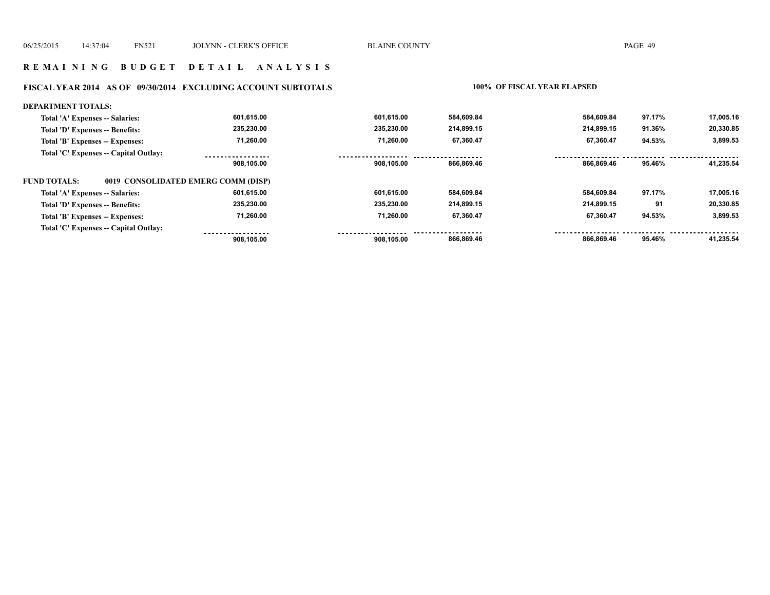## R E M A I N I N G   B U D G E T   D E T A I L   A N A L Y S I S

**FISCAL YEAR 2014   AS OF 09/30/2014   EXCLUDING ACCOUNT SUBTOTALS**

**100% OF FISCAL YEAR ELAPSED**

| | | | | | | |
|---|---|---|---|---|---|---|
| **DEPARTMENT TOTALS:** | | | | | | |
| Total 'A' Expenses -- Salaries: | 601,615.00 | 601,615.00 | 584,609.84 | 584,609.84 | 97.17% | 17,005.16 |
| Total 'D' Expenses -- Benefits: | 235,230.00 | 235,230.00 | 214,899.15 | 214,899.15 | 91.36% | 20,330.85 |
| Total 'B' Expenses -- Expenses: | 71,260.00 | 71,260.00 | 67,360.47 | 67,360.47 | 94.53% | 3,899.53 |
| Total 'C' Expenses -- Capital Outlay: | | | | | | |
| | 908,105.00 | 908,105.00 | 866,869.46 | 866,869.46 | 95.46% | 41,235.54 |
| **FUND TOTALS:** 0019 CONSOLIDATED EMERG COMM (DISP) | | | | | | |
| Total 'A' Expenses -- Salaries: | 601,615.00 | 601,615.00 | 584,609.84 | 584,609.84 | 97.17% | 17,005.16 |
| Total 'D' Expenses -- Benefits: | 235,230.00 | 235,230.00 | 214,899.15 | 214,899.15 | 91 | 20,330.85 |
| Total 'B' Expenses -- Expenses: | 71,260.00 | 71,260.00 | 67,360.47 | 67,360.47 | 94.53% | 3,899.53 |
| Total 'C' Expenses -- Capital Outlay: | | | | | | |
| | 908,105.00 | 908,105.00 | 866,869.46 | 866,869.46 | 95.46% | 41,235.54 |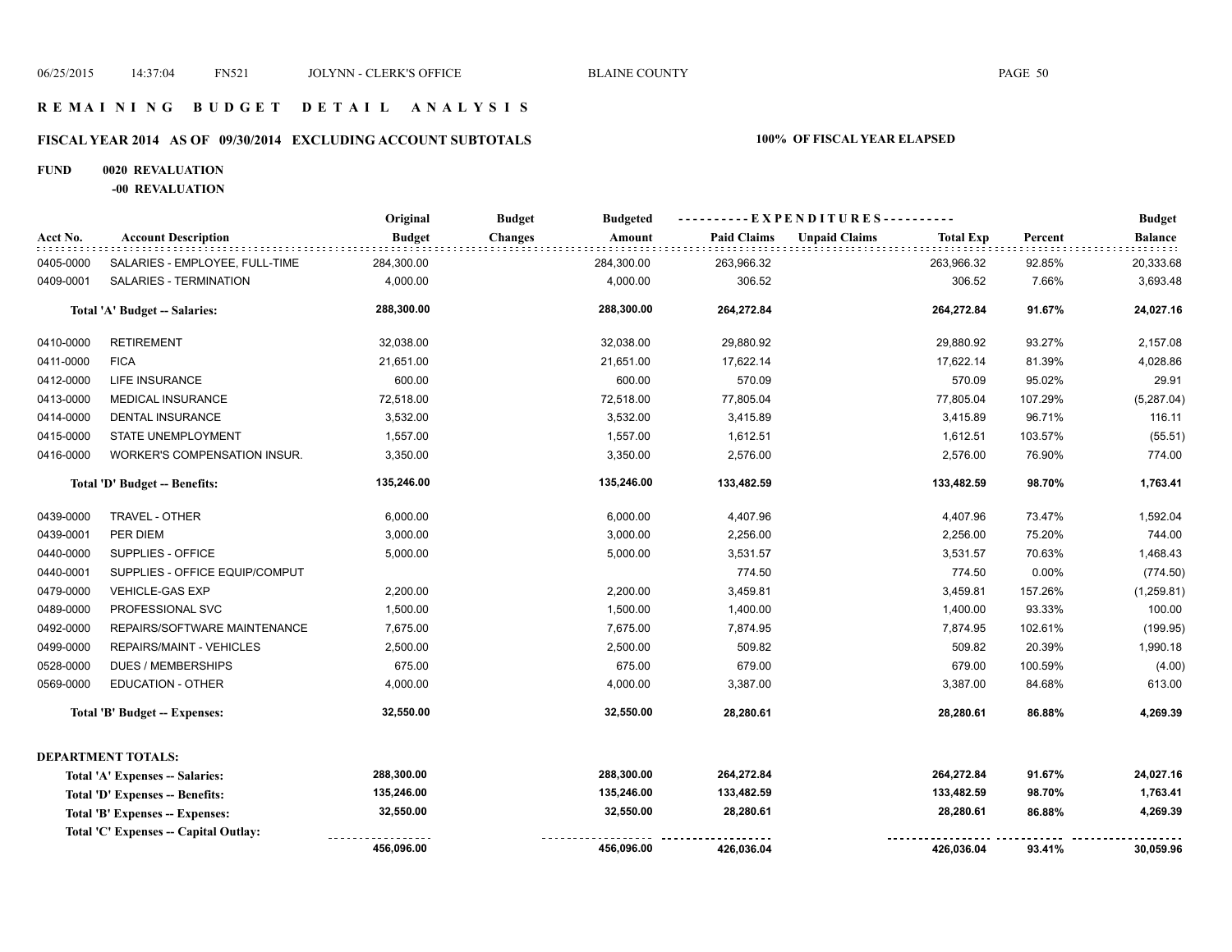# REMAINING BUDGET DETAIL ANALYSIS

## FISCAL YEAR 2014 AS OF 09/30/2014 EXCLUDING ACCOUNT SUBTOTALS — 100% OF FISCAL YEAR ELAPSED

**FUND 0020 REVALUATION**

**-00 REVALUATION**

| Acct No. | Account Description | Original Budget | Budget Changes | Budgeted Amount | Paid Claims | Unpaid Claims | Total Exp | Percent | Budget Balance |
|---|---|---|---|---|---|---|---|---|---|
| 0405-0000 | SALARIES - EMPLOYEE, FULL-TIME | 284,300.00 | | 284,300.00 | 263,966.32 | | 263,966.32 | 92.85% | 20,333.68 |
| 0409-0001 | SALARIES - TERMINATION | 4,000.00 | | 4,000.00 | 306.52 | | 306.52 | 7.66% | 3,693.48 |
| | **Total 'A' Budget -- Salaries:** | **288,300.00** | | **288,300.00** | **264,272.84** | | **264,272.84** | **91.67%** | **24,027.16** |
| 0410-0000 | RETIREMENT | 32,038.00 | | 32,038.00 | 29,880.92 | | 29,880.92 | 93.27% | 2,157.08 |
| 0411-0000 | FICA | 21,651.00 | | 21,651.00 | 17,622.14 | | 17,622.14 | 81.39% | 4,028.86 |
| 0412-0000 | LIFE INSURANCE | 600.00 | | 600.00 | 570.09 | | 570.09 | 95.02% | 29.91 |
| 0413-0000 | MEDICAL INSURANCE | 72,518.00 | | 72,518.00 | 77,805.04 | | 77,805.04 | 107.29% | (5,287.04) |
| 0414-0000 | DENTAL INSURANCE | 3,532.00 | | 3,532.00 | 3,415.89 | | 3,415.89 | 96.71% | 116.11 |
| 0415-0000 | STATE UNEMPLOYMENT | 1,557.00 | | 1,557.00 | 1,612.51 | | 1,612.51 | 103.57% | (55.51) |
| 0416-0000 | WORKER'S COMPENSATION INSUR. | 3,350.00 | | 3,350.00 | 2,576.00 | | 2,576.00 | 76.90% | 774.00 |
| | **Total 'D' Budget -- Benefits:** | **135,246.00** | | **135,246.00** | **133,482.59** | | **133,482.59** | **98.70%** | **1,763.41** |
| 0439-0000 | TRAVEL - OTHER | 6,000.00 | | 6,000.00 | 4,407.96 | | 4,407.96 | 73.47% | 1,592.04 |
| 0439-0001 | PER DIEM | 3,000.00 | | 3,000.00 | 2,256.00 | | 2,256.00 | 75.20% | 744.00 |
| 0440-0000 | SUPPLIES - OFFICE | 5,000.00 | | 5,000.00 | 3,531.57 | | 3,531.57 | 70.63% | 1,468.43 |
| 0440-0001 | SUPPLIES - OFFICE EQUIP/COMPUT | | | | 774.50 | | 774.50 | 0.00% | (774.50) |
| 0479-0000 | VEHICLE-GAS EXP | 2,200.00 | | 2,200.00 | 3,459.81 | | 3,459.81 | 157.26% | (1,259.81) |
| 0489-0000 | PROFESSIONAL SVC | 1,500.00 | | 1,500.00 | 1,400.00 | | 1,400.00 | 93.33% | 100.00 |
| 0492-0000 | REPAIRS/SOFTWARE MAINTENANCE | 7,675.00 | | 7,675.00 | 7,874.95 | | 7,874.95 | 102.61% | (199.95) |
| 0499-0000 | REPAIRS/MAINT - VEHICLES | 2,500.00 | | 2,500.00 | 509.82 | | 509.82 | 20.39% | 1,990.18 |
| 0528-0000 | DUES / MEMBERSHIPS | 675.00 | | 675.00 | 679.00 | | 679.00 | 100.59% | (4.00) |
| 0569-0000 | EDUCATION - OTHER | 4,000.00 | | 4,000.00 | 3,387.00 | | 3,387.00 | 84.68% | 613.00 |
| | **Total 'B' Budget -- Expenses:** | **32,550.00** | | **32,550.00** | **28,280.61** | | **28,280.61** | **86.88%** | **4,269.39** |

**DEPARTMENT TOTALS:**

| | Original Budget | Budget Changes | Budgeted Amount | Paid Claims | Unpaid Claims | Total Exp | Percent | Budget Balance |
|---|---|---|---|---|---|---|---|---|
| **Total 'A' Expenses -- Salaries:** | **288,300.00** | | **288,300.00** | **264,272.84** | | **264,272.84** | **91.67%** | **24,027.16** |
| **Total 'D' Expenses -- Benefits:** | **135,246.00** | | **135,246.00** | **133,482.59** | | **133,482.59** | **98.70%** | **1,763.41** |
| **Total 'B' Expenses -- Expenses:** | **32,550.00** | | **32,550.00** | **28,280.61** | | **28,280.61** | **86.88%** | **4,269.39** |
| **Total 'C' Expenses -- Capital Outlay:** | | | | | | | | |
| | **456,096.00** | | **456,096.00** | **426,036.04** | | **426,036.04** | **93.41%** | **30,059.96** |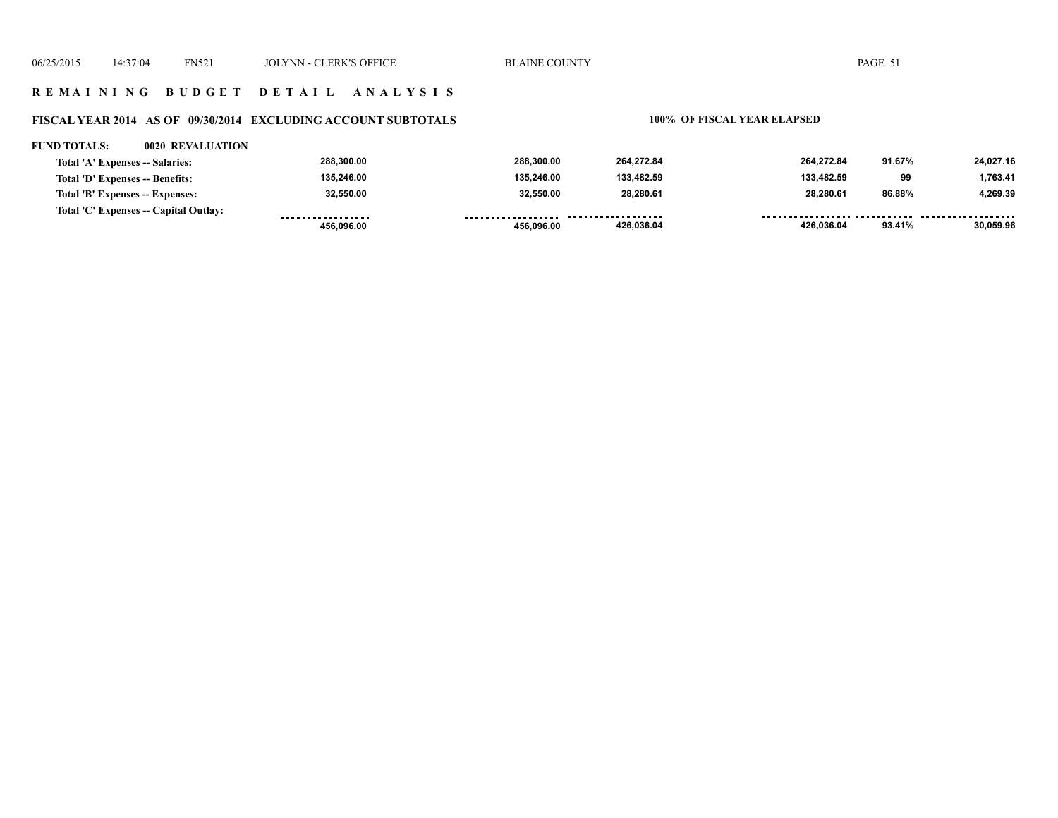## R E M A I N I N G B U D G E T D E T A I L A N A L Y S I S

### FISCAL YEAR 2014 AS OF 09/30/2014 EXCLUDING ACCOUNT SUBTOTALS

100% OF FISCAL YEAR ELAPSED

**FUND TOTALS: 0020 REVALUATION**

| | | | | | | |
|---|---|---|---|---|---|---|
| Total 'A' Expenses -- Salaries: | 288,300.00 | 288,300.00 | 264,272.84 | 264,272.84 | 91.67% | 24,027.16 |
| Total 'D' Expenses -- Benefits: | 135,246.00 | 135,246.00 | 133,482.59 | 133,482.59 | 99 | 1,763.41 |
| Total 'B' Expenses -- Expenses: | 32,550.00 | 32,550.00 | 28,280.61 | 28,280.61 | 86.88% | 4,269.39 |
| Total 'C' Expenses -- Capital Outlay: | | | | | | |
| | 456,096.00 | 456,096.00 | 426,036.04 | 426,036.04 | 93.41% | 30,059.96 |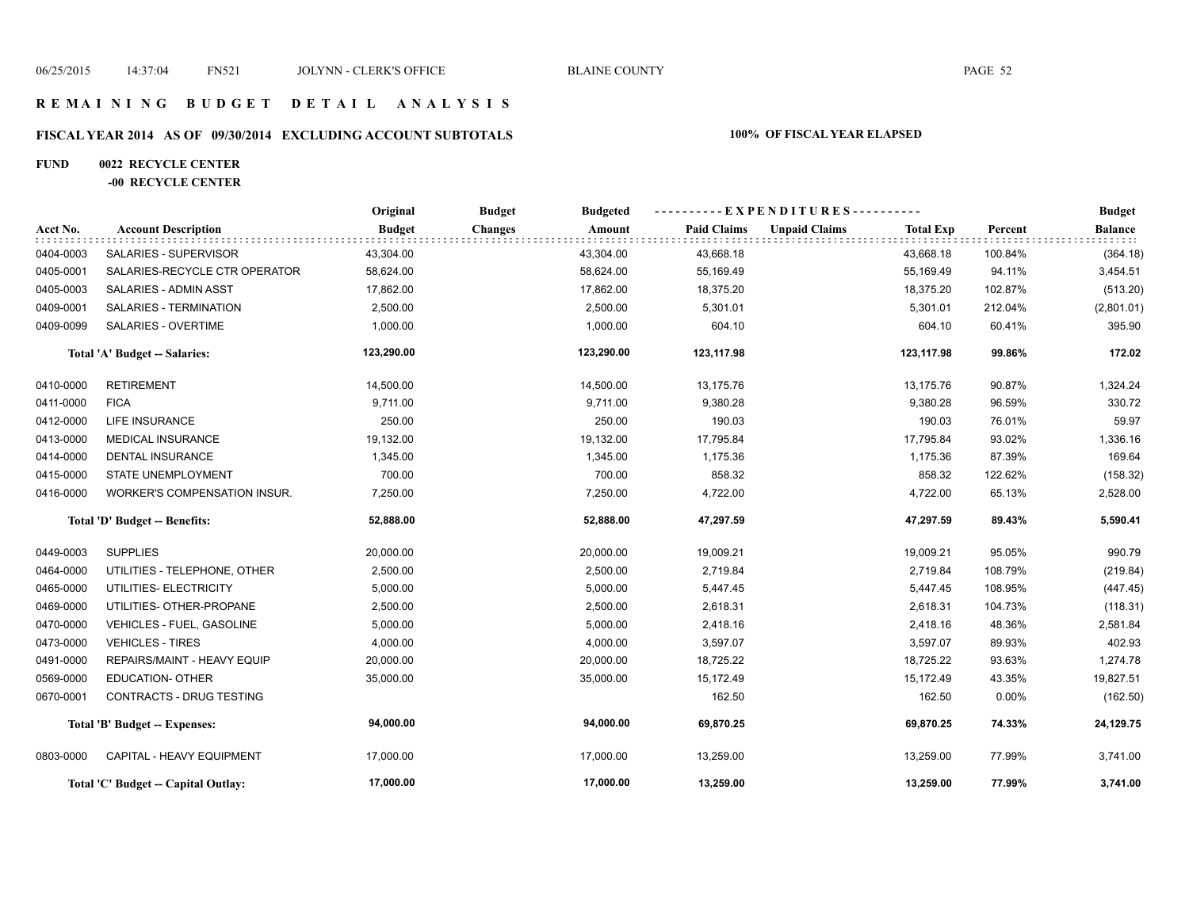# REMAINING BUDGET DETAIL ANALYSIS

## FISCAL YEAR 2014 AS OF 09/30/2014 EXCLUDING ACCOUNT SUBTOTALS

**100% OF FISCAL YEAR ELAPSED**

**FUND 0022 RECYCLE CENTER**

**-00 RECYCLE CENTER**

| Acct No. | Account Description | Original Budget | Budget Changes | Budgeted Amount | Paid Claims | Unpaid Claims | Total Exp | Percent | Budget Balance |
|---|---|---|---|---|---|---|---|---|---|
| 0404-0003 | SALARIES - SUPERVISOR | 43,304.00 | | 43,304.00 | 43,668.18 | | 43,668.18 | 100.84% | (364.18) |
| 0405-0001 | SALARIES-RECYCLE CTR OPERATOR | 58,624.00 | | 58,624.00 | 55,169.49 | | 55,169.49 | 94.11% | 3,454.51 |
| 0405-0003 | SALARIES - ADMIN ASST | 17,862.00 | | 17,862.00 | 18,375.20 | | 18,375.20 | 102.87% | (513.20) |
| 0409-0001 | SALARIES - TERMINATION | 2,500.00 | | 2,500.00 | 5,301.01 | | 5,301.01 | 212.04% | (2,801.01) |
| 0409-0099 | SALARIES - OVERTIME | 1,000.00 | | 1,000.00 | 604.10 | | 604.10 | 60.41% | 395.90 |
| | **Total 'A' Budget -- Salaries:** | **123,290.00** | | **123,290.00** | **123,117.98** | | **123,117.98** | **99.86%** | **172.02** |
| 0410-0000 | RETIREMENT | 14,500.00 | | 14,500.00 | 13,175.76 | | 13,175.76 | 90.87% | 1,324.24 |
| 0411-0000 | FICA | 9,711.00 | | 9,711.00 | 9,380.28 | | 9,380.28 | 96.59% | 330.72 |
| 0412-0000 | LIFE INSURANCE | 250.00 | | 250.00 | 190.03 | | 190.03 | 76.01% | 59.97 |
| 0413-0000 | MEDICAL INSURANCE | 19,132.00 | | 19,132.00 | 17,795.84 | | 17,795.84 | 93.02% | 1,336.16 |
| 0414-0000 | DENTAL INSURANCE | 1,345.00 | | 1,345.00 | 1,175.36 | | 1,175.36 | 87.39% | 169.64 |
| 0415-0000 | STATE UNEMPLOYMENT | 700.00 | | 700.00 | 858.32 | | 858.32 | 122.62% | (158.32) |
| 0416-0000 | WORKER'S COMPENSATION INSUR. | 7,250.00 | | 7,250.00 | 4,722.00 | | 4,722.00 | 65.13% | 2,528.00 |
| | **Total 'D' Budget -- Benefits:** | **52,888.00** | | **52,888.00** | **47,297.59** | | **47,297.59** | **89.43%** | **5,590.41** |
| 0449-0003 | SUPPLIES | 20,000.00 | | 20,000.00 | 19,009.21 | | 19,009.21 | 95.05% | 990.79 |
| 0464-0000 | UTILITIES - TELEPHONE, OTHER | 2,500.00 | | 2,500.00 | 2,719.84 | | 2,719.84 | 108.79% | (219.84) |
| 0465-0000 | UTILITIES- ELECTRICITY | 5,000.00 | | 5,000.00 | 5,447.45 | | 5,447.45 | 108.95% | (447.45) |
| 0469-0000 | UTILITIES- OTHER-PROPANE | 2,500.00 | | 2,500.00 | 2,618.31 | | 2,618.31 | 104.73% | (118.31) |
| 0470-0000 | VEHICLES - FUEL, GASOLINE | 5,000.00 | | 5,000.00 | 2,418.16 | | 2,418.16 | 48.36% | 2,581.84 |
| 0473-0000 | VEHICLES - TIRES | 4,000.00 | | 4,000.00 | 3,597.07 | | 3,597.07 | 89.93% | 402.93 |
| 0491-0000 | REPAIRS/MAINT - HEAVY EQUIP | 20,000.00 | | 20,000.00 | 18,725.22 | | 18,725.22 | 93.63% | 1,274.78 |
| 0569-0000 | EDUCATION- OTHER | 35,000.00 | | 35,000.00 | 15,172.49 | | 15,172.49 | 43.35% | 19,827.51 |
| 0670-0001 | CONTRACTS - DRUG TESTING | | | | 162.50 | | 162.50 | 0.00% | (162.50) |
| | **Total 'B' Budget -- Expenses:** | **94,000.00** | | **94,000.00** | **69,870.25** | | **69,870.25** | **74.33%** | **24,129.75** |
| 0803-0000 | CAPITAL - HEAVY EQUIPMENT | 17,000.00 | | 17,000.00 | 13,259.00 | | 13,259.00 | 77.99% | 3,741.00 |
| | **Total 'C' Budget -- Capital Outlay:** | **17,000.00** | | **17,000.00** | **13,259.00** | | **13,259.00** | **77.99%** | **3,741.00** |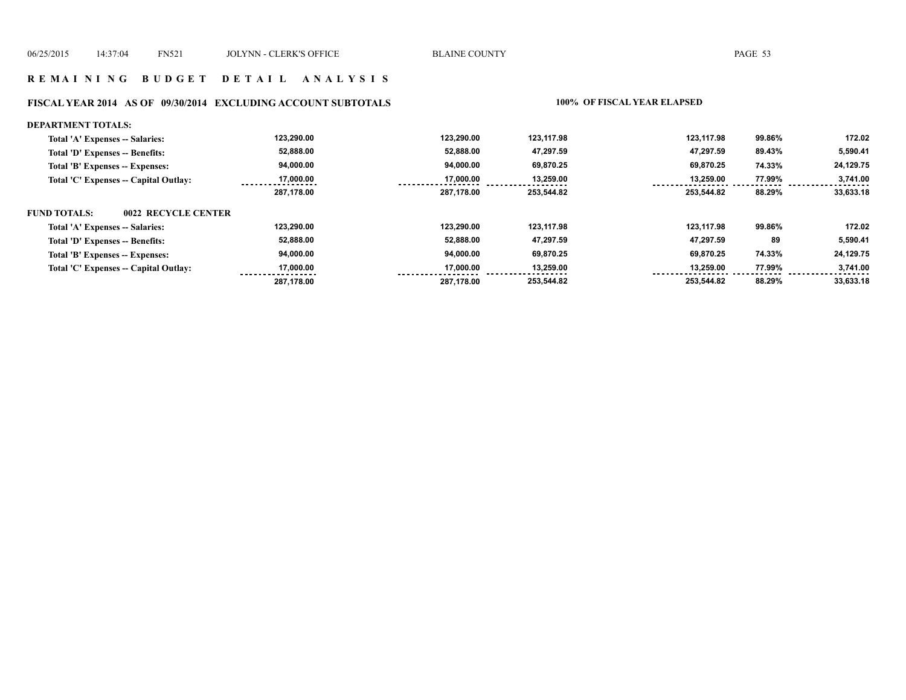## R E M A I N I N G   B U D G E T   D E T A I L   A N A L Y S I S

### FISCAL YEAR 2014   AS OF 09/30/2014   EXCLUDING ACCOUNT SUBTOTALS   100% OF FISCAL YEAR ELAPSED

**DEPARTMENT TOTALS:**

| | | | | | | |
|---|---|---|---|---|---|---|
| Total 'A' Expenses -- Salaries: | 123,290.00 | 123,290.00 | 123,117.98 | 123,117.98 | 99.86% | 172.02 |
| Total 'D' Expenses -- Benefits: | 52,888.00 | 52,888.00 | 47,297.59 | 47,297.59 | 89.43% | 5,590.41 |
| Total 'B' Expenses -- Expenses: | 94,000.00 | 94,000.00 | 69,870.25 | 69,870.25 | 74.33% | 24,129.75 |
| Total 'C' Expenses -- Capital Outlay: | 17,000.00 | 17,000.00 | 13,259.00 | 13,259.00 | 77.99% | 3,741.00 |
| | 287,178.00 | 287,178.00 | 253,544.82 | 253,544.82 | 88.29% | 33,633.18 |

**FUND TOTALS: 0022 RECYCLE CENTER**

| | | | | | | |
|---|---|---|---|---|---|---|
| Total 'A' Expenses -- Salaries: | 123,290.00 | 123,290.00 | 123,117.98 | 123,117.98 | 99.86% | 172.02 |
| Total 'D' Expenses -- Benefits: | 52,888.00 | 52,888.00 | 47,297.59 | 47,297.59 | 89 | 5,590.41 |
| Total 'B' Expenses -- Expenses: | 94,000.00 | 94,000.00 | 69,870.25 | 69,870.25 | 74.33% | 24,129.75 |
| Total 'C' Expenses -- Capital Outlay: | 17,000.00 | 17,000.00 | 13,259.00 | 13,259.00 | 77.99% | 3,741.00 |
| | 287,178.00 | 287,178.00 | 253,544.82 | 253,544.82 | 88.29% | 33,633.18 |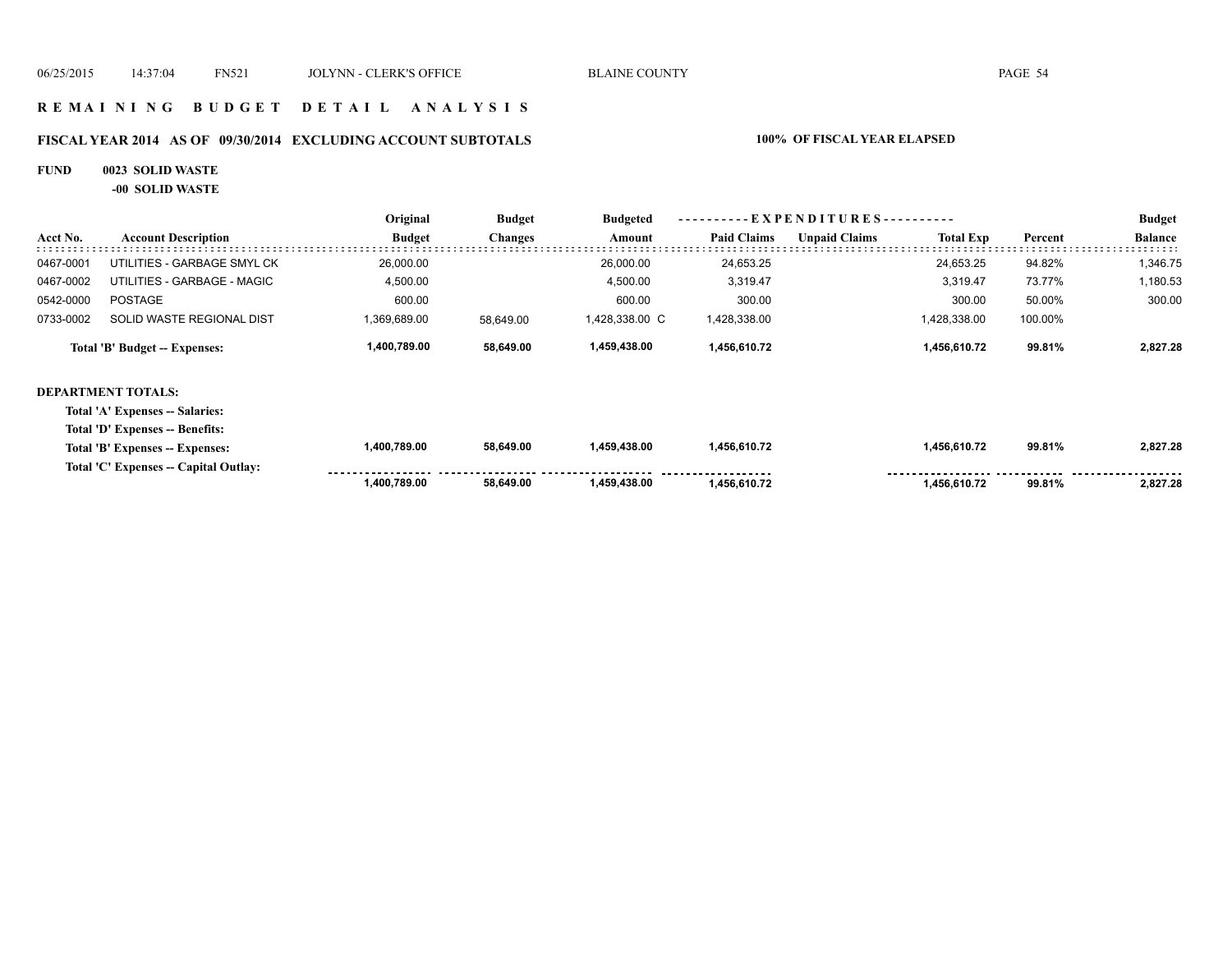## R E M A I N I N G  B U D G E T  D E T A I L  A N A L Y S I S

### FISCAL YEAR 2014 AS OF 09/30/2014 EXCLUDING ACCOUNT SUBTOTALS — 100% OF FISCAL YEAR ELAPSED

**FUND 0023 SOLID WASTE**

**-00 SOLID WASTE**

| Acct No. | Account Description | Original Budget | Budget Changes | Budgeted Amount | Paid Claims | Unpaid Claims | Total Exp | Percent | Budget Balance |
|---|---|---|---|---|---|---|---|---|---|
| 0467-0001 | UTILITIES - GARBAGE SMYL CK | 26,000.00 | | 26,000.00 | 24,653.25 | | 24,653.25 | 94.82% | 1,346.75 |
| 0467-0002 | UTILITIES - GARBAGE - MAGIC | 4,500.00 | | 4,500.00 | 3,319.47 | | 3,319.47 | 73.77% | 1,180.53 |
| 0542-0000 | POSTAGE | 600.00 | | 600.00 | 300.00 | | 300.00 | 50.00% | 300.00 |
| 0733-0002 | SOLID WASTE REGIONAL DIST | 1,369,689.00 | 58,649.00 | 1,428,338.00 C | 1,428,338.00 | | 1,428,338.00 | 100.00% | |
| | **Total 'B' Budget -- Expenses:** | **1,400,789.00** | **58,649.00** | **1,459,438.00** | **1,456,610.72** | | **1,456,610.72** | **99.81%** | **2,827.28** |

**DEPARTMENT TOTALS:**

| | Original Budget | Budget Changes | Budgeted Amount | Paid Claims | Unpaid Claims | Total Exp | Percent | Budget Balance |
|---|---|---|---|---|---|---|---|---|
| **Total 'A' Expenses -- Salaries:** | | | | | | | | |
| **Total 'D' Expenses -- Benefits:** | | | | | | | | |
| **Total 'B' Expenses -- Expenses:** | **1,400,789.00** | **58,649.00** | **1,459,438.00** | **1,456,610.72** | | **1,456,610.72** | **99.81%** | **2,827.28** |
| **Total 'C' Expenses -- Capital Outlay:** | | | | | | | | |
| | **1,400,789.00** | **58,649.00** | **1,459,438.00** | **1,456,610.72** | | **1,456,610.72** | **99.81%** | **2,827.28** |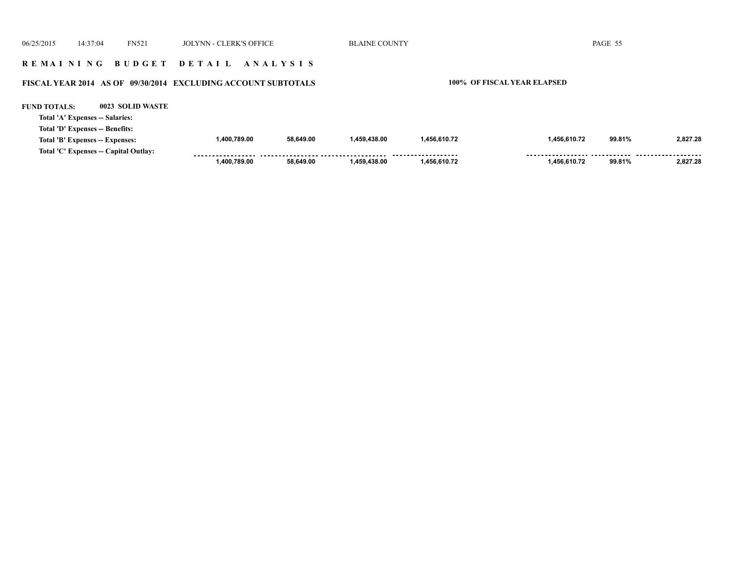# R E M A I N I N G   B U D G E T   D E T A I L   A N A L Y S I S

**FISCAL YEAR 2014 AS OF 09/30/2014 EXCLUDING ACCOUNT SUBTOTALS** — **100% OF FISCAL YEAR ELAPSED**

**FUND TOTALS: 0023 SOLID WASTE**

| | | | | | | | |
|---|---|---|---|---|---|---|---|
| **Total 'A' Expenses -- Salaries:** | | | | | | | |
| **Total 'D' Expenses -- Benefits:** | | | | | | | |
| **Total 'B' Expenses -- Expenses:** | 1,400,789.00 | 58,649.00 | 1,459,438.00 | 1,456,610.72 | 1,456,610.72 | 99.81% | 2,827.28 |
| **Total 'C' Expenses -- Capital Outlay:** | | | | | | | |
| | 1,400,789.00 | 58,649.00 | 1,459,438.00 | 1,456,610.72 | 1,456,610.72 | 99.81% | 2,827.28 |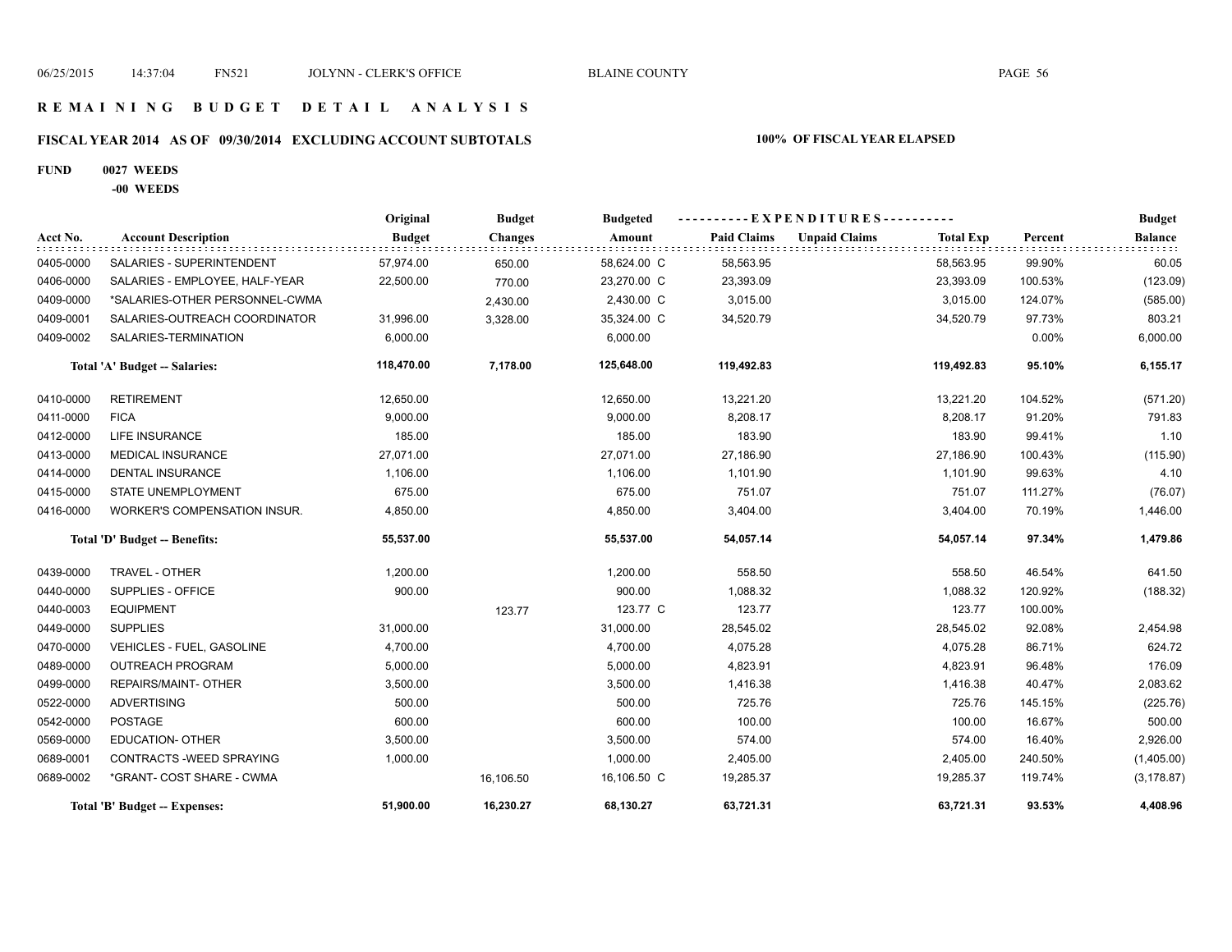# REMAINING BUDGET DETAIL ANALYSIS

## FISCAL YEAR 2014 AS OF 09/30/2014 EXCLUDING ACCOUNT SUBTOTALS

**100% OF FISCAL YEAR ELAPSED**

**FUND 0027 WEEDS**

**-00 WEEDS**

| Acct No. | Account Description | Original Budget | Budget Changes | Budgeted Amount | Paid Claims | Unpaid Claims | Total Exp | Percent | Budget Balance |
|---|---|---|---|---|---|---|---|---|---|
| 0405-0000 | SALARIES - SUPERINTENDENT | 57,974.00 | 650.00 | 58,624.00 C | 58,563.95 | | 58,563.95 | 99.90% | 60.05 |
| 0406-0000 | SALARIES - EMPLOYEE, HALF-YEAR | 22,500.00 | 770.00 | 23,270.00 C | 23,393.09 | | 23,393.09 | 100.53% | (123.09) |
| 0409-0000 | *SALARIES-OTHER PERSONNEL-CWMA | | 2,430.00 | 2,430.00 C | 3,015.00 | | 3,015.00 | 124.07% | (585.00) |
| 0409-0001 | SALARIES-OUTREACH COORDINATOR | 31,996.00 | 3,328.00 | 35,324.00 C | 34,520.79 | | 34,520.79 | 97.73% | 803.21 |
| 0409-0002 | SALARIES-TERMINATION | 6,000.00 | | 6,000.00 | | | | 0.00% | 6,000.00 |
| | **Total 'A' Budget -- Salaries:** | **118,470.00** | **7,178.00** | **125,648.00** | **119,492.83** | | **119,492.83** | **95.10%** | **6,155.17** |
| 0410-0000 | RETIREMENT | 12,650.00 | | 12,650.00 | 13,221.20 | | 13,221.20 | 104.52% | (571.20) |
| 0411-0000 | FICA | 9,000.00 | | 9,000.00 | 8,208.17 | | 8,208.17 | 91.20% | 791.83 |
| 0412-0000 | LIFE INSURANCE | 185.00 | | 185.00 | 183.90 | | 183.90 | 99.41% | 1.10 |
| 0413-0000 | MEDICAL INSURANCE | 27,071.00 | | 27,071.00 | 27,186.90 | | 27,186.90 | 100.43% | (115.90) |
| 0414-0000 | DENTAL INSURANCE | 1,106.00 | | 1,106.00 | 1,101.90 | | 1,101.90 | 99.63% | 4.10 |
| 0415-0000 | STATE UNEMPLOYMENT | 675.00 | | 675.00 | 751.07 | | 751.07 | 111.27% | (76.07) |
| 0416-0000 | WORKER'S COMPENSATION INSUR. | 4,850.00 | | 4,850.00 | 3,404.00 | | 3,404.00 | 70.19% | 1,446.00 |
| | **Total 'D' Budget -- Benefits:** | **55,537.00** | | **55,537.00** | **54,057.14** | | **54,057.14** | **97.34%** | **1,479.86** |
| 0439-0000 | TRAVEL - OTHER | 1,200.00 | | 1,200.00 | 558.50 | | 558.50 | 46.54% | 641.50 |
| 0440-0000 | SUPPLIES - OFFICE | 900.00 | | 900.00 | 1,088.32 | | 1,088.32 | 120.92% | (188.32) |
| 0440-0003 | EQUIPMENT | | 123.77 | 123.77 C | 123.77 | | 123.77 | 100.00% | |
| 0449-0000 | SUPPLIES | 31,000.00 | | 31,000.00 | 28,545.02 | | 28,545.02 | 92.08% | 2,454.98 |
| 0470-0000 | VEHICLES - FUEL, GASOLINE | 4,700.00 | | 4,700.00 | 4,075.28 | | 4,075.28 | 86.71% | 624.72 |
| 0489-0000 | OUTREACH PROGRAM | 5,000.00 | | 5,000.00 | 4,823.91 | | 4,823.91 | 96.48% | 176.09 |
| 0499-0000 | REPAIRS/MAINT- OTHER | 3,500.00 | | 3,500.00 | 1,416.38 | | 1,416.38 | 40.47% | 2,083.62 |
| 0522-0000 | ADVERTISING | 500.00 | | 500.00 | 725.76 | | 725.76 | 145.15% | (225.76) |
| 0542-0000 | POSTAGE | 600.00 | | 600.00 | 100.00 | | 100.00 | 16.67% | 500.00 |
| 0569-0000 | EDUCATION- OTHER | 3,500.00 | | 3,500.00 | 574.00 | | 574.00 | 16.40% | 2,926.00 |
| 0689-0001 | CONTRACTS -WEED SPRAYING | 1,000.00 | | 1,000.00 | 2,405.00 | | 2,405.00 | 240.50% | (1,405.00) |
| 0689-0002 | *GRANT- COST SHARE - CWMA | | 16,106.50 | 16,106.50 C | 19,285.37 | | 19,285.37 | 119.74% | (3,178.87) |
| | **Total 'B' Budget -- Expenses:** | **51,900.00** | **16,230.27** | **68,130.27** | **63,721.31** | | **63,721.31** | **93.53%** | **4,408.96** |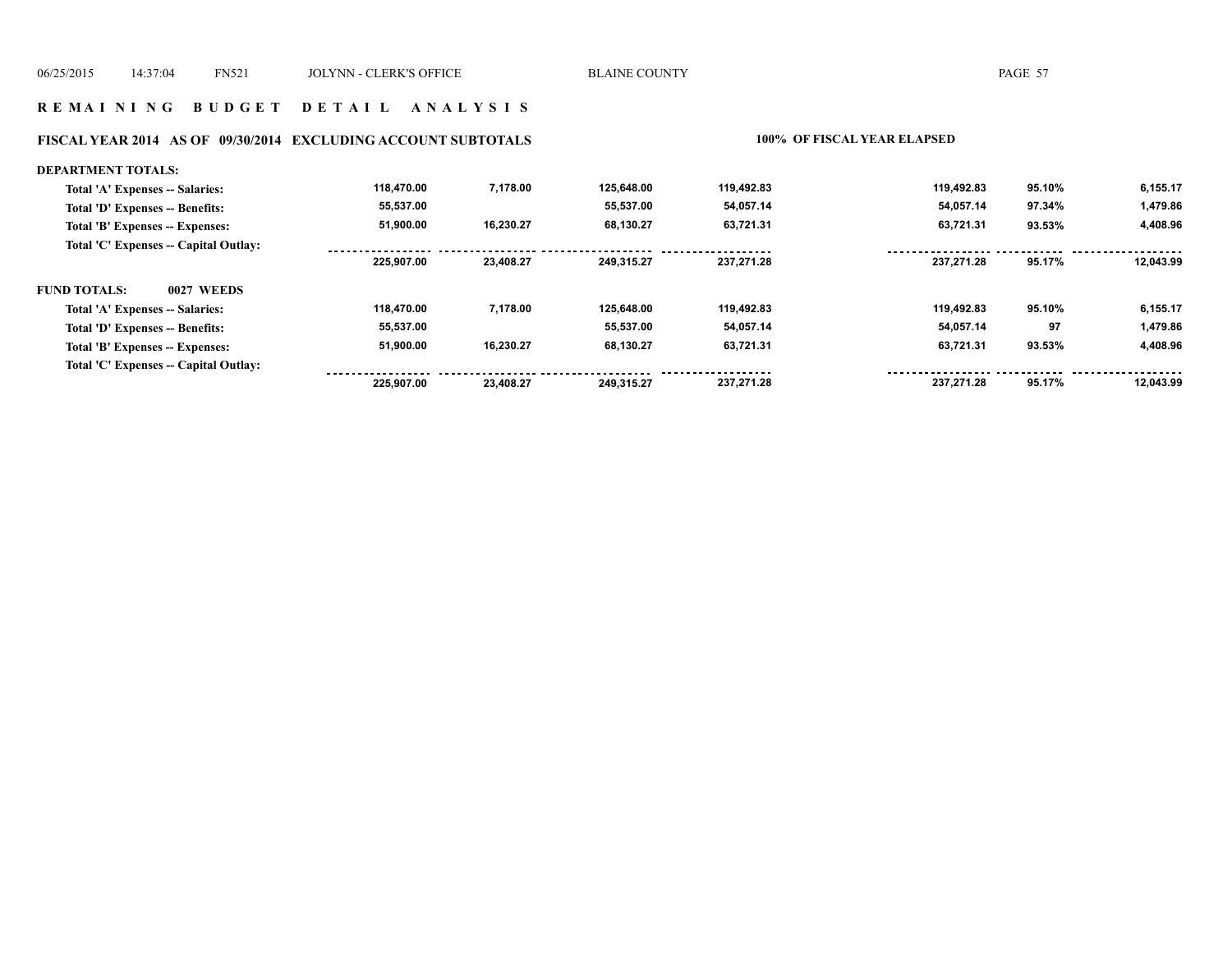## REMAINING BUDGET DETAIL ANALYSIS

### FISCAL YEAR 2014 AS OF 09/30/2014 EXCLUDING ACCOUNT SUBTOTALS

**100% OF FISCAL YEAR ELAPSED**

| | | | | | | | |
|---|---|---|---|---|---|---|---|
| **DEPARTMENT TOTALS:** | | | | | | | |
| Total 'A' Expenses -- Salaries: | 118,470.00 | 7,178.00 | 125,648.00 | 119,492.83 | 119,492.83 | 95.10% | 6,155.17 |
| Total 'D' Expenses -- Benefits: | 55,537.00 | | 55,537.00 | 54,057.14 | 54,057.14 | 97.34% | 1,479.86 |
| Total 'B' Expenses -- Expenses: | 51,900.00 | 16,230.27 | 68,130.27 | 63,721.31 | 63,721.31 | 93.53% | 4,408.96 |
| Total 'C' Expenses -- Capital Outlay: | | | | | | | |
| | 225,907.00 | 23,408.27 | 249,315.27 | 237,271.28 | 237,271.28 | 95.17% | 12,043.99 |
| **FUND TOTALS: 0027 WEEDS** | | | | | | | |
| Total 'A' Expenses -- Salaries: | 118,470.00 | 7,178.00 | 125,648.00 | 119,492.83 | 119,492.83 | 95.10% | 6,155.17 |
| Total 'D' Expenses -- Benefits: | 55,537.00 | | 55,537.00 | 54,057.14 | 54,057.14 | 97 | 1,479.86 |
| Total 'B' Expenses -- Expenses: | 51,900.00 | 16,230.27 | 68,130.27 | 63,721.31 | 63,721.31 | 93.53% | 4,408.96 |
| Total 'C' Expenses -- Capital Outlay: | | | | | | | |
| | 225,907.00 | 23,408.27 | 249,315.27 | 237,271.28 | 237,271.28 | 95.17% | 12,043.99 |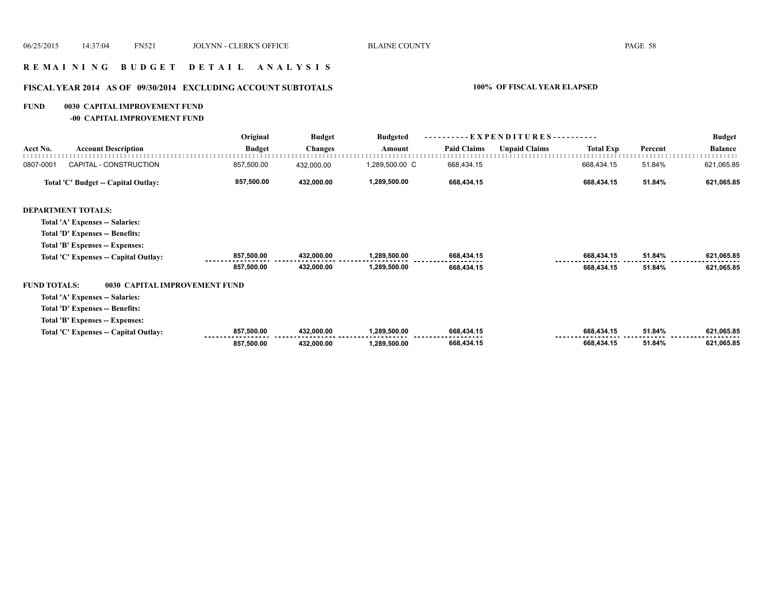# R E M A I N I N G   B U D G E T   D E T A I L   A N A L Y S I S

## FISCAL YEAR 2014   AS OF 09/30/2014   EXCLUDING ACCOUNT SUBTOTALS

**100% OF FISCAL YEAR ELAPSED**

**FUND 0030 CAPITAL IMPROVEMENT FUND**

**-00 CAPITAL IMPROVEMENT FUND**

| Acct No. | Account Description | Original Budget | Budget Changes | Budgeted Amount | Paid Claims | Unpaid Claims | Total Exp | Percent | Budget Balance |
|---|---|---|---|---|---|---|---|---|---|
| 0807-0001 | CAPITAL - CONSTRUCTION | 857,500.00 | 432,000.00 | 1,289,500.00 C | 668,434.15 | | 668,434.15 | 51.84% | 621,065.85 |
| | **Total 'C' Budget -- Capital Outlay:** | **857,500.00** | **432,000.00** | **1,289,500.00** | **668,434.15** | | **668,434.15** | **51.84%** | **621,065.85** |
| **DEPARTMENT TOTALS:** | | | | | | | | | |
| | **Total 'A' Expenses -- Salaries:** | | | | | | | | |
| | **Total 'D' Expenses -- Benefits:** | | | | | | | | |
| | **Total 'B' Expenses -- Expenses:** | | | | | | | | |
| | **Total 'C' Expenses -- Capital Outlay:** | **857,500.00** | **432,000.00** | **1,289,500.00** | **668,434.15** | | **668,434.15** | **51.84%** | **621,065.85** |
| | | **857,500.00** | **432,000.00** | **1,289,500.00** | **668,434.15** | | **668,434.15** | **51.84%** | **621,065.85** |
| **FUND TOTALS:** | **0030 CAPITAL IMPROVEMENT FUND** | | | | | | | | |
| | **Total 'A' Expenses -- Salaries:** | | | | | | | | |
| | **Total 'D' Expenses -- Benefits:** | | | | | | | | |
| | **Total 'B' Expenses -- Expenses:** | | | | | | | | |
| | **Total 'C' Expenses -- Capital Outlay:** | **857,500.00** | **432,000.00** | **1,289,500.00** | **668,434.15** | | **668,434.15** | **51.84%** | **621,065.85** |
| | | **857,500.00** | **432,000.00** | **1,289,500.00** | **668,434.15** | | **668,434.15** | **51.84%** | **621,065.85** |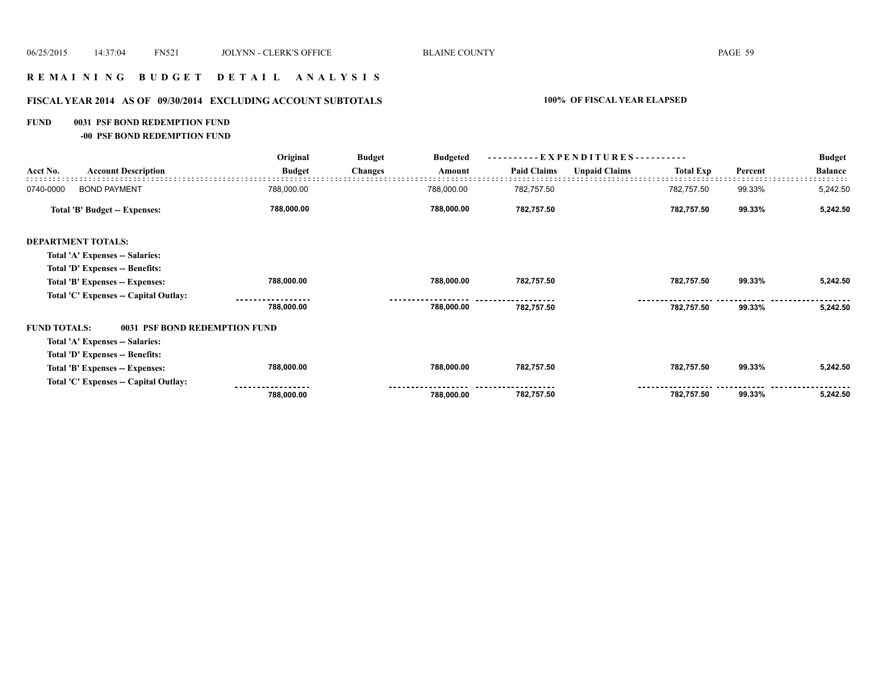## R E M A I N I N G   B U D G E T   D E T A I L   A N A L Y S I S

### FISCAL YEAR 2014 AS OF 09/30/2014 EXCLUDING ACCOUNT SUBTOTALS

**100% OF FISCAL YEAR ELAPSED**

**FUND 0031 PSF BOND REDEMPTION FUND**

**-00 PSF BOND REDEMPTION FUND**

| Acct No. | Account Description | Original Budget | Budget Changes | Budgeted Amount | Paid Claims | Unpaid Claims | Total Exp | Percent | Budget Balance |
|---|---|---|---|---|---|---|---|---|---|
| 0740-0000 | BOND PAYMENT | 788,000.00 | | 788,000.00 | 782,757.50 | | 782,757.50 | 99.33% | 5,242.50 |
| | **Total 'B' Budget -- Expenses:** | **788,000.00** | | **788,000.00** | **782,757.50** | | **782,757.50** | **99.33%** | **5,242.50** |
| **DEPARTMENT TOTALS:** | | | | | | | | | |
| | **Total 'A' Expenses -- Salaries:** | | | | | | | | |
| | **Total 'D' Expenses -- Benefits:** | | | | | | | | |
| | **Total 'B' Expenses -- Expenses:** | **788,000.00** | | **788,000.00** | **782,757.50** | | **782,757.50** | **99.33%** | **5,242.50** |
| | **Total 'C' Expenses -- Capital Outlay:** | | | | | | | | |
| | | **788,000.00** | | **788,000.00** | **782,757.50** | | **782,757.50** | **99.33%** | **5,242.50** |
| **FUND TOTALS:** | **0031 PSF BOND REDEMPTION FUND** | | | | | | | | |
| | **Total 'A' Expenses -- Salaries:** | | | | | | | | |
| | **Total 'D' Expenses -- Benefits:** | | | | | | | | |
| | **Total 'B' Expenses -- Expenses:** | **788,000.00** | | **788,000.00** | **782,757.50** | | **782,757.50** | **99.33%** | **5,242.50** |
| | **Total 'C' Expenses -- Capital Outlay:** | | | | | | | | |
| | | **788,000.00** | | **788,000.00** | **782,757.50** | | **782,757.50** | **99.33%** | **5,242.50** |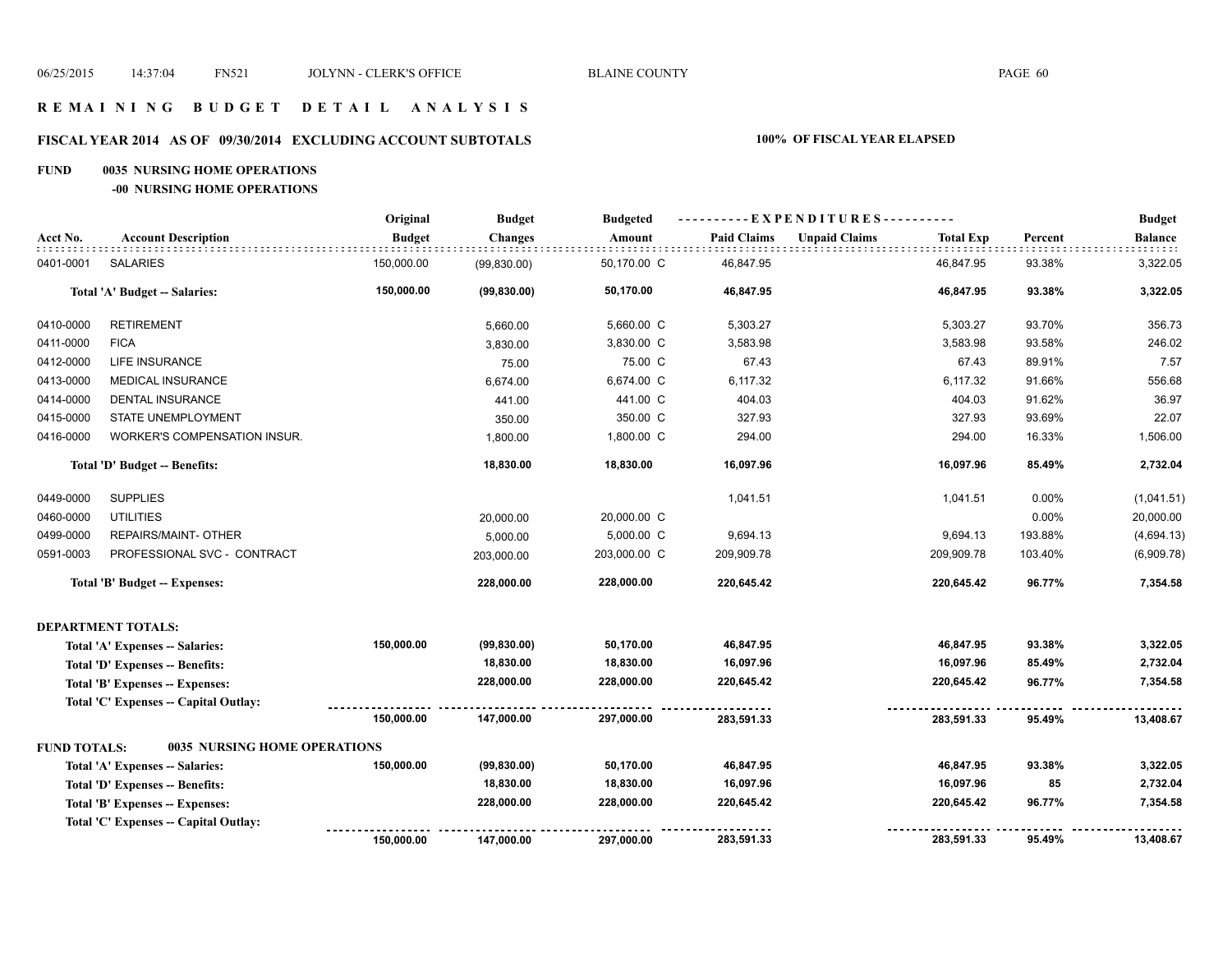# REMAINING BUDGET DETAIL ANALYSIS

## FISCAL YEAR 2014 AS OF 09/30/2014 EXCLUDING ACCOUNT SUBTOTALS

**100% OF FISCAL YEAR ELAPSED**

**FUND 0035 NURSING HOME OPERATIONS**

**-00 NURSING HOME OPERATIONS**

| Acct No. | Account Description | Original Budget | Budget Changes | Budgeted Amount | Paid Claims | Unpaid Claims | Total Exp | Percent | Budget Balance |
|---|---|---|---|---|---|---|---|---|---|
| 0401-0001 | SALARIES | 150,000.00 | (99,830.00) | 50,170.00 C | 46,847.95 | | 46,847.95 | 93.38% | 3,322.05 |
| | **Total 'A' Budget -- Salaries:** | **150,000.00** | **(99,830.00)** | **50,170.00** | **46,847.95** | | **46,847.95** | **93.38%** | **3,322.05** |
| 0410-0000 | RETIREMENT | | 5,660.00 | 5,660.00 C | 5,303.27 | | 5,303.27 | 93.70% | 356.73 |
| 0411-0000 | FICA | | 3,830.00 | 3,830.00 C | 3,583.98 | | 3,583.98 | 93.58% | 246.02 |
| 0412-0000 | LIFE INSURANCE | | 75.00 | 75.00 C | 67.43 | | 67.43 | 89.91% | 7.57 |
| 0413-0000 | MEDICAL INSURANCE | | 6,674.00 | 6,674.00 C | 6,117.32 | | 6,117.32 | 91.66% | 556.68 |
| 0414-0000 | DENTAL INSURANCE | | 441.00 | 441.00 C | 404.03 | | 404.03 | 91.62% | 36.97 |
| 0415-0000 | STATE UNEMPLOYMENT | | 350.00 | 350.00 C | 327.93 | | 327.93 | 93.69% | 22.07 |
| 0416-0000 | WORKER'S COMPENSATION INSUR. | | 1,800.00 | 1,800.00 C | 294.00 | | 294.00 | 16.33% | 1,506.00 |
| | **Total 'D' Budget -- Benefits:** | | **18,830.00** | **18,830.00** | **16,097.96** | | **16,097.96** | **85.49%** | **2,732.04** |
| 0449-0000 | SUPPLIES | | | | 1,041.51 | | 1,041.51 | 0.00% | (1,041.51) |
| 0460-0000 | UTILITIES | | 20,000.00 | 20,000.00 C | | | | 0.00% | 20,000.00 |
| 0499-0000 | REPAIRS/MAINT- OTHER | | 5,000.00 | 5,000.00 C | 9,694.13 | | 9,694.13 | 193.88% | (4,694.13) |
| 0591-0003 | PROFESSIONAL SVC - CONTRACT | | 203,000.00 | 203,000.00 C | 209,909.78 | | 209,909.78 | 103.40% | (6,909.78) |
| | **Total 'B' Budget -- Expenses:** | | **228,000.00** | **228,000.00** | **220,645.42** | | **220,645.42** | **96.77%** | **7,354.58** |

**DEPARTMENT TOTALS:**

| | Original Budget | Budget Changes | Budgeted Amount | Paid Claims | Unpaid Claims | Total Exp | Percent | Budget Balance |
|---|---|---|---|---|---|---|---|---|
| **Total 'A' Expenses -- Salaries:** | **150,000.00** | **(99,830.00)** | **50,170.00** | **46,847.95** | | **46,847.95** | **93.38%** | **3,322.05** |
| **Total 'D' Expenses -- Benefits:** | | **18,830.00** | **18,830.00** | **16,097.96** | | **16,097.96** | **85.49%** | **2,732.04** |
| **Total 'B' Expenses -- Expenses:** | | **228,000.00** | **228,000.00** | **220,645.42** | | **220,645.42** | **96.77%** | **7,354.58** |
| **Total 'C' Expenses -- Capital Outlay:** | | | | | | | | |
| | **150,000.00** | **147,000.00** | **297,000.00** | **283,591.33** | | **283,591.33** | **95.49%** | **13,408.67** |

**FUND TOTALS: 0035 NURSING HOME OPERATIONS**

| | Original Budget | Budget Changes | Budgeted Amount | Paid Claims | Unpaid Claims | Total Exp | Percent | Budget Balance |
|---|---|---|---|---|---|---|---|---|
| **Total 'A' Expenses -- Salaries:** | **150,000.00** | **(99,830.00)** | **50,170.00** | **46,847.95** | | **46,847.95** | **93.38%** | **3,322.05** |
| **Total 'D' Expenses -- Benefits:** | | **18,830.00** | **18,830.00** | **16,097.96** | | **16,097.96** | **85** | **2,732.04** |
| **Total 'B' Expenses -- Expenses:** | | **228,000.00** | **228,000.00** | **220,645.42** | | **220,645.42** | **96.77%** | **7,354.58** |
| **Total 'C' Expenses -- Capital Outlay:** | | | | | | | | |
| | **150,000.00** | **147,000.00** | **297,000.00** | **283,591.33** | | **283,591.33** | **95.49%** | **13,408.67** |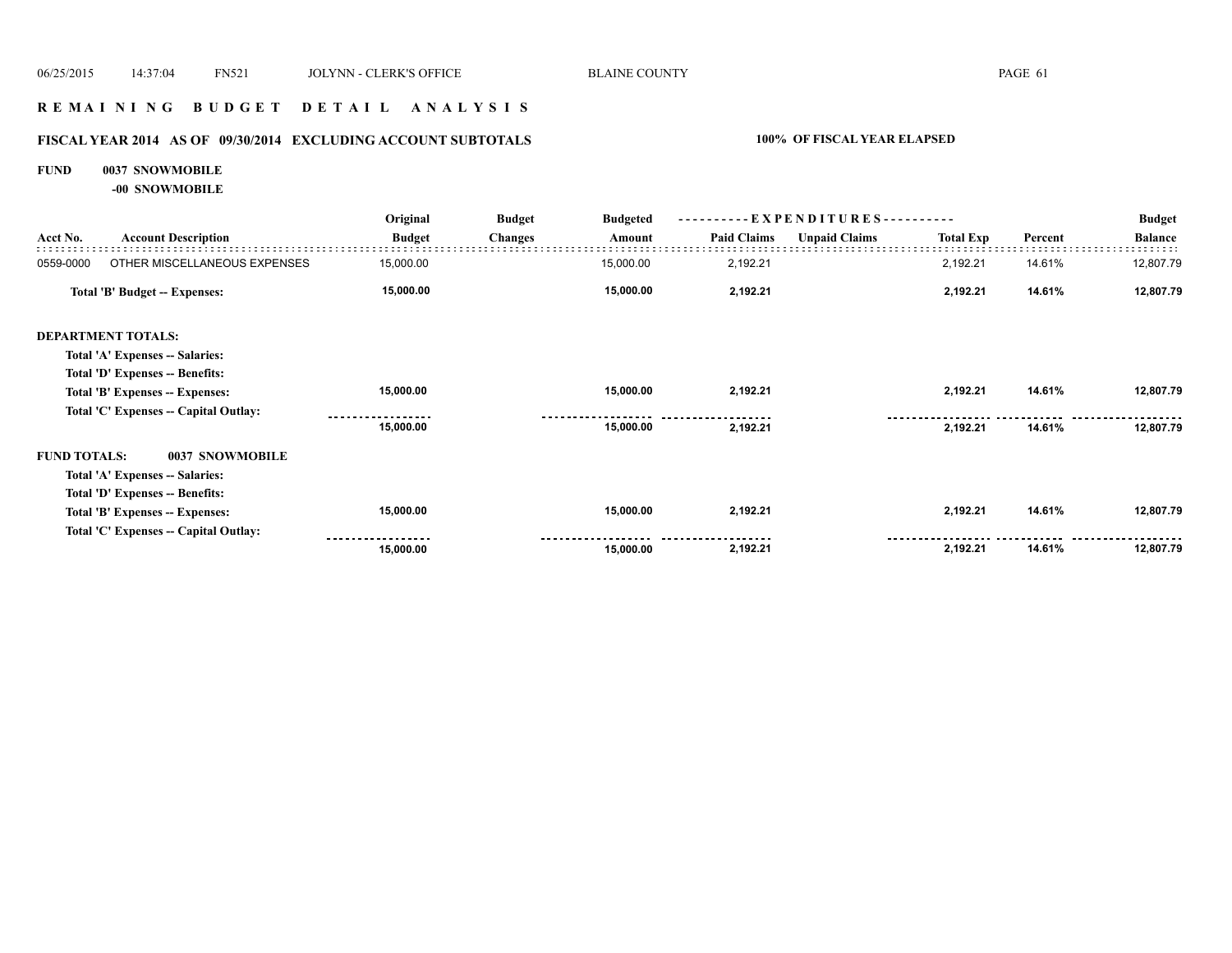## REMAINING BUDGET DETAIL ANALYSIS

### FISCAL YEAR 2014 AS OF 09/30/2014 EXCLUDING ACCOUNT SUBTOTALS

**100% OF FISCAL YEAR ELAPSED**

**FUND 0037 SNOWMOBILE**

**-00 SNOWMOBILE**

| Acct No. | Account Description | Original Budget | Budget Changes | Budgeted Amount | EXPENDITURES Paid Claims | Unpaid Claims | Total Exp | Percent | Budget Balance |
|---|---|---|---|---|---|---|---|---|---|
| 0559-0000 | OTHER MISCELLANEOUS EXPENSES | 15,000.00 | | 15,000.00 | 2,192.21 | | 2,192.21 | 14.61% | 12,807.79 |
| | **Total 'B' Budget -- Expenses:** | **15,000.00** | | **15,000.00** | **2,192.21** | | **2,192.21** | **14.61%** | **12,807.79** |
| **DEPARTMENT TOTALS:** | | | | | | | | | |
| | **Total 'A' Expenses -- Salaries:** | | | | | | | | |
| | **Total 'D' Expenses -- Benefits:** | | | | | | | | |
| | **Total 'B' Expenses -- Expenses:** | **15,000.00** | | **15,000.00** | **2,192.21** | | **2,192.21** | **14.61%** | **12,807.79** |
| | **Total 'C' Expenses -- Capital Outlay:** | | | | | | | | |
| | | **15,000.00** | | **15,000.00** | **2,192.21** | | **2,192.21** | **14.61%** | **12,807.79** |
| **FUND TOTALS:** | **0037 SNOWMOBILE** | | | | | | | | |
| | **Total 'A' Expenses -- Salaries:** | | | | | | | | |
| | **Total 'D' Expenses -- Benefits:** | | | | | | | | |
| | **Total 'B' Expenses -- Expenses:** | **15,000.00** | | **15,000.00** | **2,192.21** | | **2,192.21** | **14.61%** | **12,807.79** |
| | **Total 'C' Expenses -- Capital Outlay:** | | | | | | | | |
| | | **15,000.00** | | **15,000.00** | **2,192.21** | | **2,192.21** | **14.61%** | **12,807.79** |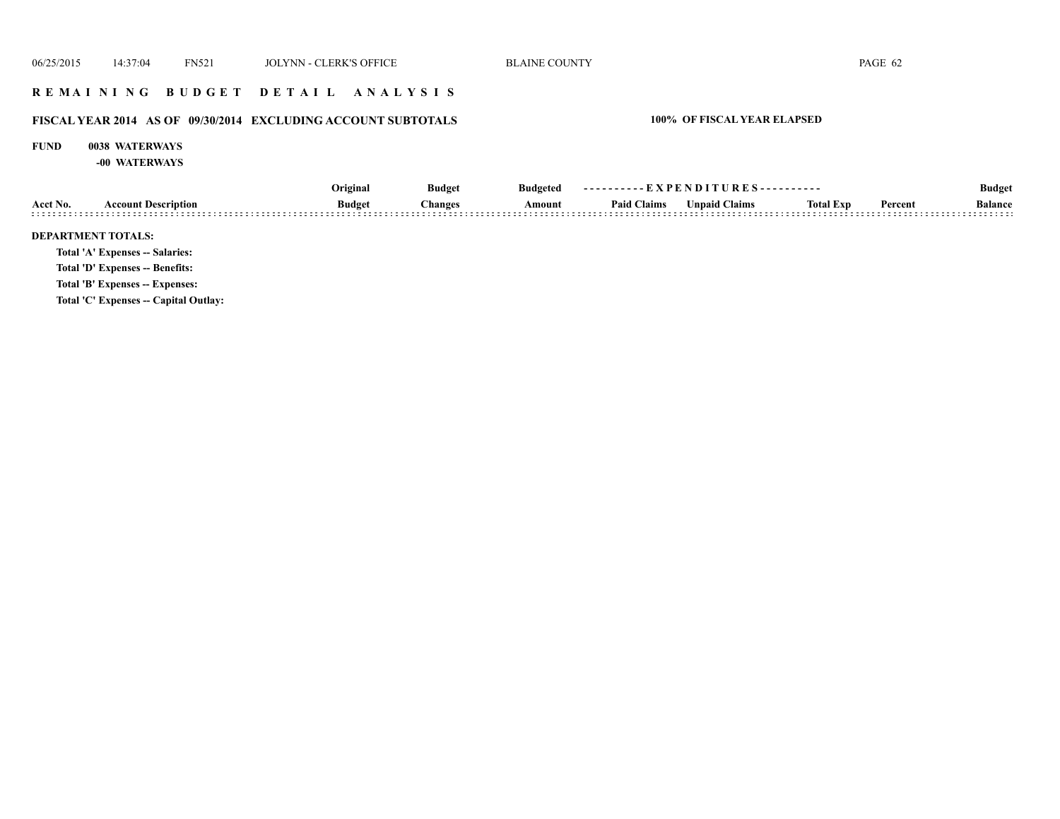## REMAINING BUDGET DETAIL ANALYSIS

### FISCAL YEAR 2014 AS OF 09/30/2014 EXCLUDING ACCOUNT SUBTOTALS

**100% OF FISCAL YEAR ELAPSED**

**FUND 0038 WATERWAYS**

**-00 WATERWAYS**

| Acct No. | Account Description | Original Budget | Budget Changes | Budgeted Amount | Paid Claims | Unpaid Claims | Total Exp | Percent | Budget Balance |
|---|---|---|---|---|---|---|---|---|---|

**DEPARTMENT TOTALS:**

**Total 'A' Expenses -- Salaries:**

**Total 'D' Expenses -- Benefits:**

**Total 'B' Expenses -- Expenses:**

**Total 'C' Expenses -- Capital Outlay:**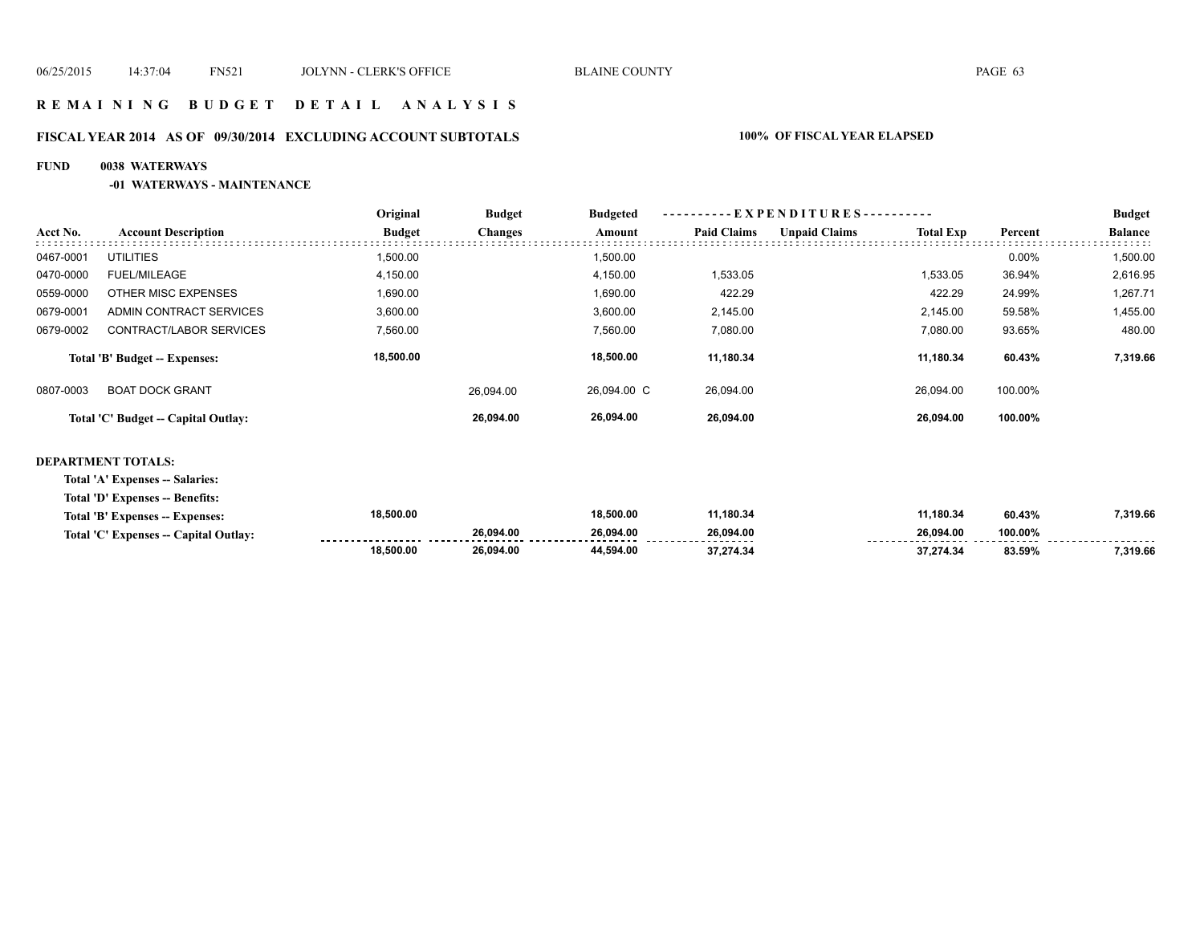# R E M A I N I N G   B U D G E T   D E T A I L   A N A L Y S I S

## FISCAL YEAR 2014 AS OF 09/30/2014 EXCLUDING ACCOUNT SUBTOTALS — 100% OF FISCAL YEAR ELAPSED

**FUND 0038 WATERWAYS**

**-01 WATERWAYS - MAINTENANCE**

| Acct No. | Account Description | Original Budget | Budget Changes | Budgeted Amount | Paid Claims | Unpaid Claims | Total Exp | Percent | Budget Balance |
|---|---|---|---|---|---|---|---|---|---|
| 0467-0001 | UTILITIES | 1,500.00 | | 1,500.00 | | | | 0.00% | 1,500.00 |
| 0470-0000 | FUEL/MILEAGE | 4,150.00 | | 4,150.00 | 1,533.05 | | 1,533.05 | 36.94% | 2,616.95 |
| 0559-0000 | OTHER MISC EXPENSES | 1,690.00 | | 1,690.00 | 422.29 | | 422.29 | 24.99% | 1,267.71 |
| 0679-0001 | ADMIN CONTRACT SERVICES | 3,600.00 | | 3,600.00 | 2,145.00 | | 2,145.00 | 59.58% | 1,455.00 |
| 0679-0002 | CONTRACT/LABOR SERVICES | 7,560.00 | | 7,560.00 | 7,080.00 | | 7,080.00 | 93.65% | 480.00 |
| | **Total 'B' Budget -- Expenses:** | **18,500.00** | | **18,500.00** | **11,180.34** | | **11,180.34** | **60.43%** | **7,319.66** |
| 0807-0003 | BOAT DOCK GRANT | | 26,094.00 | 26,094.00 C | 26,094.00 | | 26,094.00 | 100.00% | |
| | **Total 'C' Budget -- Capital Outlay:** | | **26,094.00** | **26,094.00** | **26,094.00** | | **26,094.00** | **100.00%** | |

**DEPARTMENT TOTALS:**

| | Original Budget | Budget Changes | Budgeted Amount | Paid Claims | Unpaid Claims | Total Exp | Percent | Budget Balance |
|---|---|---|---|---|---|---|---|---|
| **Total 'A' Expenses -- Salaries:** | | | | | | | | |
| **Total 'D' Expenses -- Benefits:** | | | | | | | | |
| **Total 'B' Expenses -- Expenses:** | **18,500.00** | | **18,500.00** | **11,180.34** | | **11,180.34** | **60.43%** | **7,319.66** |
| **Total 'C' Expenses -- Capital Outlay:** | | **26,094.00** | **26,094.00** | **26,094.00** | | **26,094.00** | **100.00%** | |
| | **18,500.00** | **26,094.00** | **44,594.00** | **37,274.34** | | **37,274.34** | **83.59%** | **7,319.66** |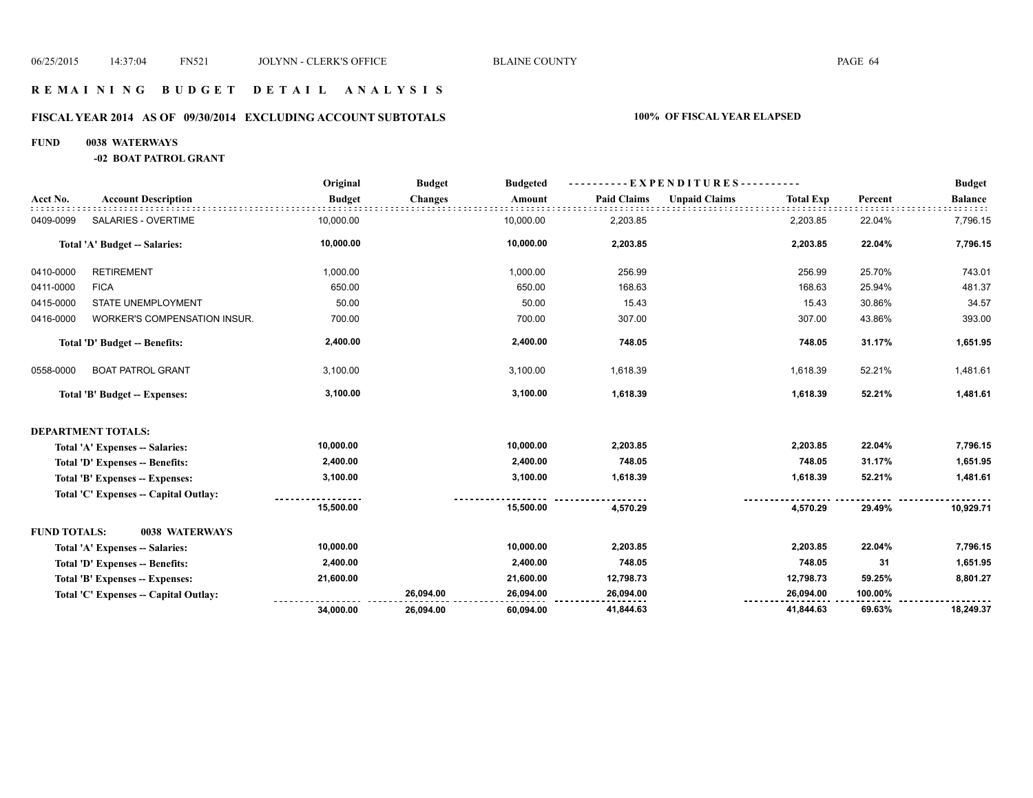# REMAINING BUDGET DETAIL ANALYSIS

## FISCAL YEAR 2014 AS OF 09/30/2014 EXCLUDING ACCOUNT SUBTOTALS — 100% OF FISCAL YEAR ELAPSED

**FUND 0038 WATERWAYS**

**-02 BOAT PATROL GRANT**

| Acct No. | Account Description | Original Budget | Budget Changes | Budgeted Amount | Paid Claims | Unpaid Claims | Total Exp | Percent | Budget Balance |
|---|---|---|---|---|---|---|---|---|---|
| 0409-0099 | SALARIES - OVERTIME | 10,000.00 | | 10,000.00 | 2,203.85 | | 2,203.85 | 22.04% | 7,796.15 |
| | **Total 'A' Budget -- Salaries:** | **10,000.00** | | **10,000.00** | **2,203.85** | | **2,203.85** | **22.04%** | **7,796.15** |
| 0410-0000 | RETIREMENT | 1,000.00 | | 1,000.00 | 256.99 | | 256.99 | 25.70% | 743.01 |
| 0411-0000 | FICA | 650.00 | | 650.00 | 168.63 | | 168.63 | 25.94% | 481.37 |
| 0415-0000 | STATE UNEMPLOYMENT | 50.00 | | 50.00 | 15.43 | | 15.43 | 30.86% | 34.57 |
| 0416-0000 | WORKER'S COMPENSATION INSUR. | 700.00 | | 700.00 | 307.00 | | 307.00 | 43.86% | 393.00 |
| | **Total 'D' Budget -- Benefits:** | **2,400.00** | | **2,400.00** | **748.05** | | **748.05** | **31.17%** | **1,651.95** |
| 0558-0000 | BOAT PATROL GRANT | 3,100.00 | | 3,100.00 | 1,618.39 | | 1,618.39 | 52.21% | 1,481.61 |
| | **Total 'B' Budget -- Expenses:** | **3,100.00** | | **3,100.00** | **1,618.39** | | **1,618.39** | **52.21%** | **1,481.61** |
| **DEPARTMENT TOTALS:** | | | | | | | | | |
| | **Total 'A' Expenses -- Salaries:** | **10,000.00** | | **10,000.00** | **2,203.85** | | **2,203.85** | **22.04%** | **7,796.15** |
| | **Total 'D' Expenses -- Benefits:** | **2,400.00** | | **2,400.00** | **748.05** | | **748.05** | **31.17%** | **1,651.95** |
| | **Total 'B' Expenses -- Expenses:** | **3,100.00** | | **3,100.00** | **1,618.39** | | **1,618.39** | **52.21%** | **1,481.61** |
| | **Total 'C' Expenses -- Capital Outlay:** | | | | | | | | |
| | | **15,500.00** | | **15,500.00** | **4,570.29** | | **4,570.29** | **29.49%** | **10,929.71** |
| **FUND TOTALS:** | **0038 WATERWAYS** | | | | | | | | |
| | **Total 'A' Expenses -- Salaries:** | **10,000.00** | | **10,000.00** | **2,203.85** | | **2,203.85** | **22.04%** | **7,796.15** |
| | **Total 'D' Expenses -- Benefits:** | **2,400.00** | | **2,400.00** | **748.05** | | **748.05** | **31** | **1,651.95** |
| | **Total 'B' Expenses -- Expenses:** | **21,600.00** | | **21,600.00** | **12,798.73** | | **12,798.73** | **59.25%** | **8,801.27** |
| | **Total 'C' Expenses -- Capital Outlay:** | | **26,094.00** | **26,094.00** | **26,094.00** | | **26,094.00** | **100.00%** | |
| | | **34,000.00** | **26,094.00** | **60,094.00** | **41,844.63** | | **41,844.63** | **69.63%** | **18,249.37** |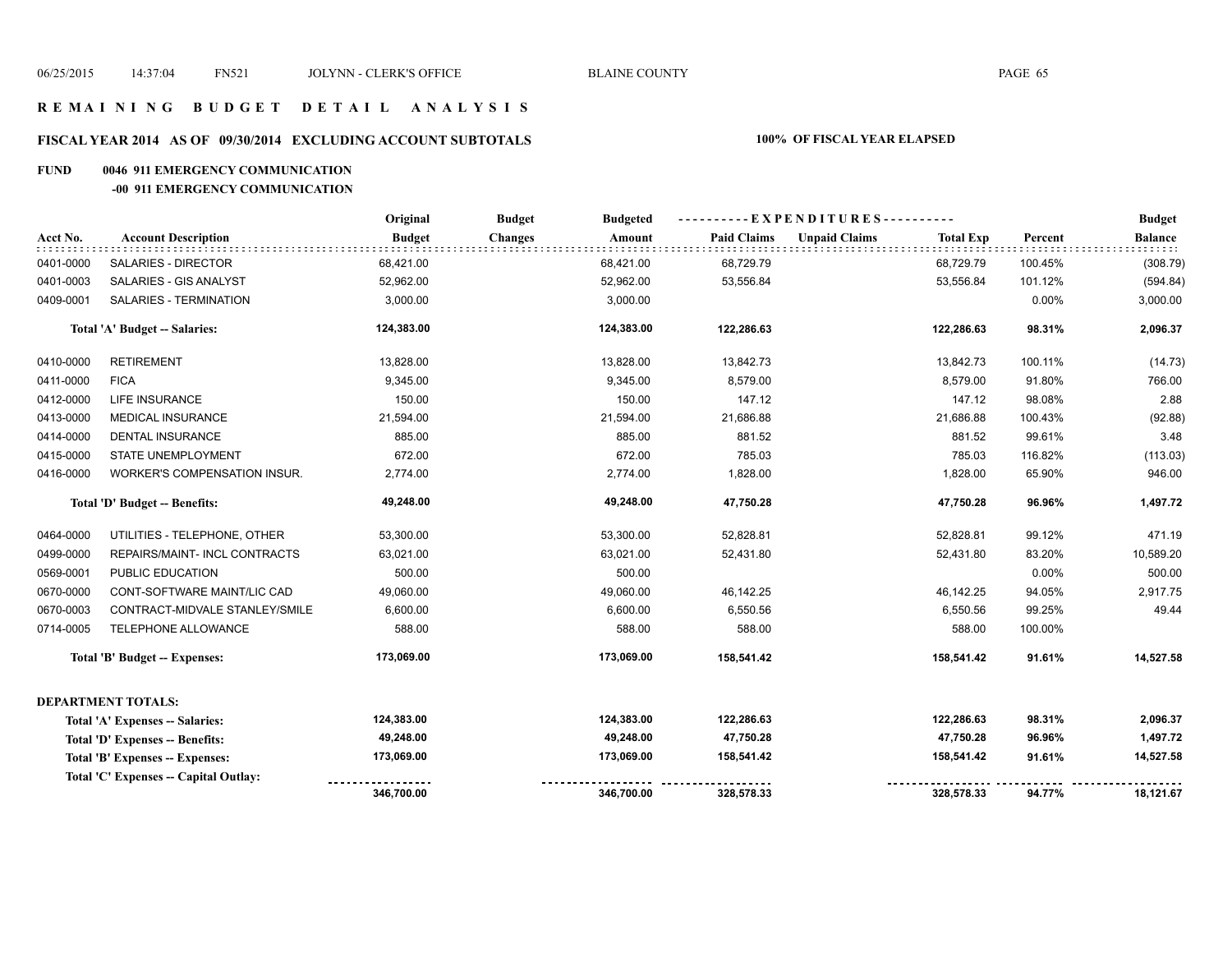# REMAINING BUDGET DETAIL ANALYSIS

## FISCAL YEAR 2014 AS OF 09/30/2014 EXCLUDING ACCOUNT SUBTOTALS

**100% OF FISCAL YEAR ELAPSED**

**FUND 0046 911 EMERGENCY COMMUNICATION**

**-00 911 EMERGENCY COMMUNICATION**

| Acct No. | Account Description | Original Budget | Budget Changes | Budgeted Amount | Paid Claims | Unpaid Claims | Total Exp | Percent | Budget Balance |
|---|---|---|---|---|---|---|---|---|---|
| 0401-0000 | SALARIES - DIRECTOR | 68,421.00 | | 68,421.00 | 68,729.79 | | 68,729.79 | 100.45% | (308.79) |
| 0401-0003 | SALARIES - GIS ANALYST | 52,962.00 | | 52,962.00 | 53,556.84 | | 53,556.84 | 101.12% | (594.84) |
| 0409-0001 | SALARIES - TERMINATION | 3,000.00 | | 3,000.00 | | | | 0.00% | 3,000.00 |
| | **Total 'A' Budget -- Salaries:** | **124,383.00** | | **124,383.00** | **122,286.63** | | **122,286.63** | **98.31%** | **2,096.37** |
| 0410-0000 | RETIREMENT | 13,828.00 | | 13,828.00 | 13,842.73 | | 13,842.73 | 100.11% | (14.73) |
| 0411-0000 | FICA | 9,345.00 | | 9,345.00 | 8,579.00 | | 8,579.00 | 91.80% | 766.00 |
| 0412-0000 | LIFE INSURANCE | 150.00 | | 150.00 | 147.12 | | 147.12 | 98.08% | 2.88 |
| 0413-0000 | MEDICAL INSURANCE | 21,594.00 | | 21,594.00 | 21,686.88 | | 21,686.88 | 100.43% | (92.88) |
| 0414-0000 | DENTAL INSURANCE | 885.00 | | 885.00 | 881.52 | | 881.52 | 99.61% | 3.48 |
| 0415-0000 | STATE UNEMPLOYMENT | 672.00 | | 672.00 | 785.03 | | 785.03 | 116.82% | (113.03) |
| 0416-0000 | WORKER'S COMPENSATION INSUR. | 2,774.00 | | 2,774.00 | 1,828.00 | | 1,828.00 | 65.90% | 946.00 |
| | **Total 'D' Budget -- Benefits:** | **49,248.00** | | **49,248.00** | **47,750.28** | | **47,750.28** | **96.96%** | **1,497.72** |
| 0464-0000 | UTILITIES - TELEPHONE, OTHER | 53,300.00 | | 53,300.00 | 52,828.81 | | 52,828.81 | 99.12% | 471.19 |
| 0499-0000 | REPAIRS/MAINT- INCL CONTRACTS | 63,021.00 | | 63,021.00 | 52,431.80 | | 52,431.80 | 83.20% | 10,589.20 |
| 0569-0001 | PUBLIC EDUCATION | 500.00 | | 500.00 | | | | 0.00% | 500.00 |
| 0670-0000 | CONT-SOFTWARE MAINT/LIC CAD | 49,060.00 | | 49,060.00 | 46,142.25 | | 46,142.25 | 94.05% | 2,917.75 |
| 0670-0003 | CONTRACT-MIDVALE STANLEY/SMILE | 6,600.00 | | 6,600.00 | 6,550.56 | | 6,550.56 | 99.25% | 49.44 |
| 0714-0005 | TELEPHONE ALLOWANCE | 588.00 | | 588.00 | 588.00 | | 588.00 | 100.00% | |
| | **Total 'B' Budget -- Expenses:** | **173,069.00** | | **173,069.00** | **158,541.42** | | **158,541.42** | **91.61%** | **14,527.58** |
| **DEPARTMENT TOTALS:** | | | | | | | | | |
| | **Total 'A' Expenses -- Salaries:** | **124,383.00** | | **124,383.00** | **122,286.63** | | **122,286.63** | **98.31%** | **2,096.37** |
| | **Total 'D' Expenses -- Benefits:** | **49,248.00** | | **49,248.00** | **47,750.28** | | **47,750.28** | **96.96%** | **1,497.72** |
| | **Total 'B' Expenses -- Expenses:** | **173,069.00** | | **173,069.00** | **158,541.42** | | **158,541.42** | **91.61%** | **14,527.58** |
| | **Total 'C' Expenses -- Capital Outlay:** | | | | | | | | |
| | | **346,700.00** | | **346,700.00** | **328,578.33** | | **328,578.33** | **94.77%** | **18,121.67** |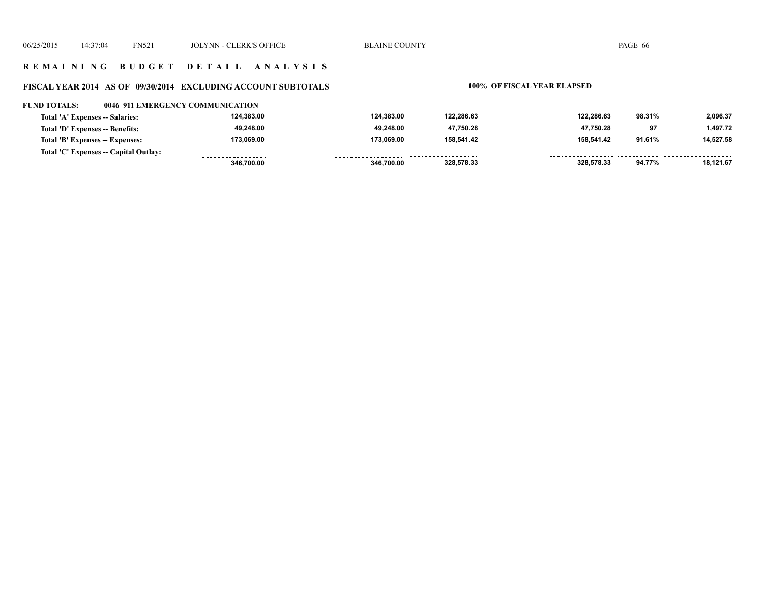## REMAINING BUDGET DETAIL ANALYSIS

### FISCAL YEAR 2014 AS OF 09/30/2014 EXCLUDING ACCOUNT SUBTOTALS

**100% OF FISCAL YEAR ELAPSED**

**FUND TOTALS: 0046 911 EMERGENCY COMMUNICATION**

| | | | | | | |
|---|---|---|---|---|---|---|
| Total 'A' Expenses -- Salaries: | 124,383.00 | 124,383.00 | 122,286.63 | 122,286.63 | 98.31% | 2,096.37 |
| Total 'D' Expenses -- Benefits: | 49,248.00 | 49,248.00 | 47,750.28 | 47,750.28 | 97 | 1,497.72 |
| Total 'B' Expenses -- Expenses: | 173,069.00 | 173,069.00 | 158,541.42 | 158,541.42 | 91.61% | 14,527.58 |
| Total 'C' Expenses -- Capital Outlay: | | | | | | |
| | 346,700.00 | 346,700.00 | 328,578.33 | 328,578.33 | 94.77% | 18,121.67 |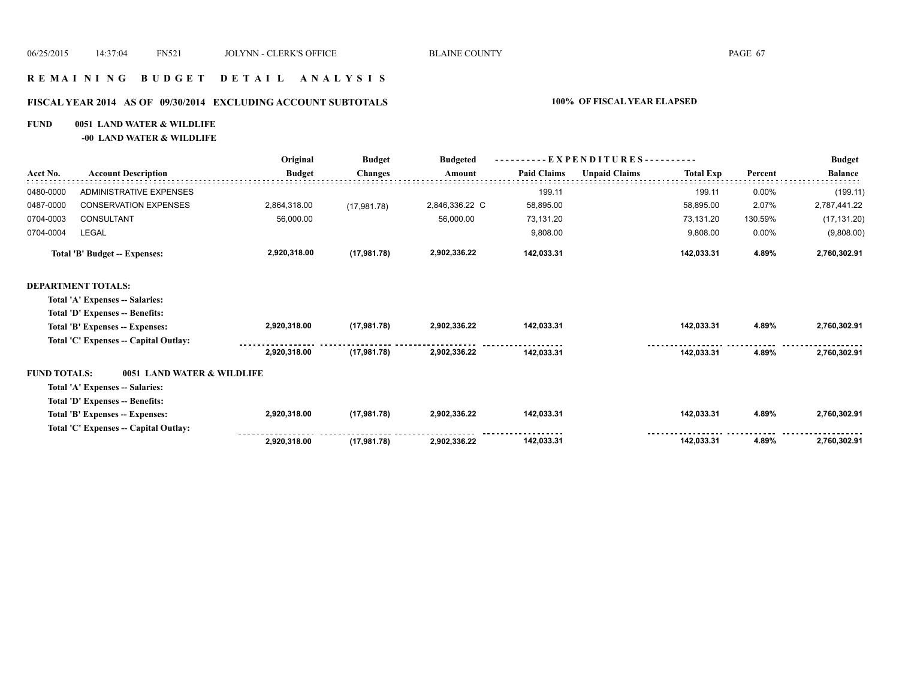# REMAINING BUDGET DETAIL ANALYSIS

## FISCAL YEAR 2014 AS OF 09/30/2014 EXCLUDING ACCOUNT SUBTOTALS — 100% OF FISCAL YEAR ELAPSED

**FUND 0051 LAND WATER & WILDLIFE**

**-00 LAND WATER & WILDLIFE**

| Acct No. | Account Description | Original Budget | Budget Changes | Budgeted Amount | Paid Claims | Unpaid Claims | Total Exp | Percent | Budget Balance |
|---|---|---|---|---|---|---|---|---|---|
| 0480-0000 | ADMINISTRATIVE EXPENSES | | | | 199.11 | | 199.11 | 0.00% | (199.11) |
| 0487-0000 | CONSERVATION EXPENSES | 2,864,318.00 | (17,981.78) | 2,846,336.22 C | 58,895.00 | | 58,895.00 | 2.07% | 2,787,441.22 |
| 0704-0003 | CONSULTANT | 56,000.00 | | 56,000.00 | 73,131.20 | | 73,131.20 | 130.59% | (17,131.20) |
| 0704-0004 | LEGAL | | | | 9,808.00 | | 9,808.00 | 0.00% | (9,808.00) |
| | **Total 'B' Budget -- Expenses:** | **2,920,318.00** | **(17,981.78)** | **2,902,336.22** | **142,033.31** | | **142,033.31** | **4.89%** | **2,760,302.91** |
| | **DEPARTMENT TOTALS:** | | | | | | | | |
| | **Total 'A' Expenses -- Salaries:** | | | | | | | | |
| | **Total 'D' Expenses -- Benefits:** | | | | | | | | |
| | **Total 'B' Expenses -- Expenses:** | **2,920,318.00** | **(17,981.78)** | **2,902,336.22** | **142,033.31** | | **142,033.31** | **4.89%** | **2,760,302.91** |
| | **Total 'C' Expenses -- Capital Outlay:** | | | | | | | | |
| | | **2,920,318.00** | **(17,981.78)** | **2,902,336.22** | **142,033.31** | | **142,033.31** | **4.89%** | **2,760,302.91** |
| | **FUND TOTALS: 0051 LAND WATER & WILDLIFE** | | | | | | | | |
| | **Total 'A' Expenses -- Salaries:** | | | | | | | | |
| | **Total 'D' Expenses -- Benefits:** | | | | | | | | |
| | **Total 'B' Expenses -- Expenses:** | **2,920,318.00** | **(17,981.78)** | **2,902,336.22** | **142,033.31** | | **142,033.31** | **4.89%** | **2,760,302.91** |
| | **Total 'C' Expenses -- Capital Outlay:** | | | | | | | | |
| | | **2,920,318.00** | **(17,981.78)** | **2,902,336.22** | **142,033.31** | | **142,033.31** | **4.89%** | **2,760,302.91** |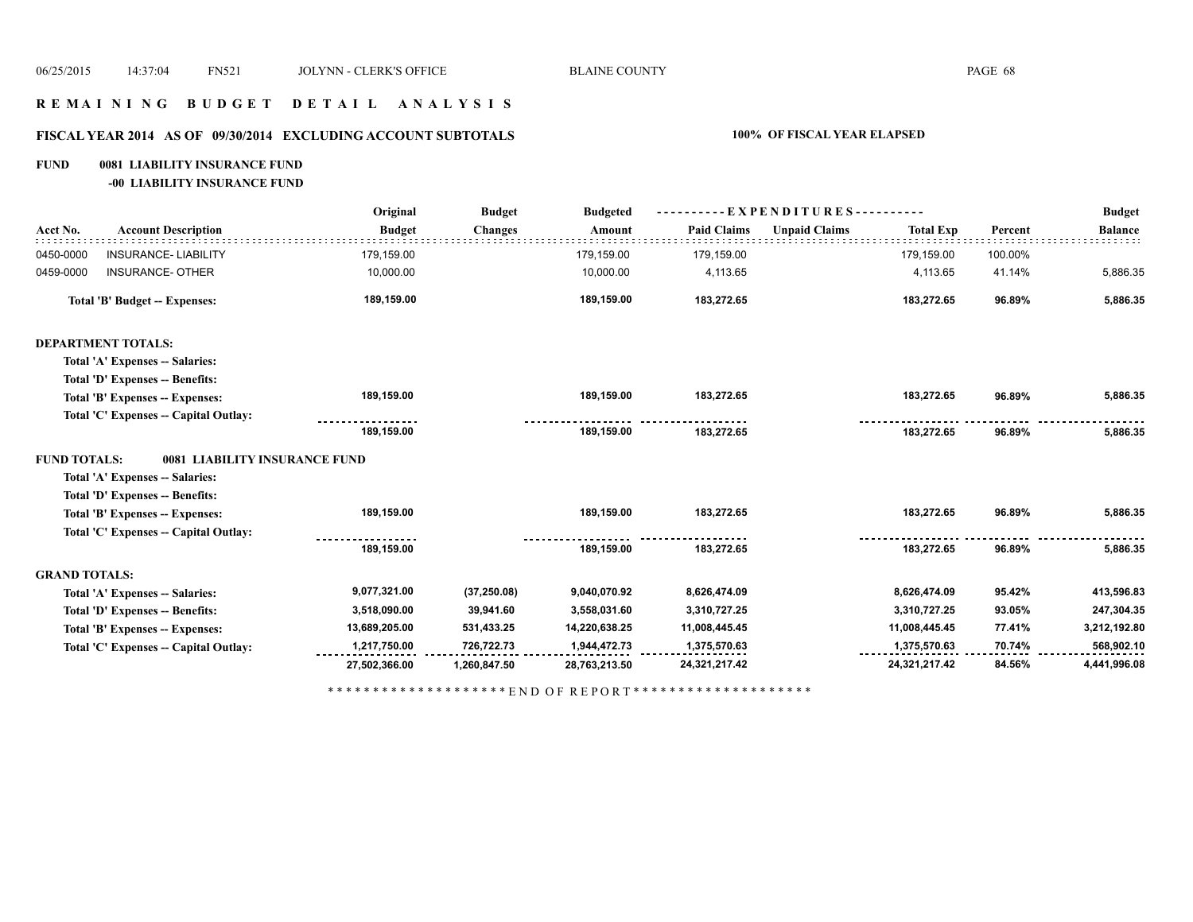# REMAINING BUDGET DETAIL ANALYSIS

## FISCAL YEAR 2014 AS OF 09/30/2014 EXCLUDING ACCOUNT SUBTOTALS

**100% OF FISCAL YEAR ELAPSED**

**FUND 0081 LIABILITY INSURANCE FUND**

**-00 LIABILITY INSURANCE FUND**

| Acct No. | Account Description | Original Budget | Budget Changes | Budgeted Amount | Paid Claims | Unpaid Claims | Total Exp | Percent | Budget Balance |
|---|---|---|---|---|---|---|---|---|---|
| 0450-0000 | INSURANCE- LIABILITY | 179,159.00 | | 179,159.00 | 179,159.00 | | 179,159.00 | 100.00% | |
| 0459-0000 | INSURANCE- OTHER | 10,000.00 | | 10,000.00 | 4,113.65 | | 4,113.65 | 41.14% | 5,886.35 |
| | **Total 'B' Budget -- Expenses:** | **189,159.00** | | **189,159.00** | **183,272.65** | | **183,272.65** | **96.89%** | **5,886.35** |
| **DEPARTMENT TOTALS:** | | | | | | | | | |
| | **Total 'A' Expenses -- Salaries:** | | | | | | | | |
| | **Total 'D' Expenses -- Benefits:** | | | | | | | | |
| | **Total 'B' Expenses -- Expenses:** | **189,159.00** | | **189,159.00** | **183,272.65** | | **183,272.65** | **96.89%** | **5,886.35** |
| | **Total 'C' Expenses -- Capital Outlay:** | | | | | | | | |
| | | **189,159.00** | | **189,159.00** | **183,272.65** | | **183,272.65** | **96.89%** | **5,886.35** |
| **FUND TOTALS:** | **0081 LIABILITY INSURANCE FUND** | | | | | | | | |
| | **Total 'A' Expenses -- Salaries:** | | | | | | | | |
| | **Total 'D' Expenses -- Benefits:** | | | | | | | | |
| | **Total 'B' Expenses -- Expenses:** | **189,159.00** | | **189,159.00** | **183,272.65** | | **183,272.65** | **96.89%** | **5,886.35** |
| | **Total 'C' Expenses -- Capital Outlay:** | | | | | | | | |
| | | **189,159.00** | | **189,159.00** | **183,272.65** | | **183,272.65** | **96.89%** | **5,886.35** |
| **GRAND TOTALS:** | | | | | | | | | |
| | **Total 'A' Expenses -- Salaries:** | **9,077,321.00** | **(37,250.08)** | **9,040,070.92** | **8,626,474.09** | | **8,626,474.09** | **95.42%** | **413,596.83** |
| | **Total 'D' Expenses -- Benefits:** | **3,518,090.00** | **39,941.60** | **3,558,031.60** | **3,310,727.25** | | **3,310,727.25** | **93.05%** | **247,304.35** |
| | **Total 'B' Expenses -- Expenses:** | **13,689,205.00** | **531,433.25** | **14,220,638.25** | **11,008,445.45** | | **11,008,445.45** | **77.41%** | **3,212,192.80** |
| | **Total 'C' Expenses -- Capital Outlay:** | **1,217,750.00** | **726,722.73** | **1,944,472.73** | **1,375,570.63** | | **1,375,570.63** | **70.74%** | **568,902.10** |
| | | **27,502,366.00** | **1,260,847.50** | **28,763,213.50** | **24,321,217.42** | | **24,321,217.42** | **84.56%** | **4,441,996.08** |

********************END OF REPORT********************